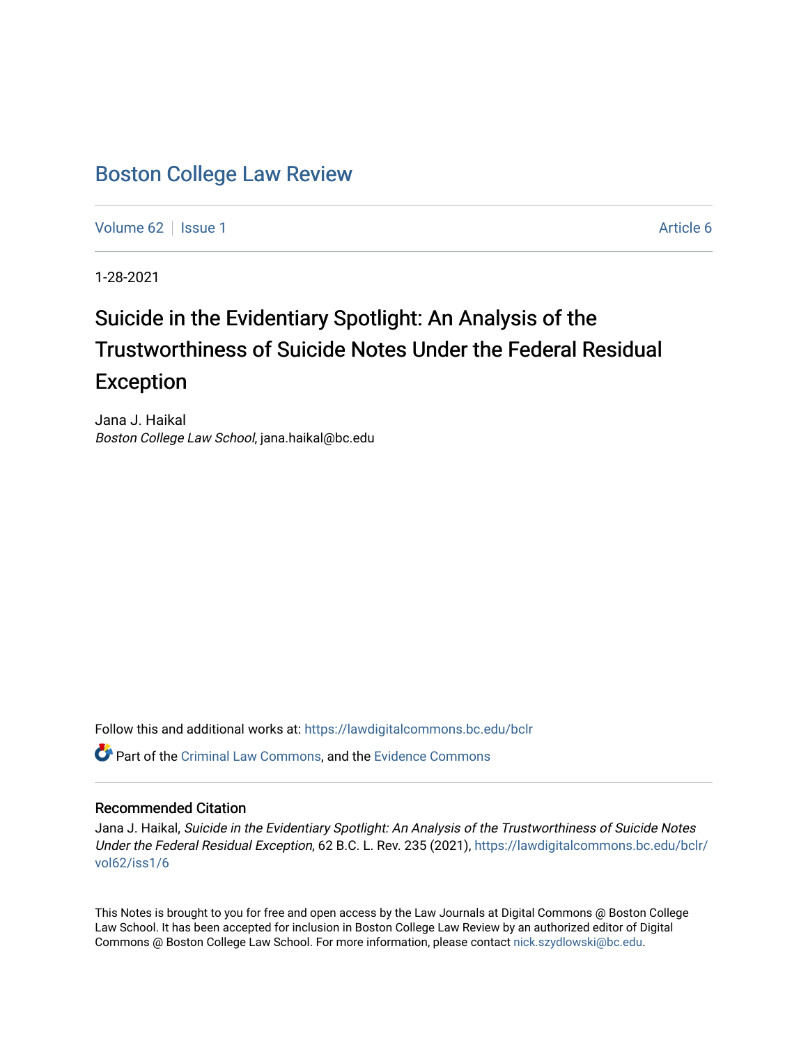# Boston College Law Review

Volume 62 | Issue 1 | Article 6

1-28-2021

## Suicide in the Evidentiary Spotlight: An Analysis of the Trustworthiness of Suicide Notes Under the Federal Residual Exception

Jana J. Haikal
*Boston College Law School*, jana.haikal@bc.edu

Follow this and additional works at: https://lawdigitalcommons.bc.edu/bclr

Part of the Criminal Law Commons, and the Evidence Commons

### Recommended Citation

Jana J. Haikal, *Suicide in the Evidentiary Spotlight: An Analysis of the Trustworthiness of Suicide Notes Under the Federal Residual Exception*, 62 B.C. L. Rev. 235 (2021), https://lawdigitalcommons.bc.edu/bclr/vol62/iss1/6

This Notes is brought to you for free and open access by the Law Journals at Digital Commons @ Boston College Law School. It has been accepted for inclusion in Boston College Law Review by an authorized editor of Digital Commons @ Boston College Law School. For more information, please contact nick.szydlowski@bc.edu.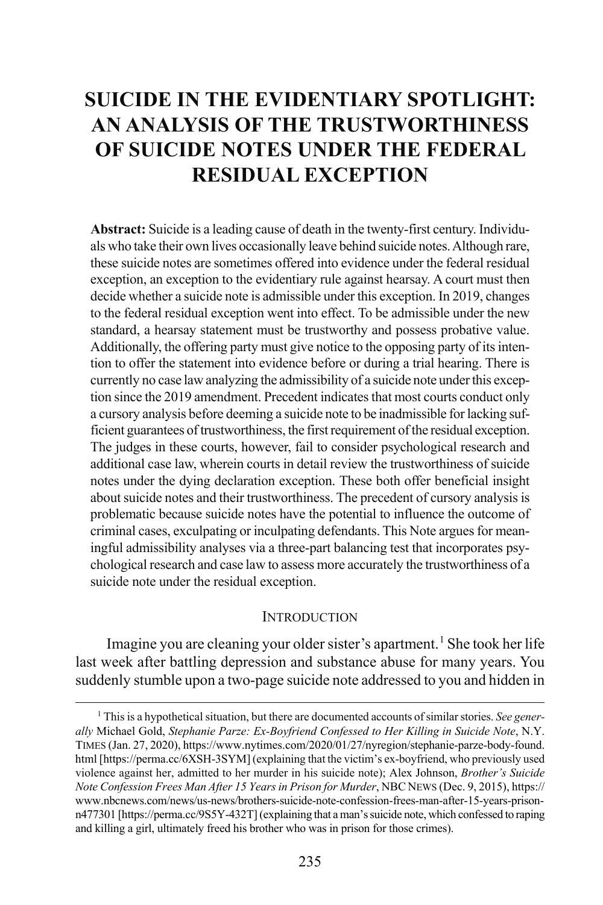# SUICIDE IN THE EVIDENTIARY SPOTLIGHT: AN ANALYSIS OF THE TRUSTWORTHINESS OF SUICIDE NOTES UNDER THE FEDERAL RESIDUAL EXCEPTION

**Abstract:** Suicide is a leading cause of death in the twenty-first century. Individuals who take their own lives occasionally leave behind suicide notes. Although rare, these suicide notes are sometimes offered into evidence under the federal residual exception, an exception to the evidentiary rule against hearsay. A court must then decide whether a suicide note is admissible under this exception. In 2019, changes to the federal residual exception went into effect. To be admissible under the new standard, a hearsay statement must be trustworthy and possess probative value. Additionally, the offering party must give notice to the opposing party of its intention to offer the statement into evidence before or during a trial hearing. There is currently no case law analyzing the admissibility of a suicide note under this exception since the 2019 amendment. Precedent indicates that most courts conduct only a cursory analysis before deeming a suicide note to be inadmissible for lacking sufficient guarantees of trustworthiness, the first requirement of the residual exception. The judges in these courts, however, fail to consider psychological research and additional case law, wherein courts in detail review the trustworthiness of suicide notes under the dying declaration exception. These both offer beneficial insight about suicide notes and their trustworthiness. The precedent of cursory analysis is problematic because suicide notes have the potential to influence the outcome of criminal cases, exculpating or inculpating defendants. This Note argues for meaningful admissibility analyses via a three-part balancing test that incorporates psychological research and case law to assess more accurately the trustworthiness of a suicide note under the residual exception.

## INTRODUCTION

Imagine you are cleaning your older sister's apartment.[1] She took her life last week after battling depression and substance abuse for many years. You suddenly stumble upon a two-page suicide note addressed to you and hidden in

---

[1] This is a hypothetical situation, but there are documented accounts of similar stories. *See generally* Michael Gold, *Stephanie Parze: Ex-Boyfriend Confessed to Her Killing in Suicide Note*, N.Y. TIMES (Jan. 27, 2020), https://www.nytimes.com/2020/01/27/nyregion/stephanie-parze-body-found.html [https://perma.cc/6XSH-3SYM] (explaining that the victim's ex-boyfriend, who previously used violence against her, admitted to her murder in his suicide note); Alex Johnson, *Brother's Suicide Note Confession Frees Man After 15 Years in Prison for Murder*, NBC NEWS (Dec. 9, 2015), https://www.nbcnews.com/news/us-news/brothers-suicide-note-confession-frees-man-after-15-years-prison-n477301 [https://perma.cc/9S5Y-432T] (explaining that a man's suicide note, which confessed to raping and killing a girl, ultimately freed his brother who was in prison for those crimes).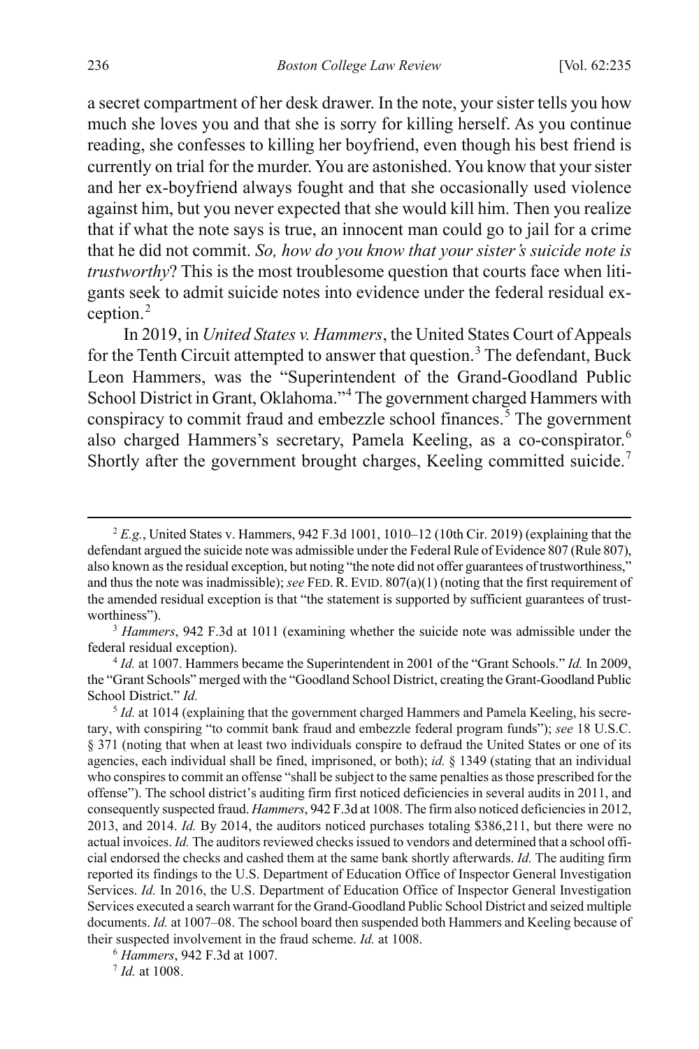a secret compartment of her desk drawer. In the note, your sister tells you how much she loves you and that she is sorry for killing herself. As you continue reading, she confesses to killing her boyfriend, even though his best friend is currently on trial for the murder. You are astonished. You know that your sister and her ex-boyfriend always fought and that she occasionally used violence against him, but you never expected that she would kill him. Then you realize that if what the note says is true, an innocent man could go to jail for a crime that he did not commit. *So, how do you know that your sister's suicide note is trustworthy*? This is the most troublesome question that courts face when litigants seek to admit suicide notes into evidence under the federal residual exception.[2]

In 2019, in *United States v. Hammers*, the United States Court of Appeals for the Tenth Circuit attempted to answer that question.[3] The defendant, Buck Leon Hammers, was the "Superintendent of the Grand-Goodland Public School District in Grant, Oklahoma."[4] The government charged Hammers with conspiracy to commit fraud and embezzle school finances.[5] The government also charged Hammers's secretary, Pamela Keeling, as a co-conspirator.[6] Shortly after the government brought charges, Keeling committed suicide.[7]

---

[2] *E.g.*, United States v. Hammers, 942 F.3d 1001, 1010–12 (10th Cir. 2019) (explaining that the defendant argued the suicide note was admissible under the Federal Rule of Evidence 807 (Rule 807), also known as the residual exception, but noting "the note did not offer guarantees of trustworthiness," and thus the note was inadmissible); *see* FED. R. EVID. 807(a)(1) (noting that the first requirement of the amended residual exception is that "the statement is supported by sufficient guarantees of trustworthiness").

[3] *Hammers*, 942 F.3d at 1011 (examining whether the suicide note was admissible under the federal residual exception).

[4] *Id.* at 1007. Hammers became the Superintendent in 2001 of the "Grant Schools." *Id.* In 2009, the "Grant Schools" merged with the "Goodland School District, creating the Grant-Goodland Public School District." *Id.*

[5] *Id.* at 1014 (explaining that the government charged Hammers and Pamela Keeling, his secretary, with conspiring "to commit bank fraud and embezzle federal program funds"); *see* 18 U.S.C. § 371 (noting that when at least two individuals conspire to defraud the United States or one of its agencies, each individual shall be fined, imprisoned, or both); *id.* § 1349 (stating that an individual who conspires to commit an offense "shall be subject to the same penalties as those prescribed for the offense"). The school district's auditing firm first noticed deficiencies in several audits in 2011, and consequently suspected fraud. *Hammers*, 942 F.3d at 1008. The firm also noticed deficiencies in 2012, 2013, and 2014. *Id.* By 2014, the auditors noticed purchases totaling $386,211, but there were no actual invoices. *Id.* The auditors reviewed checks issued to vendors and determined that a school official endorsed the checks and cashed them at the same bank shortly afterwards. *Id.* The auditing firm reported its findings to the U.S. Department of Education Office of Inspector General Investigation Services. *Id.* In 2016, the U.S. Department of Education Office of Inspector General Investigation Services executed a search warrant for the Grand-Goodland Public School District and seized multiple documents. *Id.* at 1007–08. The school board then suspended both Hammers and Keeling because of their suspected involvement in the fraud scheme. *Id.* at 1008.

[6] *Hammers*, 942 F.3d at 1007.

[7] *Id.* at 1008.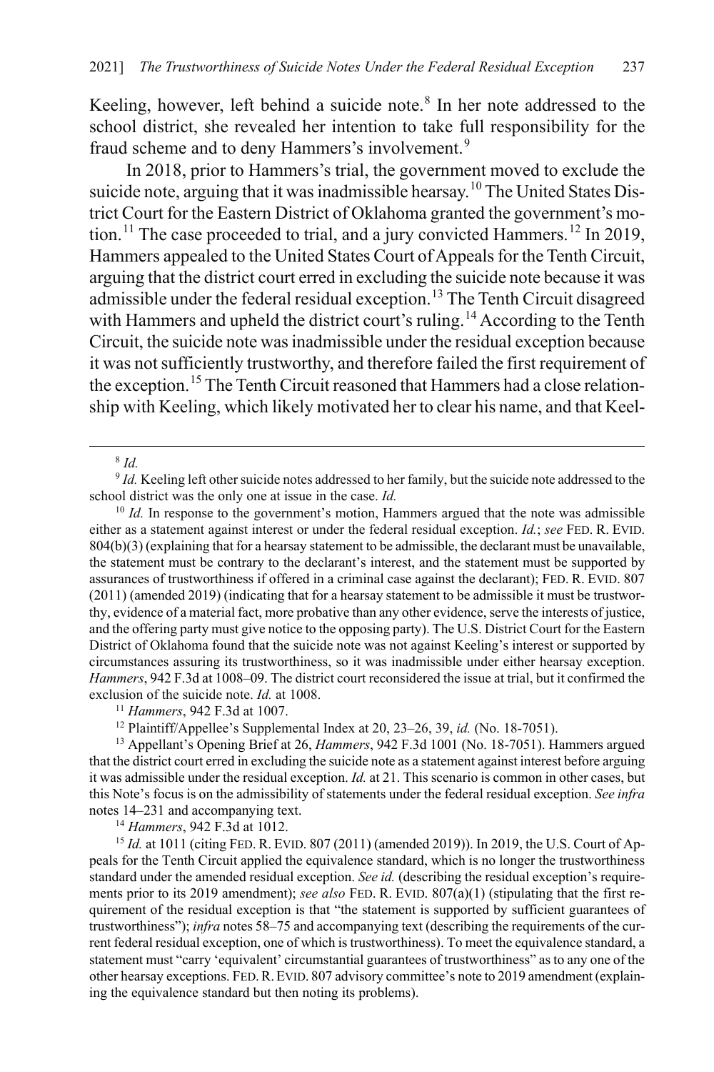Keeling, however, left behind a suicide note.[8] In her note addressed to the school district, she revealed her intention to take full responsibility for the fraud scheme and to deny Hammers's involvement.[9]

In 2018, prior to Hammers's trial, the government moved to exclude the suicide note, arguing that it was inadmissible hearsay.[10] The United States District Court for the Eastern District of Oklahoma granted the government's motion.[11] The case proceeded to trial, and a jury convicted Hammers.[12] In 2019, Hammers appealed to the United States Court of Appeals for the Tenth Circuit, arguing that the district court erred in excluding the suicide note because it was admissible under the federal residual exception.[13] The Tenth Circuit disagreed with Hammers and upheld the district court's ruling.[14] According to the Tenth Circuit, the suicide note was inadmissible under the residual exception because it was not sufficiently trustworthy, and therefore failed the first requirement of the exception.[15] The Tenth Circuit reasoned that Hammers had a close relationship with Keeling, which likely motivated her to clear his name, and that Keel-

---

[8] *Id.*

[9] *Id.* Keeling left other suicide notes addressed to her family, but the suicide note addressed to the school district was the only one at issue in the case. *Id.*

[10] *Id.* In response to the government's motion, Hammers argued that the note was admissible either as a statement against interest or under the federal residual exception. *Id.*; *see* FED. R. EVID. 804(b)(3) (explaining that for a hearsay statement to be admissible, the declarant must be unavailable, the statement must be contrary to the declarant's interest, and the statement must be supported by assurances of trustworthiness if offered in a criminal case against the declarant); FED. R. EVID. 807 (2011) (amended 2019) (indicating that for a hearsay statement to be admissible it must be trustworthy, evidence of a material fact, more probative than any other evidence, serve the interests of justice, and the offering party must give notice to the opposing party). The U.S. District Court for the Eastern District of Oklahoma found that the suicide note was not against Keeling's interest or supported by circumstances assuring its trustworthiness, so it was inadmissible under either hearsay exception. *Hammers*, 942 F.3d at 1008–09. The district court reconsidered the issue at trial, but it confirmed the exclusion of the suicide note. *Id.* at 1008.

[11] *Hammers*, 942 F.3d at 1007.

[12] Plaintiff/Appellee's Supplemental Index at 20, 23–26, 39, *id.* (No. 18-7051).

[13] Appellant's Opening Brief at 26, *Hammers*, 942 F.3d 1001 (No. 18-7051). Hammers argued that the district court erred in excluding the suicide note as a statement against interest before arguing it was admissible under the residual exception. *Id.* at 21. This scenario is common in other cases, but this Note's focus is on the admissibility of statements under the federal residual exception. *See infra* notes 14–231 and accompanying text.

[14] *Hammers*, 942 F.3d at 1012.

[15] *Id.* at 1011 (citing FED. R. EVID. 807 (2011) (amended 2019)). In 2019, the U.S. Court of Appeals for the Tenth Circuit applied the equivalence standard, which is no longer the trustworthiness standard under the amended residual exception. *See id.* (describing the residual exception's requirements prior to its 2019 amendment); *see also* FED. R. EVID. 807(a)(1) (stipulating that the first requirement of the residual exception is that "the statement is supported by sufficient guarantees of trustworthiness"); *infra* notes 58–75 and accompanying text (describing the requirements of the current federal residual exception, one of which is trustworthiness). To meet the equivalence standard, a statement must "carry 'equivalent' circumstantial guarantees of trustworthiness" as to any one of the other hearsay exceptions. FED. R. EVID. 807 advisory committee's note to 2019 amendment (explaining the equivalence standard but then noting its problems).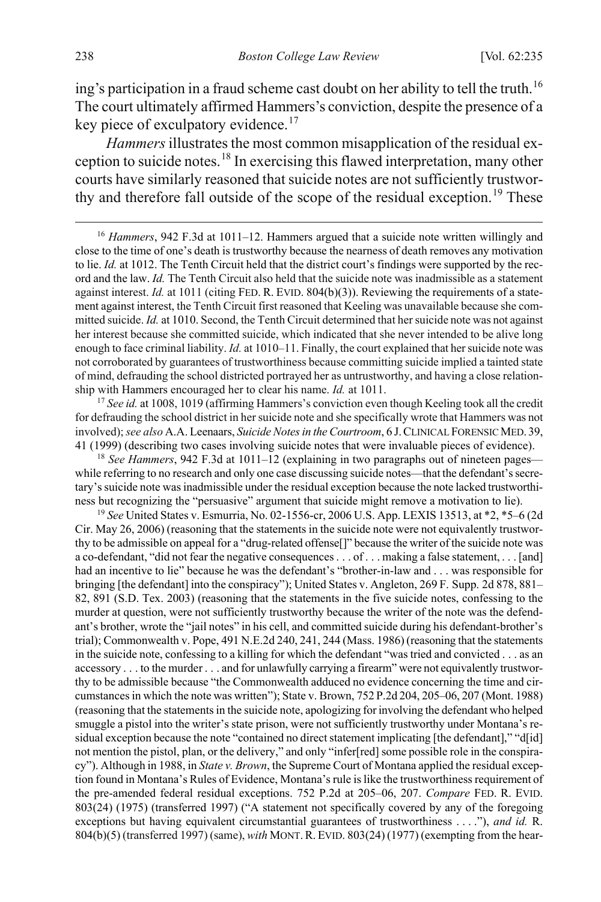ing's participation in a fraud scheme cast doubt on her ability to tell the truth.[16] The court ultimately affirmed Hammers's conviction, despite the presence of a key piece of exculpatory evidence.[17]

*Hammers* illustrates the most common misapplication of the residual exception to suicide notes.[18] In exercising this flawed interpretation, many other courts have similarly reasoned that suicide notes are not sufficiently trustworthy and therefore fall outside of the scope of the residual exception.[19] These

---

[16] *Hammers*, 942 F.3d at 1011–12. Hammers argued that a suicide note written willingly and close to the time of one's death is trustworthy because the nearness of death removes any motivation to lie. *Id.* at 1012. The Tenth Circuit held that the district court's findings were supported by the record and the law. *Id.* The Tenth Circuit also held that the suicide note was inadmissible as a statement against interest. *Id.* at 1011 (citing FED. R. EVID. 804(b)(3)). Reviewing the requirements of a statement against interest, the Tenth Circuit first reasoned that Keeling was unavailable because she committed suicide. *Id.* at 1010. Second, the Tenth Circuit determined that her suicide note was not against her interest because she committed suicide, which indicated that she never intended to be alive long enough to face criminal liability. *Id.* at 1010–11. Finally, the court explained that her suicide note was not corroborated by guarantees of trustworthiness because committing suicide implied a tainted state of mind, defrauding the school districted portrayed her as untrustworthy, and having a close relationship with Hammers encouraged her to clear his name. *Id.* at 1011.

[17] *See id.* at 1008, 1019 (affirming Hammers's conviction even though Keeling took all the credit for defrauding the school district in her suicide note and she specifically wrote that Hammers was not involved); *see also* A.A. Leenaars, *Suicide Notes in the Courtroom*, 6 J. CLINICAL FORENSIC MED. 39, 41 (1999) (describing two cases involving suicide notes that were invaluable pieces of evidence).

[18] *See Hammers*, 942 F.3d at 1011–12 (explaining in two paragraphs out of nineteen pages—while referring to no research and only one case discussing suicide notes—that the defendant's secretary's suicide note was inadmissible under the residual exception because the note lacked trustworthiness but recognizing the "persuasive" argument that suicide might remove a motivation to lie).

[19] *See* United States v. Esmurria, No. 02-1556-cr, 2006 U.S. App. LEXIS 13513, at *2, *5–6 (2d Cir. May 26, 2006) (reasoning that the statements in the suicide note were not equivalently trustworthy to be admissible on appeal for a "drug-related offense[]" because the writer of the suicide note was a co-defendant, "did not fear the negative consequences . . . of . . . making a false statement, . . . [and] had an incentive to lie" because he was the defendant's "brother-in-law and . . . was responsible for bringing [the defendant] into the conspiracy"); United States v. Angleton, 269 F. Supp. 2d 878, 881–82, 891 (S.D. Tex. 2003) (reasoning that the statements in the five suicide notes, confessing to the murder at question, were not sufficiently trustworthy because the writer of the note was the defendant's brother, wrote the "jail notes" in his cell, and committed suicide during his defendant-brother's trial); Commonwealth v. Pope, 491 N.E.2d 240, 241, 244 (Mass. 1986) (reasoning that the statements in the suicide note, confessing to a killing for which the defendant "was tried and convicted . . . as an accessory . . . to the murder . . . and for unlawfully carrying a firearm" were not equivalently trustworthy to be admissible because "the Commonwealth adduced no evidence concerning the time and circumstances in which the note was written"); State v. Brown, 752 P.2d 204, 205–06, 207 (Mont. 1988) (reasoning that the statements in the suicide note, apologizing for involving the defendant who helped smuggle a pistol into the writer's state prison, were not sufficiently trustworthy under Montana's residual exception because the note "contained no direct statement implicating [the defendant]," "d[id] not mention the pistol, plan, or the delivery," and only "infer[red] some possible role in the conspiracy"). Although in 1988, in *State v. Brown*, the Supreme Court of Montana applied the residual exception found in Montana's Rules of Evidence, Montana's rule is like the trustworthiness requirement of the pre-amended federal residual exceptions. 752 P.2d at 205–06, 207. *Compare* FED. R. EVID. 803(24) (1975) (transferred 1997) ("A statement not specifically covered by any of the foregoing exceptions but having equivalent circumstantial guarantees of trustworthiness . . . ."), *and id.* R. 804(b)(5) (transferred 1997) (same), *with* MONT. R. EVID. 803(24) (1977) (exempting from the hear-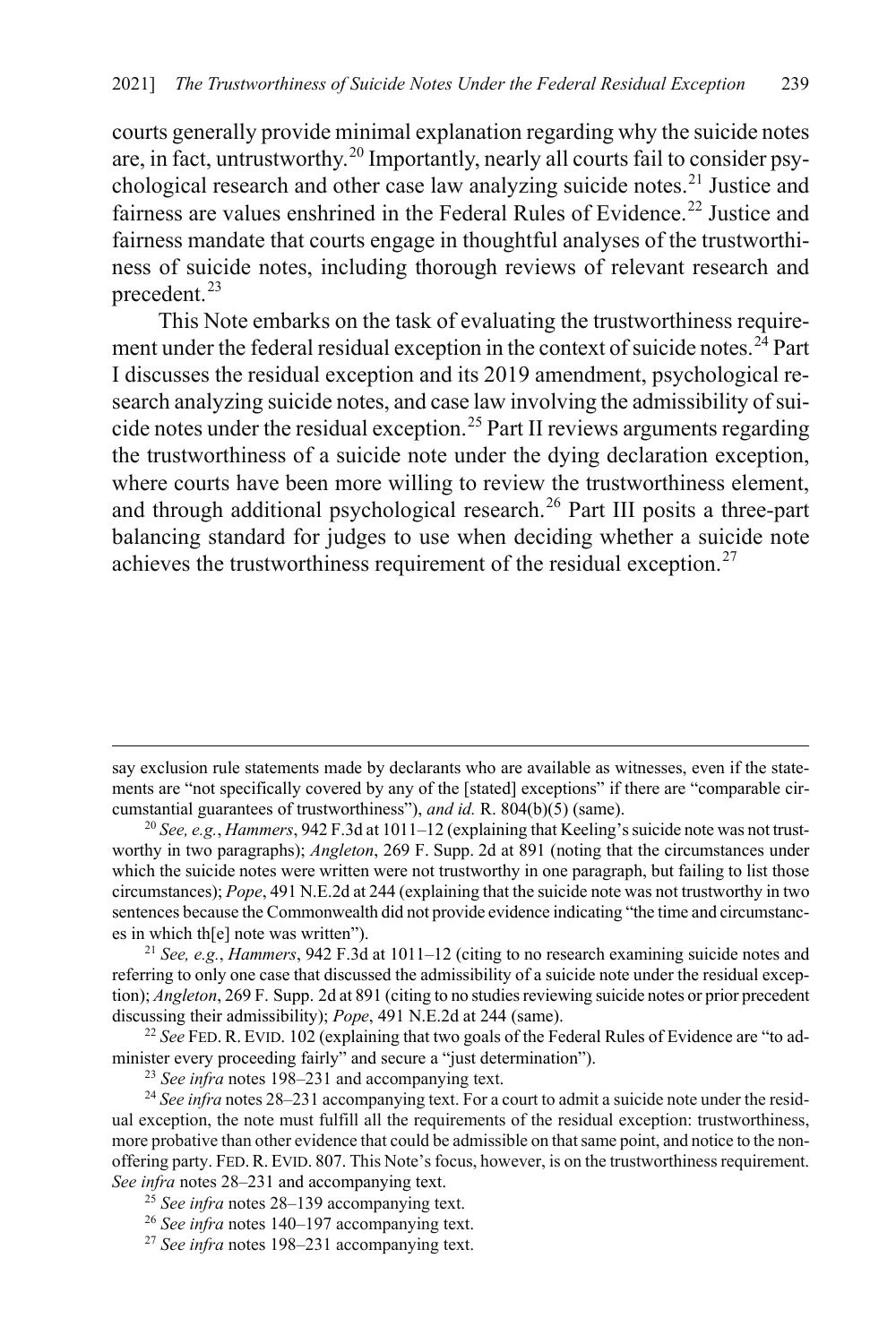courts generally provide minimal explanation regarding why the suicide notes are, in fact, untrustworthy.[20] Importantly, nearly all courts fail to consider psychological research and other case law analyzing suicide notes.[21] Justice and fairness are values enshrined in the Federal Rules of Evidence.[22] Justice and fairness mandate that courts engage in thoughtful analyses of the trustworthiness of suicide notes, including thorough reviews of relevant research and precedent.[23]

This Note embarks on the task of evaluating the trustworthiness requirement under the federal residual exception in the context of suicide notes.[24] Part I discusses the residual exception and its 2019 amendment, psychological research analyzing suicide notes, and case law involving the admissibility of suicide notes under the residual exception.[25] Part II reviews arguments regarding the trustworthiness of a suicide note under the dying declaration exception, where courts have been more willing to review the trustworthiness element, and through additional psychological research.[26] Part III posits a three-part balancing standard for judges to use when deciding whether a suicide note achieves the trustworthiness requirement of the residual exception.[27]

---

say exclusion rule statements made by declarants who are available as witnesses, even if the statements are "not specifically covered by any of the [stated] exceptions" if there are "comparable circumstantial guarantees of trustworthiness"), *and id.* R. 804(b)(5) (same).

[20] *See, e.g.*, *Hammers*, 942 F.3d at 1011–12 (explaining that Keeling's suicide note was not trustworthy in two paragraphs); *Angleton*, 269 F. Supp. 2d at 891 (noting that the circumstances under which the suicide notes were written were not trustworthy in one paragraph, but failing to list those circumstances); *Pope*, 491 N.E.2d at 244 (explaining that the suicide note was not trustworthy in two sentences because the Commonwealth did not provide evidence indicating "the time and circumstances in which th[e] note was written").

[21] *See, e.g.*, *Hammers*, 942 F.3d at 1011–12 (citing to no research examining suicide notes and referring to only one case that discussed the admissibility of a suicide note under the residual exception); *Angleton*, 269 F. Supp. 2d at 891 (citing to no studies reviewing suicide notes or prior precedent discussing their admissibility); *Pope*, 491 N.E.2d at 244 (same).

[22] *See* FED. R. EVID. 102 (explaining that two goals of the Federal Rules of Evidence are "to administer every proceeding fairly" and secure a "just determination").

[23] *See infra* notes 198–231 and accompanying text.

[24] *See infra* notes 28–231 accompanying text. For a court to admit a suicide note under the residual exception, the note must fulfill all the requirements of the residual exception: trustworthiness, more probative than other evidence that could be admissible on that same point, and notice to the non-offering party. FED. R. EVID. 807. This Note's focus, however, is on the trustworthiness requirement. *See infra* notes 28–231 and accompanying text.

[25] *See infra* notes 28–139 accompanying text.

[26] *See infra* notes 140–197 accompanying text.

[27] *See infra* notes 198–231 accompanying text.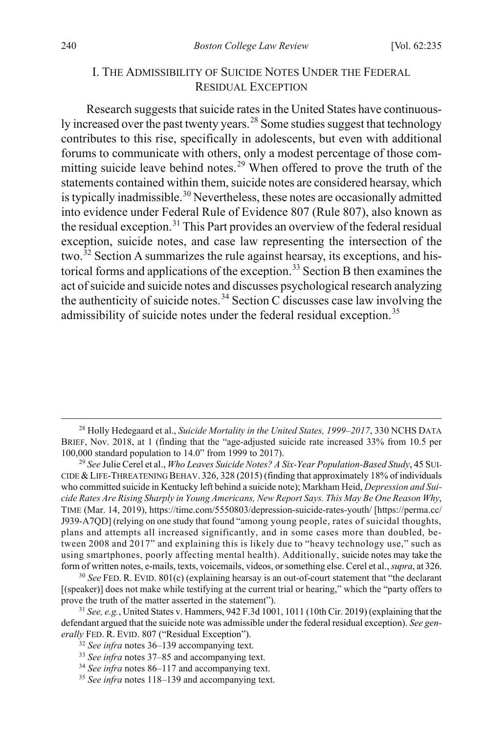## I. THE ADMISSIBILITY OF SUICIDE NOTES UNDER THE FEDERAL RESIDUAL EXCEPTION

Research suggests that suicide rates in the United States have continuously increased over the past twenty years.[28] Some studies suggest that technology contributes to this rise, specifically in adolescents, but even with additional forums to communicate with others, only a modest percentage of those committing suicide leave behind notes.[29] When offered to prove the truth of the statements contained within them, suicide notes are considered hearsay, which is typically inadmissible.[30] Nevertheless, these notes are occasionally admitted into evidence under Federal Rule of Evidence 807 (Rule 807), also known as the residual exception.[31] This Part provides an overview of the federal residual exception, suicide notes, and case law representing the intersection of the two.[32] Section A summarizes the rule against hearsay, its exceptions, and historical forms and applications of the exception.[33] Section B then examines the act of suicide and suicide notes and discusses psychological research analyzing the authenticity of suicide notes.[34] Section C discusses case law involving the admissibility of suicide notes under the federal residual exception.[35]

---

[28] Holly Hedegaard et al., *Suicide Mortality in the United States, 1999–2017*, 330 NCHS DATA BRIEF, Nov. 2018, at 1 (finding that the "age-adjusted suicide rate increased 33% from 10.5 per 100,000 standard population to 14.0" from 1999 to 2017).

[29] *See* Julie Cerel et al., *Who Leaves Suicide Notes? A Six-Year Population-Based Study*, 45 SUICIDE & LIFE-THREATENING BEHAV. 326, 328 (2015) (finding that approximately 18% of individuals who committed suicide in Kentucky left behind a suicide note); Markham Heid, *Depression and Suicide Rates Are Rising Sharply in Young Americans, New Report Says. This May Be One Reason Why*, TIME (Mar. 14, 2019), https://time.com/5550803/depression-suicide-rates-youth/ [https://perma.cc/J939-A7QD] (relying on one study that found "among young people, rates of suicidal thoughts, plans and attempts all increased significantly, and in some cases more than doubled, between 2008 and 2017" and explaining this is likely due to "heavy technology use," such as using smartphones, poorly affecting mental health). Additionally, suicide notes may take the form of written notes, e-mails, texts, voicemails, videos, or something else. Cerel et al., *supra*, at 326.

[30] *See* FED. R. EVID. 801(c) (explaining hearsay is an out-of-court statement that "the declarant [(speaker)] does not make while testifying at the current trial or hearing," which the "party offers to prove the truth of the matter asserted in the statement").

[31] *See, e.g.*, United States v. Hammers, 942 F.3d 1001, 1011 (10th Cir. 2019) (explaining that the defendant argued that the suicide note was admissible under the federal residual exception). *See generally* FED. R. EVID. 807 ("Residual Exception").

[32] *See infra* notes 36–139 accompanying text.

[33] *See infra* notes 37–85 and accompanying text.

[34] *See infra* notes 86–117 and accompanying text.

[35] *See infra* notes 118–139 and accompanying text.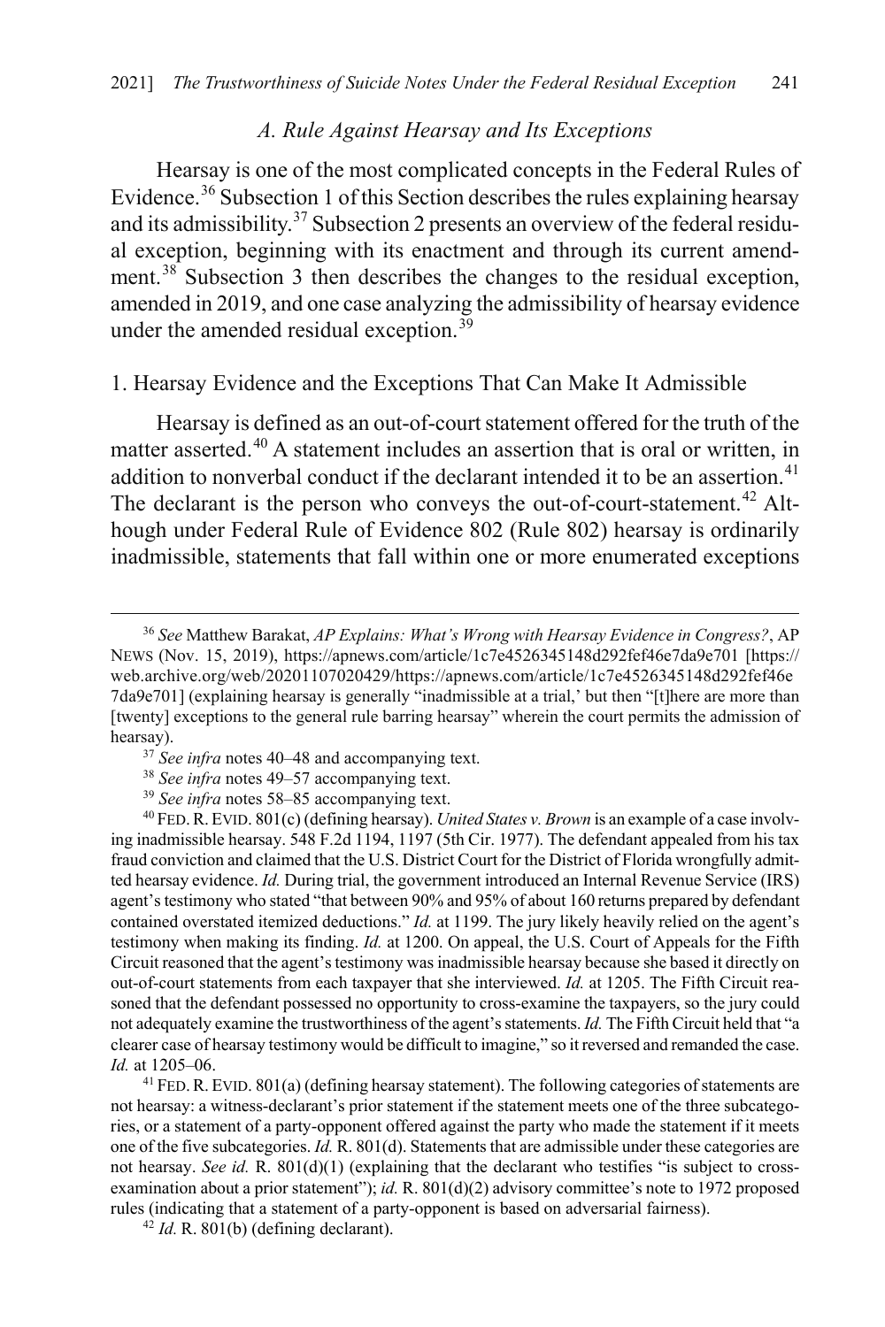### A. Rule Against Hearsay and Its Exceptions

Hearsay is one of the most complicated concepts in the Federal Rules of Evidence.[36] Subsection 1 of this Section describes the rules explaining hearsay and its admissibility.[37] Subsection 2 presents an overview of the federal residual exception, beginning with its enactment and through its current amendment.[38] Subsection 3 then describes the changes to the residual exception, amended in 2019, and one case analyzing the admissibility of hearsay evidence under the amended residual exception.[39]

#### 1. Hearsay Evidence and the Exceptions That Can Make It Admissible

Hearsay is defined as an out-of-court statement offered for the truth of the matter asserted.[40] A statement includes an assertion that is oral or written, in addition to nonverbal conduct if the declarant intended it to be an assertion.[41] The declarant is the person who conveys the out-of-court-statement.[42] Although under Federal Rule of Evidence 802 (Rule 802) hearsay is ordinarily inadmissible, statements that fall within one or more enumerated exceptions

---

[36] *See* Matthew Barakat, *AP Explains: What's Wrong with Hearsay Evidence in Congress?*, AP NEWS (Nov. 15, 2019), https://apnews.com/article/1c7e4526345148d292fef46e7da9e701 [https://web.archive.org/web/20201107020429/https://apnews.com/article/1c7e4526345148d292fef46e7da9e701] (explaining hearsay is generally "inadmissible at a trial,' but then "[t]here are more than [twenty] exceptions to the general rule barring hearsay" wherein the court permits the admission of hearsay).

[37] *See infra* notes 40–48 and accompanying text.

[38] *See infra* notes 49–57 accompanying text.

[39] *See infra* notes 58–85 accompanying text.

[40] FED. R. EVID. 801(c) (defining hearsay). *United States v. Brown* is an example of a case involving inadmissible hearsay. 548 F.2d 1194, 1197 (5th Cir. 1977). The defendant appealed from his tax fraud conviction and claimed that the U.S. District Court for the District of Florida wrongfully admitted hearsay evidence. *Id.* During trial, the government introduced an Internal Revenue Service (IRS) agent's testimony who stated "that between 90% and 95% of about 160 returns prepared by defendant contained overstated itemized deductions." *Id.* at 1199. The jury likely heavily relied on the agent's testimony when making its finding. *Id.* at 1200. On appeal, the U.S. Court of Appeals for the Fifth Circuit reasoned that the agent's testimony was inadmissible hearsay because she based it directly on out-of-court statements from each taxpayer that she interviewed. *Id.* at 1205. The Fifth Circuit reasoned that the defendant possessed no opportunity to cross-examine the taxpayers, so the jury could not adequately examine the trustworthiness of the agent's statements. *Id.* The Fifth Circuit held that "a clearer case of hearsay testimony would be difficult to imagine," so it reversed and remanded the case. *Id.* at 1205–06.

[41] FED. R. EVID. 801(a) (defining hearsay statement). The following categories of statements are not hearsay: a witness-declarant's prior statement if the statement meets one of the three subcategories, or a statement of a party-opponent offered against the party who made the statement if it meets one of the five subcategories. *Id.* R. 801(d). Statements that are admissible under these categories are not hearsay. *See id.* R. 801(d)(1) (explaining that the declarant who testifies "is subject to cross-examination about a prior statement"); *id.* R. 801(d)(2) advisory committee's note to 1972 proposed rules (indicating that a statement of a party-opponent is based on adversarial fairness).

[42] *Id.* R. 801(b) (defining declarant).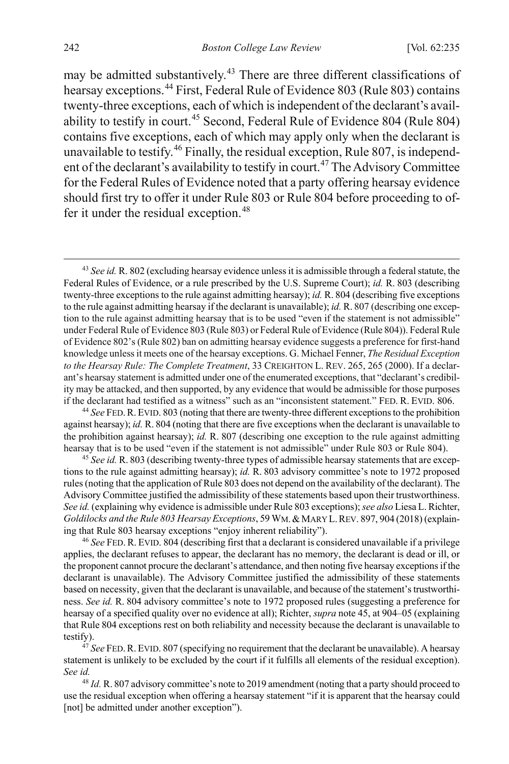may be admitted substantively.[43] There are three different classifications of hearsay exceptions.[44] First, Federal Rule of Evidence 803 (Rule 803) contains twenty-three exceptions, each of which is independent of the declarant's availability to testify in court.[45] Second, Federal Rule of Evidence 804 (Rule 804) contains five exceptions, each of which may apply only when the declarant is unavailable to testify.[46] Finally, the residual exception, Rule 807, is independent of the declarant's availability to testify in court.[47] The Advisory Committee for the Federal Rules of Evidence noted that a party offering hearsay evidence should first try to offer it under Rule 803 or Rule 804 before proceeding to offer it under the residual exception.[48]

---

[43] *See id.* R. 802 (excluding hearsay evidence unless it is admissible through a federal statute, the Federal Rules of Evidence, or a rule prescribed by the U.S. Supreme Court); *id.* R. 803 (describing twenty-three exceptions to the rule against admitting hearsay); *id.* R. 804 (describing five exceptions to the rule against admitting hearsay if the declarant is unavailable); *id.* R. 807 (describing one exception to the rule against admitting hearsay that is to be used "even if the statement is not admissible" under Federal Rule of Evidence 803 (Rule 803) or Federal Rule of Evidence (Rule 804)). Federal Rule of Evidence 802's (Rule 802) ban on admitting hearsay evidence suggests a preference for first-hand knowledge unless it meets one of the hearsay exceptions. G. Michael Fenner, *The Residual Exception to the Hearsay Rule: The Complete Treatment*, 33 CREIGHTON L. REV. 265, 265 (2000). If a declarant's hearsay statement is admitted under one of the enumerated exceptions, that "declarant's credibility may be attacked, and then supported, by any evidence that would be admissible for those purposes if the declarant had testified as a witness" such as an "inconsistent statement." FED. R. EVID. 806.

[44] *See* FED. R. EVID. 803 (noting that there are twenty-three different exceptions to the prohibition against hearsay); *id.* R. 804 (noting that there are five exceptions when the declarant is unavailable to the prohibition against hearsay); *id.* R. 807 (describing one exception to the rule against admitting hearsay that is to be used "even if the statement is not admissible" under Rule 803 or Rule 804).

[45] *See id.* R. 803 (describing twenty-three types of admissible hearsay statements that are exceptions to the rule against admitting hearsay); *id.* R. 803 advisory committee's note to 1972 proposed rules (noting that the application of Rule 803 does not depend on the availability of the declarant). The Advisory Committee justified the admissibility of these statements based upon their trustworthiness. *See id.* (explaining why evidence is admissible under Rule 803 exceptions); *see also* Liesa L. Richter, *Goldilocks and the Rule 803 Hearsay Exceptions*, 59 WM. & MARY L. REV. 897, 904 (2018) (explaining that Rule 803 hearsay exceptions "enjoy inherent reliability").

[46] *See* FED. R. EVID. 804 (describing first that a declarant is considered unavailable if a privilege applies, the declarant refuses to appear, the declarant has no memory, the declarant is dead or ill, or the proponent cannot procure the declarant's attendance, and then noting five hearsay exceptions if the declarant is unavailable). The Advisory Committee justified the admissibility of these statements based on necessity, given that the declarant is unavailable, and because of the statement's trustworthiness. *See id.* R. 804 advisory committee's note to 1972 proposed rules (suggesting a preference for hearsay of a specified quality over no evidence at all); Richter, *supra* note 45, at 904–05 (explaining that Rule 804 exceptions rest on both reliability and necessity because the declarant is unavailable to testify).

[47] *See* FED. R. EVID. 807 (specifying no requirement that the declarant be unavailable). A hearsay statement is unlikely to be excluded by the court if it fulfills all elements of the residual exception). *See id.*

[48] *Id.* R. 807 advisory committee's note to 2019 amendment (noting that a party should proceed to use the residual exception when offering a hearsay statement "if it is apparent that the hearsay could [not] be admitted under another exception").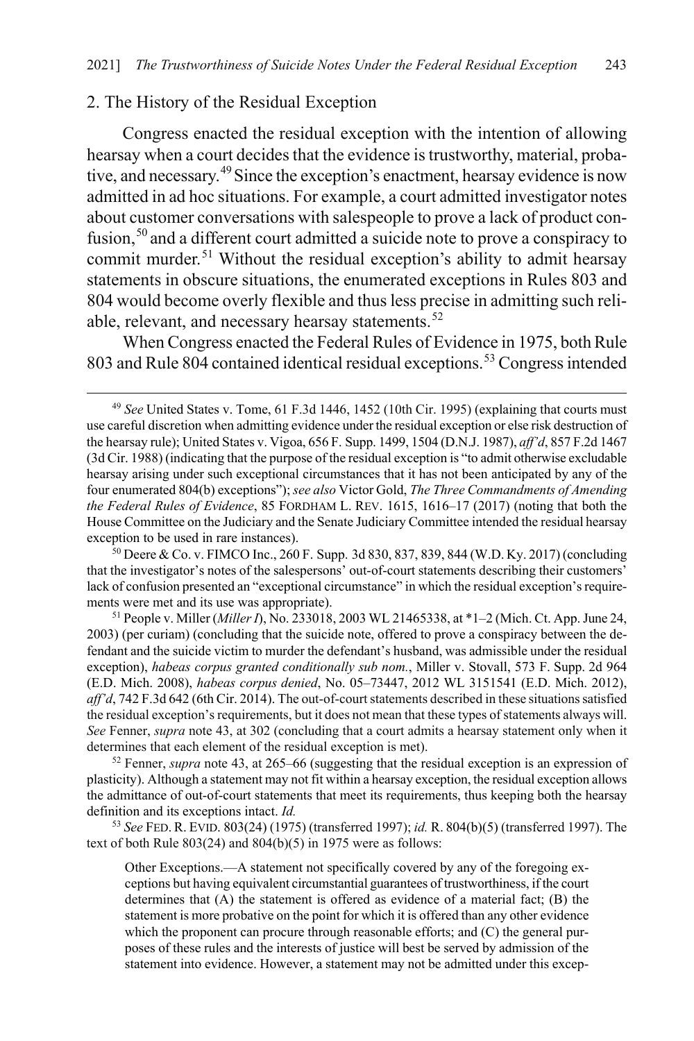### 2. The History of the Residual Exception

Congress enacted the residual exception with the intention of allowing hearsay when a court decides that the evidence is trustworthy, material, probative, and necessary.[49] Since the exception's enactment, hearsay evidence is now admitted in ad hoc situations. For example, a court admitted investigator notes about customer conversations with salespeople to prove a lack of product confusion,[50] and a different court admitted a suicide note to prove a conspiracy to commit murder.[51] Without the residual exception's ability to admit hearsay statements in obscure situations, the enumerated exceptions in Rules 803 and 804 would become overly flexible and thus less precise in admitting such reliable, relevant, and necessary hearsay statements.[52]

When Congress enacted the Federal Rules of Evidence in 1975, both Rule 803 and Rule 804 contained identical residual exceptions.[53] Congress intended

---

[49] *See* United States v. Tome, 61 F.3d 1446, 1452 (10th Cir. 1995) (explaining that courts must use careful discretion when admitting evidence under the residual exception or else risk destruction of the hearsay rule); United States v. Vigoa, 656 F. Supp. 1499, 1504 (D.N.J. 1987), *aff'd*, 857 F.2d 1467 (3d Cir. 1988) (indicating that the purpose of the residual exception is "to admit otherwise excludable hearsay arising under such exceptional circumstances that it has not been anticipated by any of the four enumerated 804(b) exceptions"); *see also* Victor Gold, *The Three Commandments of Amending the Federal Rules of Evidence*, 85 FORDHAM L. REV. 1615, 1616–17 (2017) (noting that both the House Committee on the Judiciary and the Senate Judiciary Committee intended the residual hearsay exception to be used in rare instances).

[50] Deere & Co. v. FIMCO Inc., 260 F. Supp. 3d 830, 837, 839, 844 (W.D. Ky. 2017) (concluding that the investigator's notes of the salespersons' out-of-court statements describing their customers' lack of confusion presented an "exceptional circumstance" in which the residual exception's requirements were met and its use was appropriate).

[51] People v. Miller (*Miller I*), No. 233018, 2003 WL 21465338, at *1–2 (Mich. Ct. App. June 24, 2003) (per curiam) (concluding that the suicide note, offered to prove a conspiracy between the defendant and the suicide victim to murder the defendant's husband, was admissible under the residual exception), *habeas corpus granted conditionally sub nom.*, Miller v. Stovall, 573 F. Supp. 2d 964 (E.D. Mich. 2008), *habeas corpus denied*, No. 05–73447, 2012 WL 3151541 (E.D. Mich. 2012), *aff'd*, 742 F.3d 642 (6th Cir. 2014). The out-of-court statements described in these situations satisfied the residual exception's requirements, but it does not mean that these types of statements always will. *See* Fenner, *supra* note 43, at 302 (concluding that a court admits a hearsay statement only when it determines that each element of the residual exception is met).

[52] Fenner, *supra* note 43, at 265–66 (suggesting that the residual exception is an expression of plasticity). Although a statement may not fit within a hearsay exception, the residual exception allows the admittance of out-of-court statements that meet its requirements, thus keeping both the hearsay definition and its exceptions intact. *Id.*

[53] *See* FED. R. EVID. 803(24) (1975) (transferred 1997); *id.* R. 804(b)(5) (transferred 1997). The text of both Rule 803(24) and 804(b)(5) in 1975 were as follows:

> Other Exceptions.—A statement not specifically covered by any of the foregoing exceptions but having equivalent circumstantial guarantees of trustworthiness, if the court determines that (A) the statement is offered as evidence of a material fact; (B) the statement is more probative on the point for which it is offered than any other evidence which the proponent can procure through reasonable efforts; and (C) the general purposes of these rules and the interests of justice will best be served by admission of the statement into evidence. However, a statement may not be admitted under this excep-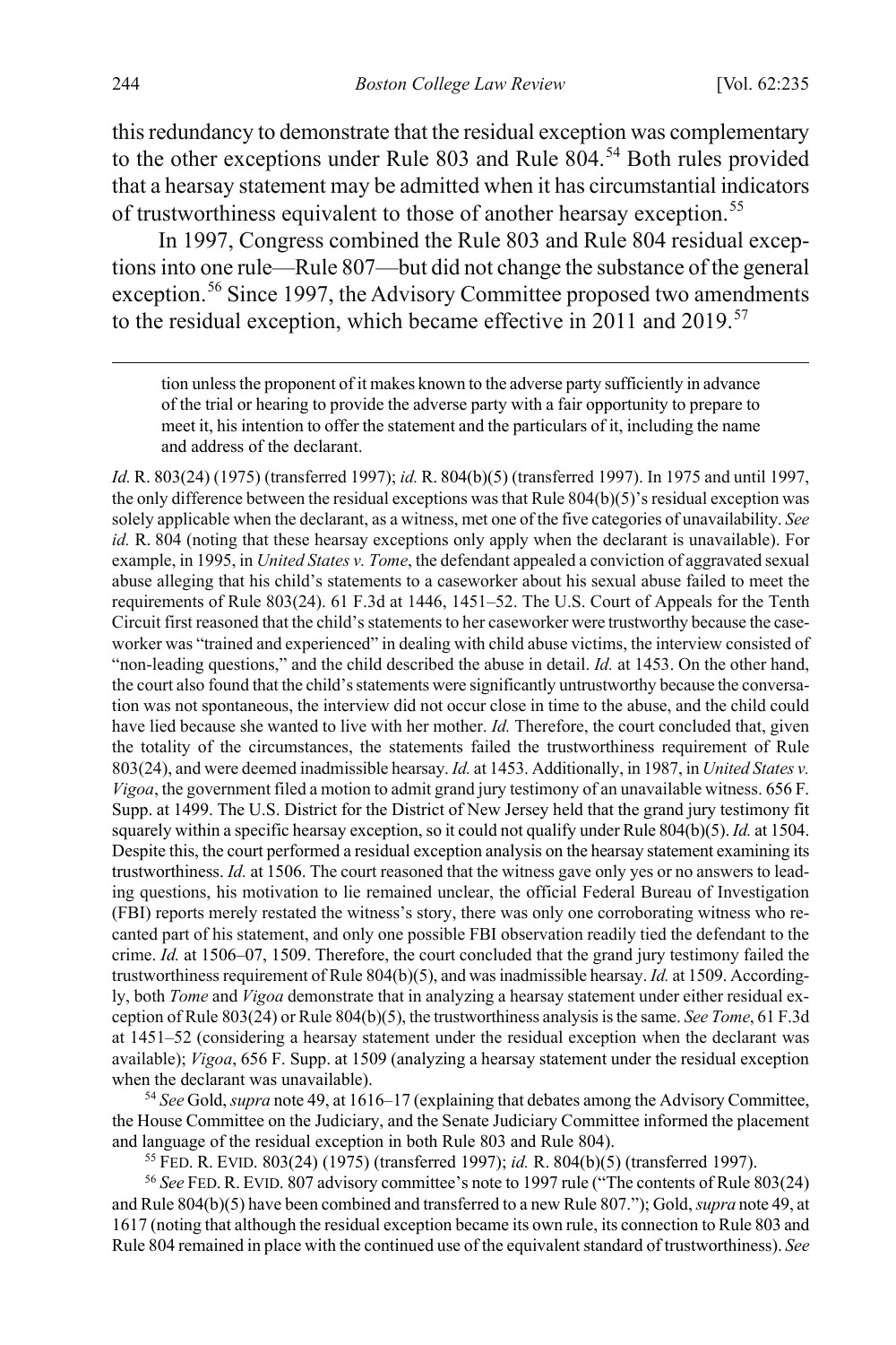this redundancy to demonstrate that the residual exception was complementary to the other exceptions under Rule 803 and Rule 804.[54] Both rules provided that a hearsay statement may be admitted when it has circumstantial indicators of trustworthiness equivalent to those of another hearsay exception.[55]

In 1997, Congress combined the Rule 803 and Rule 804 residual exceptions into one rule—Rule 807—but did not change the substance of the general exception.[56] Since 1997, the Advisory Committee proposed two amendments to the residual exception, which became effective in 2011 and 2019.[57]

---

> tion unless the proponent of it makes known to the adverse party sufficiently in advance of the trial or hearing to provide the adverse party with a fair opportunity to prepare to meet it, his intention to offer the statement and the particulars of it, including the name and address of the declarant.

*Id.* R. 803(24) (1975) (transferred 1997); *id.* R. 804(b)(5) (transferred 1997). In 1975 and until 1997, the only difference between the residual exceptions was that Rule 804(b)(5)'s residual exception was solely applicable when the declarant, as a witness, met one of the five categories of unavailability. *See id.* R. 804 (noting that these hearsay exceptions only apply when the declarant is unavailable). For example, in 1995, in *United States v. Tome*, the defendant appealed a conviction of aggravated sexual abuse alleging that his child's statements to a caseworker about his sexual abuse failed to meet the requirements of Rule 803(24). 61 F.3d at 1446, 1451–52. The U.S. Court of Appeals for the Tenth Circuit first reasoned that the child's statements to her caseworker were trustworthy because the caseworker was "trained and experienced" in dealing with child abuse victims, the interview consisted of "non-leading questions," and the child described the abuse in detail. *Id.* at 1453. On the other hand, the court also found that the child's statements were significantly untrustworthy because the conversation was not spontaneous, the interview did not occur close in time to the abuse, and the child could have lied because she wanted to live with her mother. *Id.* Therefore, the court concluded that, given the totality of the circumstances, the statements failed the trustworthiness requirement of Rule 803(24), and were deemed inadmissible hearsay. *Id.* at 1453. Additionally, in 1987, in *United States v. Vigoa*, the government filed a motion to admit grand jury testimony of an unavailable witness. 656 F. Supp. at 1499. The U.S. District for the District of New Jersey held that the grand jury testimony fit squarely within a specific hearsay exception, so it could not qualify under Rule 804(b)(5). *Id.* at 1504. Despite this, the court performed a residual exception analysis on the hearsay statement examining its trustworthiness. *Id.* at 1506. The court reasoned that the witness gave only yes or no answers to leading questions, his motivation to lie remained unclear, the official Federal Bureau of Investigation (FBI) reports merely restated the witness's story, there was only one corroborating witness who recanted part of his statement, and only one possible FBI observation readily tied the defendant to the crime. *Id.* at 1506–07, 1509. Therefore, the court concluded that the grand jury testimony failed the trustworthiness requirement of Rule 804(b)(5), and was inadmissible hearsay. *Id.* at 1509. Accordingly, both *Tome* and *Vigoa* demonstrate that in analyzing a hearsay statement under either residual exception of Rule 803(24) or Rule 804(b)(5), the trustworthiness analysis is the same. *See Tome*, 61 F.3d at 1451–52 (considering a hearsay statement under the residual exception when the declarant was available); *Vigoa*, 656 F. Supp. at 1509 (analyzing a hearsay statement under the residual exception when the declarant was unavailable).

[54] *See* Gold, *supra* note 49, at 1616–17 (explaining that debates among the Advisory Committee, the House Committee on the Judiciary, and the Senate Judiciary Committee informed the placement and language of the residual exception in both Rule 803 and Rule 804).

[55] FED. R. EVID. 803(24) (1975) (transferred 1997); *id.* R. 804(b)(5) (transferred 1997).

[56] *See* FED. R. EVID. 807 advisory committee's note to 1997 rule ("The contents of Rule 803(24) and Rule 804(b)(5) have been combined and transferred to a new Rule 807."); Gold, *supra* note 49, at 1617 (noting that although the residual exception became its own rule, its connection to Rule 803 and Rule 804 remained in place with the continued use of the equivalent standard of trustworthiness). *See*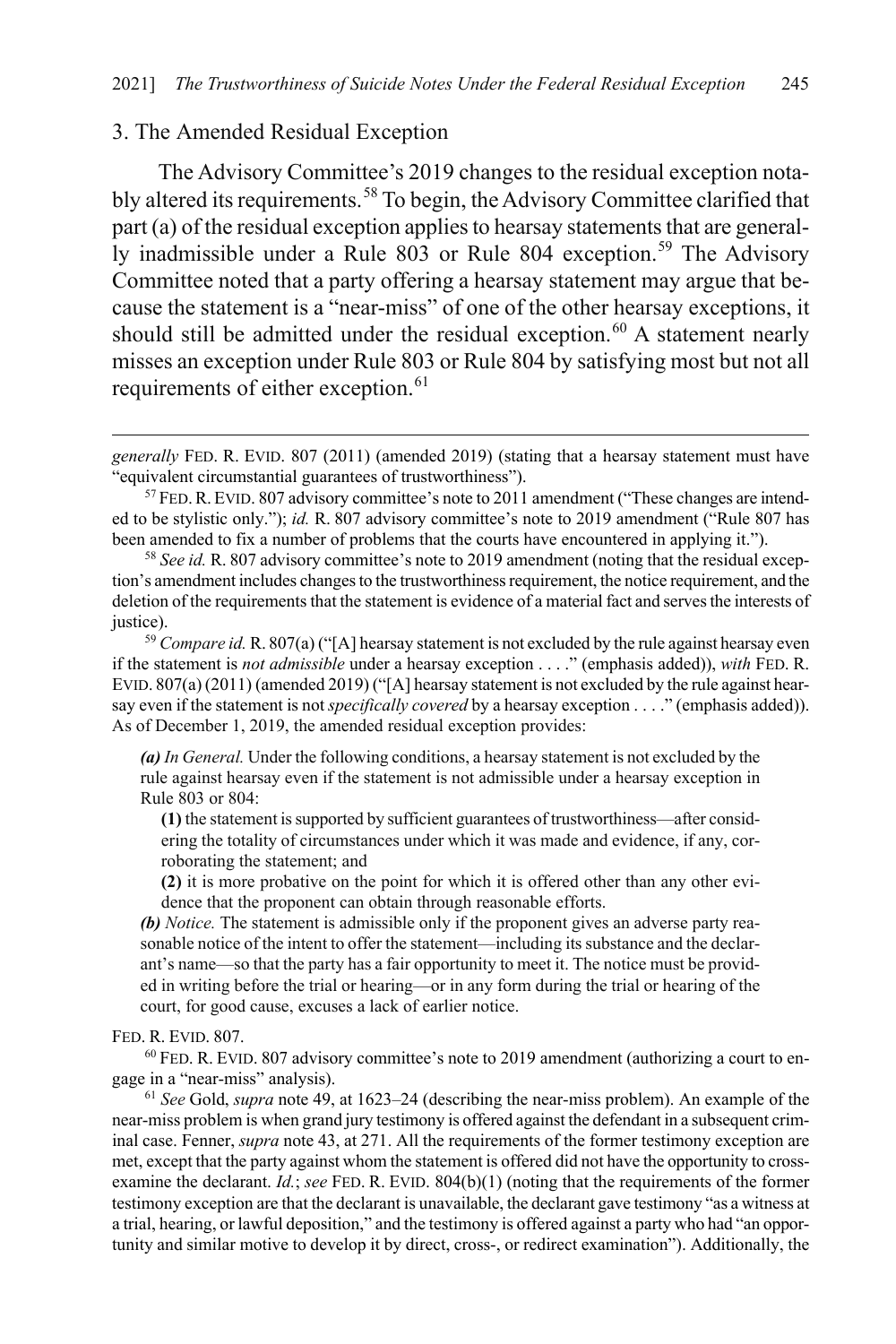### 3. The Amended Residual Exception

The Advisory Committee's 2019 changes to the residual exception notably altered its requirements.[58] To begin, the Advisory Committee clarified that part (a) of the residual exception applies to hearsay statements that are generally inadmissible under a Rule 803 or Rule 804 exception.[59] The Advisory Committee noted that a party offering a hearsay statement may argue that because the statement is a "near-miss" of one of the other hearsay exceptions, it should still be admitted under the residual exception.[60] A statement nearly misses an exception under Rule 803 or Rule 804 by satisfying most but not all requirements of either exception.[61]

---

*generally* FED. R. EVID. 807 (2011) (amended 2019) (stating that a hearsay statement must have "equivalent circumstantial guarantees of trustworthiness").

[57] FED. R. EVID. 807 advisory committee's note to 2011 amendment ("These changes are intended to be stylistic only."); *id.* R. 807 advisory committee's note to 2019 amendment ("Rule 807 has been amended to fix a number of problems that the courts have encountered in applying it.").

[58] *See id.* R. 807 advisory committee's note to 2019 amendment (noting that the residual exception's amendment includes changes to the trustworthiness requirement, the notice requirement, and the deletion of the requirements that the statement is evidence of a material fact and serves the interests of justice).

[59] *Compare id.* R. 807(a) ("[A] hearsay statement is not excluded by the rule against hearsay even if the statement is *not admissible* under a hearsay exception . . . ." (emphasis added)), *with* FED. R. EVID. 807(a) (2011) (amended 2019) ("[A] hearsay statement is not excluded by the rule against hearsay even if the statement is not *specifically covered* by a hearsay exception . . . ." (emphasis added)). As of December 1, 2019, the amended residual exception provides:

> ***(a)** In General.* Under the following conditions, a hearsay statement is not excluded by the rule against hearsay even if the statement is not admissible under a hearsay exception in Rule 803 or 804:
>
> **(1)** the statement is supported by sufficient guarantees of trustworthiness—after considering the totality of circumstances under which it was made and evidence, if any, corroborating the statement; and
>
> **(2)** it is more probative on the point for which it is offered other than any other evidence that the proponent can obtain through reasonable efforts.
>
> ***(b)** Notice.* The statement is admissible only if the proponent gives an adverse party reasonable notice of the intent to offer the statement—including its substance and the declarant's name—so that the party has a fair opportunity to meet it. The notice must be provided in writing before the trial or hearing—or in any form during the trial or hearing of the court, for good cause, excuses a lack of earlier notice.

FED. R. EVID. 807.

[60] FED. R. EVID. 807 advisory committee's note to 2019 amendment (authorizing a court to engage in a "near-miss" analysis).

[61] *See* Gold, *supra* note 49, at 1623–24 (describing the near-miss problem). An example of the near-miss problem is when grand jury testimony is offered against the defendant in a subsequent criminal case. Fenner, *supra* note 43, at 271. All the requirements of the former testimony exception are met, except that the party against whom the statement is offered did not have the opportunity to cross-examine the declarant. *Id.*; *see* FED. R. EVID. 804(b)(1) (noting that the requirements of the former testimony exception are that the declarant is unavailable, the declarant gave testimony "as a witness at a trial, hearing, or lawful deposition," and the testimony is offered against a party who had "an opportunity and similar motive to develop it by direct, cross-, or redirect examination"). Additionally, the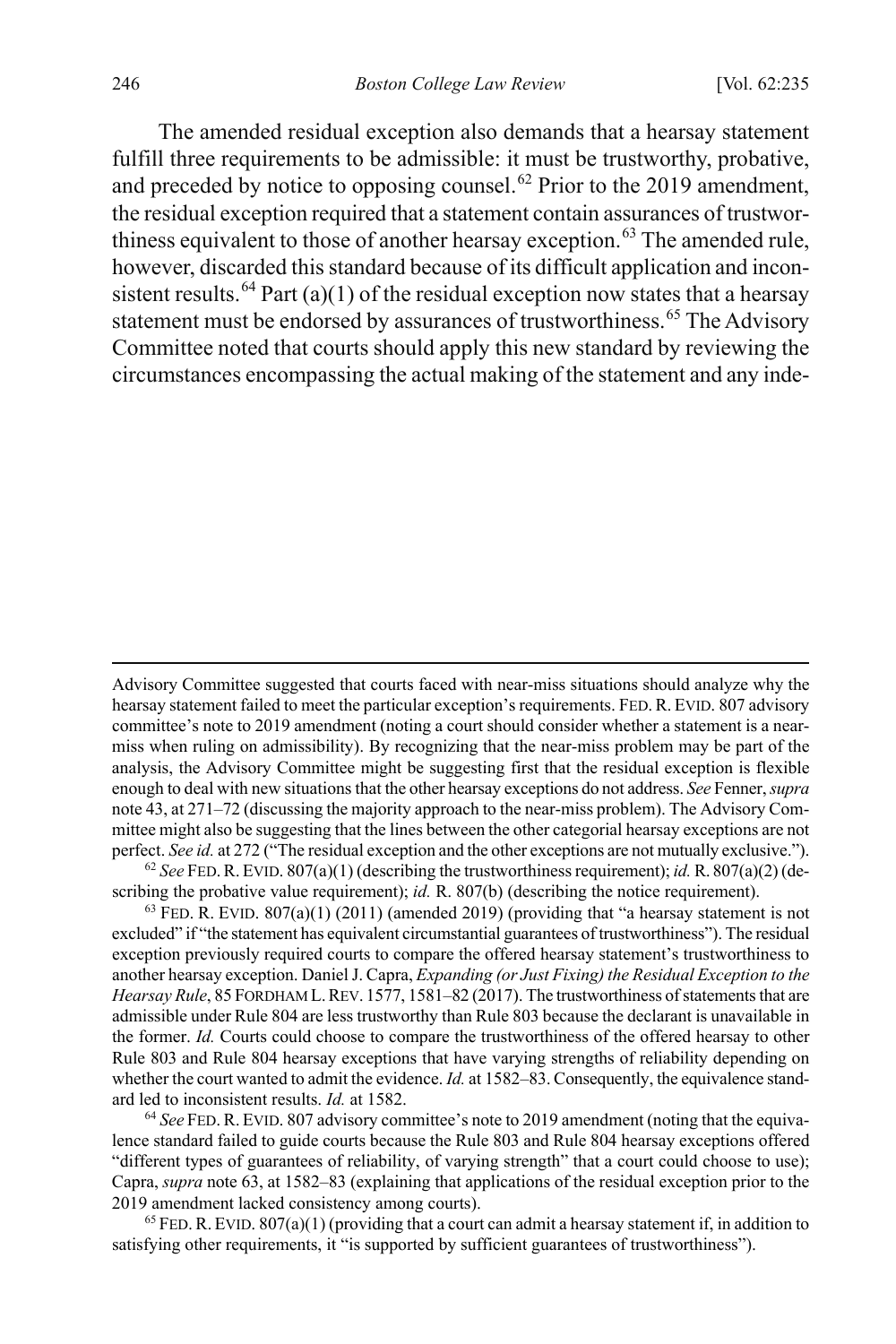The amended residual exception also demands that a hearsay statement fulfill three requirements to be admissible: it must be trustworthy, probative, and preceded by notice to opposing counsel.[62] Prior to the 2019 amendment, the residual exception required that a statement contain assurances of trustworthiness equivalent to those of another hearsay exception.[63] The amended rule, however, discarded this standard because of its difficult application and inconsistent results.[64] Part (a)(1) of the residual exception now states that a hearsay statement must be endorsed by assurances of trustworthiness.[65] The Advisory Committee noted that courts should apply this new standard by reviewing the circumstances encompassing the actual making of the statement and any inde-

---

Advisory Committee suggested that courts faced with near-miss situations should analyze why the hearsay statement failed to meet the particular exception's requirements. FED. R. EVID. 807 advisory committee's note to 2019 amendment (noting a court should consider whether a statement is a near-miss when ruling on admissibility). By recognizing that the near-miss problem may be part of the analysis, the Advisory Committee might be suggesting first that the residual exception is flexible enough to deal with new situations that the other hearsay exceptions do not address. *See* Fenner, *supra* note 43, at 271–72 (discussing the majority approach to the near-miss problem). The Advisory Committee might also be suggesting that the lines between the other categorial hearsay exceptions are not perfect. *See id.* at 272 ("The residual exception and the other exceptions are not mutually exclusive.").

[62] *See* FED. R. EVID. 807(a)(1) (describing the trustworthiness requirement); *id.* R. 807(a)(2) (describing the probative value requirement); *id.* R. 807(b) (describing the notice requirement).

[63] FED. R. EVID. 807(a)(1) (2011) (amended 2019) (providing that "a hearsay statement is not excluded" if "the statement has equivalent circumstantial guarantees of trustworthiness"). The residual exception previously required courts to compare the offered hearsay statement's trustworthiness to another hearsay exception. Daniel J. Capra, *Expanding (or Just Fixing) the Residual Exception to the Hearsay Rule*, 85 FORDHAM L. REV. 1577, 1581–82 (2017). The trustworthiness of statements that are admissible under Rule 804 are less trustworthy than Rule 803 because the declarant is unavailable in the former. *Id.* Courts could choose to compare the trustworthiness of the offered hearsay to other Rule 803 and Rule 804 hearsay exceptions that have varying strengths of reliability depending on whether the court wanted to admit the evidence. *Id.* at 1582–83. Consequently, the equivalence standard led to inconsistent results. *Id.* at 1582.

[64] *See* FED. R. EVID. 807 advisory committee's note to 2019 amendment (noting that the equivalence standard failed to guide courts because the Rule 803 and Rule 804 hearsay exceptions offered "different types of guarantees of reliability, of varying strength" that a court could choose to use); Capra, *supra* note 63, at 1582–83 (explaining that applications of the residual exception prior to the 2019 amendment lacked consistency among courts).

[65] FED. R. EVID. 807(a)(1) (providing that a court can admit a hearsay statement if, in addition to satisfying other requirements, it "is supported by sufficient guarantees of trustworthiness").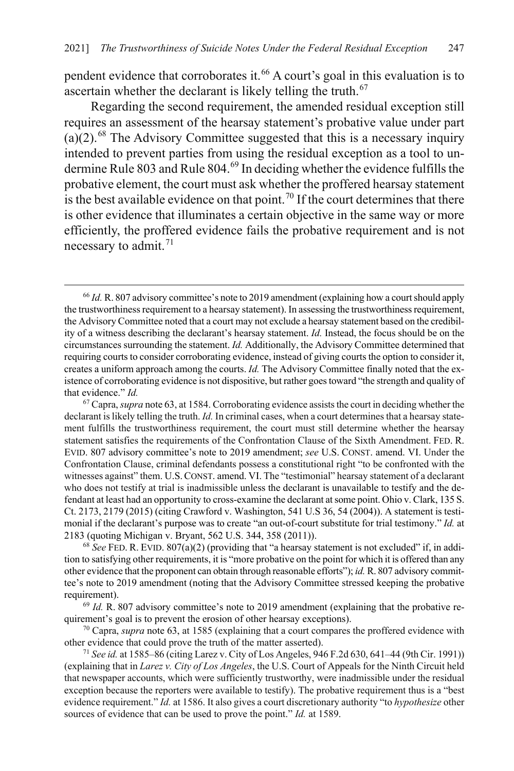pendent evidence that corroborates it.[66] A court's goal in this evaluation is to ascertain whether the declarant is likely telling the truth.[67]

Regarding the second requirement, the amended residual exception still requires an assessment of the hearsay statement's probative value under part (a)(2).[68] The Advisory Committee suggested that this is a necessary inquiry intended to prevent parties from using the residual exception as a tool to undermine Rule 803 and Rule 804.[69] In deciding whether the evidence fulfills the probative element, the court must ask whether the proffered hearsay statement is the best available evidence on that point.[70] If the court determines that there is other evidence that illuminates a certain objective in the same way or more efficiently, the proffered evidence fails the probative requirement and is not necessary to admit.[71]

---

[66] *Id.* R. 807 advisory committee's note to 2019 amendment (explaining how a court should apply the trustworthiness requirement to a hearsay statement). In assessing the trustworthiness requirement, the Advisory Committee noted that a court may not exclude a hearsay statement based on the credibility of a witness describing the declarant's hearsay statement. *Id.* Instead, the focus should be on the circumstances surrounding the statement. *Id.* Additionally, the Advisory Committee determined that requiring courts to consider corroborating evidence, instead of giving courts the option to consider it, creates a uniform approach among the courts. *Id.* The Advisory Committee finally noted that the existence of corroborating evidence is not dispositive, but rather goes toward "the strength and quality of that evidence." *Id.*

[67] Capra, *supra* note 63, at 1584. Corroborating evidence assists the court in deciding whether the declarant is likely telling the truth. *Id.* In criminal cases, when a court determines that a hearsay statement fulfills the trustworthiness requirement, the court must still determine whether the hearsay statement satisfies the requirements of the Confrontation Clause of the Sixth Amendment. FED. R. EVID. 807 advisory committee's note to 2019 amendment; *see* U.S. CONST. amend. VI. Under the Confrontation Clause, criminal defendants possess a constitutional right "to be confronted with the witnesses against" them. U.S. CONST. amend. VI. The "testimonial" hearsay statement of a declarant who does not testify at trial is inadmissible unless the declarant is unavailable to testify and the defendant at least had an opportunity to cross-examine the declarant at some point. Ohio v. Clark, 135 S. Ct. 2173, 2179 (2015) (citing Crawford v. Washington, 541 U.S 36, 54 (2004)). A statement is testimonial if the declarant's purpose was to create "an out-of-court substitute for trial testimony." *Id.* at 2183 (quoting Michigan v. Bryant, 562 U.S. 344, 358 (2011)).

[68] *See* FED. R. EVID. 807(a)(2) (providing that "a hearsay statement is not excluded" if, in addition to satisfying other requirements, it is "more probative on the point for which it is offered than any other evidence that the proponent can obtain through reasonable efforts"); *id.* R. 807 advisory committee's note to 2019 amendment (noting that the Advisory Committee stressed keeping the probative requirement).

[69] *Id.* R. 807 advisory committee's note to 2019 amendment (explaining that the probative requirement's goal is to prevent the erosion of other hearsay exceptions).

[70] Capra, *supra* note 63, at 1585 (explaining that a court compares the proffered evidence with other evidence that could prove the truth of the matter asserted).

[71] *See id.* at 1585–86 (citing Larez v. City of Los Angeles, 946 F.2d 630, 641–44 (9th Cir. 1991)) (explaining that in *Larez v. City of Los Angeles*, the U.S. Court of Appeals for the Ninth Circuit held that newspaper accounts, which were sufficiently trustworthy, were inadmissible under the residual exception because the reporters were available to testify). The probative requirement thus is a "best evidence requirement." *Id.* at 1586. It also gives a court discretionary authority "to *hypothesize* other sources of evidence that can be used to prove the point." *Id.* at 1589.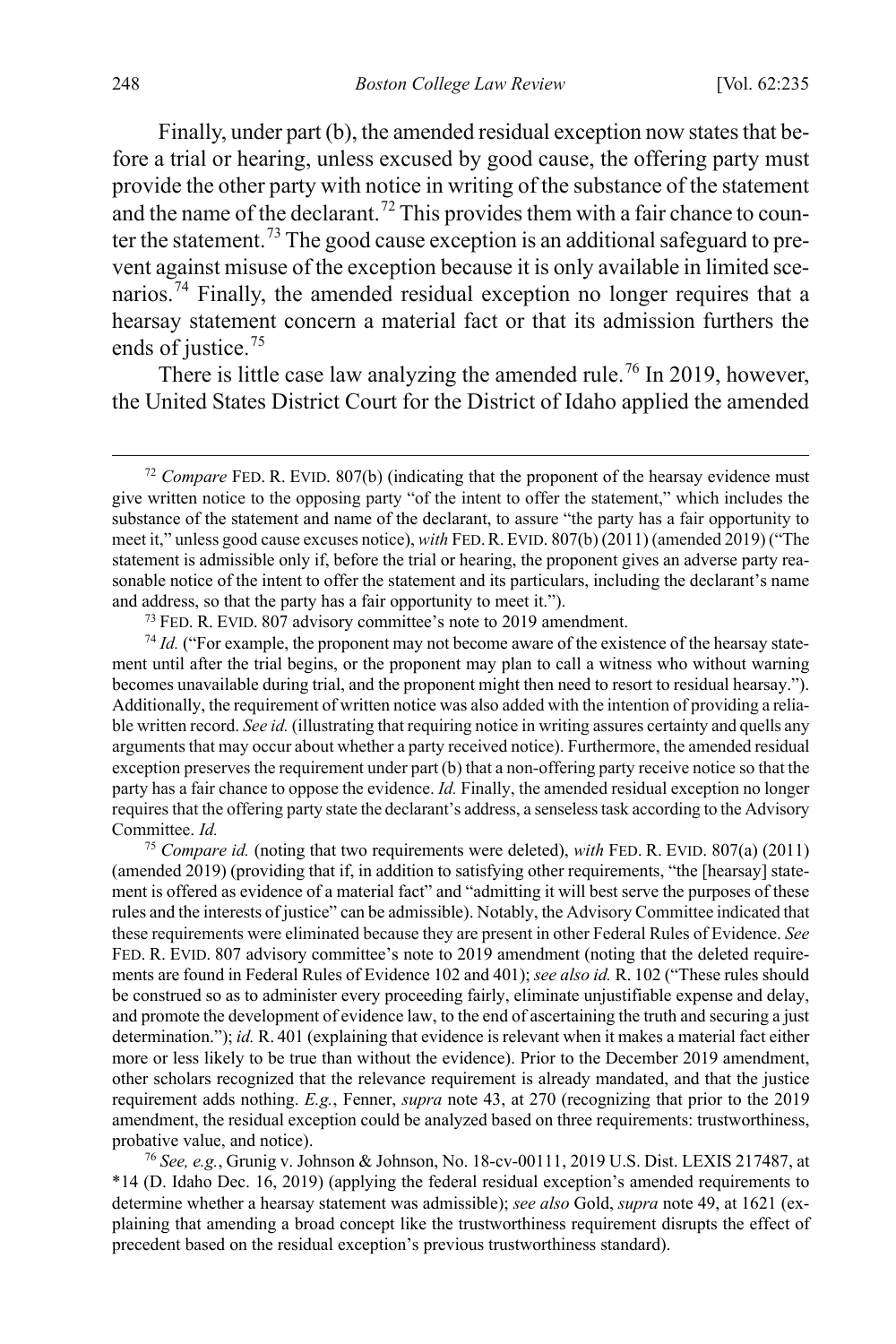Finally, under part (b), the amended residual exception now states that before a trial or hearing, unless excused by good cause, the offering party must provide the other party with notice in writing of the substance of the statement and the name of the declarant.[72] This provides them with a fair chance to counter the statement.[73] The good cause exception is an additional safeguard to prevent against misuse of the exception because it is only available in limited scenarios.[74] Finally, the amended residual exception no longer requires that a hearsay statement concern a material fact or that its admission furthers the ends of justice.[75]

There is little case law analyzing the amended rule.[76] In 2019, however, the United States District Court for the District of Idaho applied the amended

---

[72] *Compare* FED. R. EVID. 807(b) (indicating that the proponent of the hearsay evidence must give written notice to the opposing party "of the intent to offer the statement," which includes the substance of the statement and name of the declarant, to assure "the party has a fair opportunity to meet it," unless good cause excuses notice), *with* FED. R. EVID. 807(b) (2011) (amended 2019) ("The statement is admissible only if, before the trial or hearing, the proponent gives an adverse party reasonable notice of the intent to offer the statement and its particulars, including the declarant's name and address, so that the party has a fair opportunity to meet it.").

[73] FED. R. EVID. 807 advisory committee's note to 2019 amendment.

[74] *Id.* ("For example, the proponent may not become aware of the existence of the hearsay statement until after the trial begins, or the proponent may plan to call a witness who without warning becomes unavailable during trial, and the proponent might then need to resort to residual hearsay."). Additionally, the requirement of written notice was also added with the intention of providing a reliable written record. *See id.* (illustrating that requiring notice in writing assures certainty and quells any arguments that may occur about whether a party received notice). Furthermore, the amended residual exception preserves the requirement under part (b) that a non-offering party receive notice so that the party has a fair chance to oppose the evidence. *Id.* Finally, the amended residual exception no longer requires that the offering party state the declarant's address, a senseless task according to the Advisory Committee. *Id.*

[75] *Compare id.* (noting that two requirements were deleted), *with* FED. R. EVID. 807(a) (2011) (amended 2019) (providing that if, in addition to satisfying other requirements, "the [hearsay] statement is offered as evidence of a material fact" and "admitting it will best serve the purposes of these rules and the interests of justice" can be admissible). Notably, the Advisory Committee indicated that these requirements were eliminated because they are present in other Federal Rules of Evidence. *See* FED. R. EVID. 807 advisory committee's note to 2019 amendment (noting that the deleted requirements are found in Federal Rules of Evidence 102 and 401); *see also id.* R. 102 ("These rules should be construed so as to administer every proceeding fairly, eliminate unjustifiable expense and delay, and promote the development of evidence law, to the end of ascertaining the truth and securing a just determination."); *id.* R. 401 (explaining that evidence is relevant when it makes a material fact either more or less likely to be true than without the evidence). Prior to the December 2019 amendment, other scholars recognized that the relevance requirement is already mandated, and that the justice requirement adds nothing. *E.g.*, Fenner, *supra* note 43, at 270 (recognizing that prior to the 2019 amendment, the residual exception could be analyzed based on three requirements: trustworthiness, probative value, and notice).

[76] *See, e.g.*, Grunig v. Johnson & Johnson, No. 18-cv-00111, 2019 U.S. Dist. LEXIS 217487, at *14 (D. Idaho Dec. 16, 2019) (applying the federal residual exception's amended requirements to determine whether a hearsay statement was admissible); *see also* Gold, *supra* note 49, at 1621 (explaining that amending a broad concept like the trustworthiness requirement disrupts the effect of precedent based on the residual exception's previous trustworthiness standard).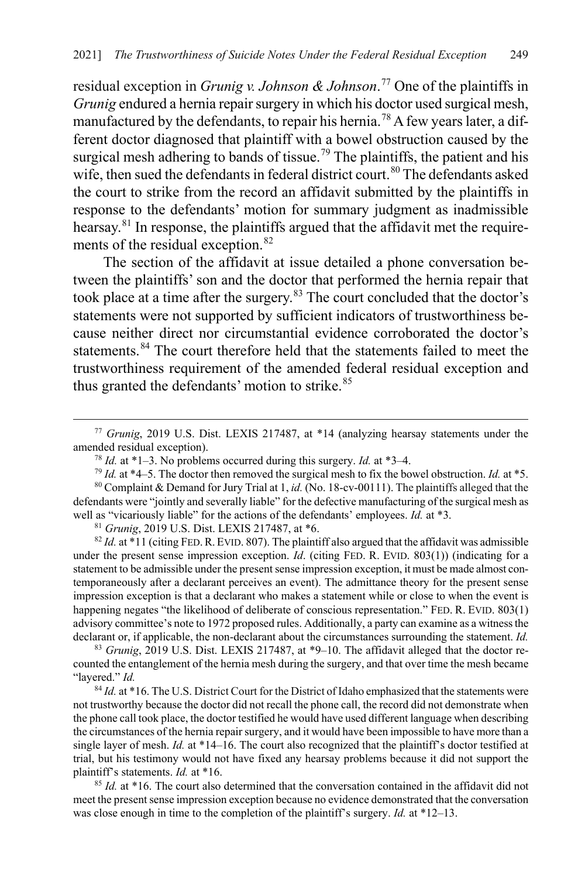residual exception in *Grunig v. Johnson & Johnson*.[77] One of the plaintiffs in *Grunig* endured a hernia repair surgery in which his doctor used surgical mesh, manufactured by the defendants, to repair his hernia.[78] A few years later, a different doctor diagnosed that plaintiff with a bowel obstruction caused by the surgical mesh adhering to bands of tissue.[79] The plaintiffs, the patient and his wife, then sued the defendants in federal district court.[80] The defendants asked the court to strike from the record an affidavit submitted by the plaintiffs in response to the defendants' motion for summary judgment as inadmissible hearsay.[81] In response, the plaintiffs argued that the affidavit met the requirements of the residual exception.[82]

The section of the affidavit at issue detailed a phone conversation between the plaintiffs' son and the doctor that performed the hernia repair that took place at a time after the surgery.[83] The court concluded that the doctor's statements were not supported by sufficient indicators of trustworthiness because neither direct nor circumstantial evidence corroborated the doctor's statements.[84] The court therefore held that the statements failed to meet the trustworthiness requirement of the amended federal residual exception and thus granted the defendants' motion to strike.[85]

---

[77] *Grunig*, 2019 U.S. Dist. LEXIS 217487, at \*14 (analyzing hearsay statements under the amended residual exception).

[78] *Id.* at \*1–3. No problems occurred during this surgery. *Id.* at \*3–4.

[79] *Id.* at \*4–5. The doctor then removed the surgical mesh to fix the bowel obstruction. *Id.* at \*5.

[80] Complaint & Demand for Jury Trial at 1, *id.* (No. 18-cv-00111). The plaintiffs alleged that the defendants were "jointly and severally liable" for the defective manufacturing of the surgical mesh as well as "vicariously liable" for the actions of the defendants' employees. *Id.* at \*3.

[81] *Grunig*, 2019 U.S. Dist. LEXIS 217487, at \*6.

[82] *Id.* at \*11 (citing FED. R. EVID. 807). The plaintiff also argued that the affidavit was admissible under the present sense impression exception. *Id*. (citing FED. R. EVID. 803(1)) (indicating for a statement to be admissible under the present sense impression exception, it must be made almost contemporaneously after a declarant perceives an event). The admittance theory for the present sense impression exception is that a declarant who makes a statement while or close to when the event is happening negates "the likelihood of deliberate of conscious representation." FED. R. EVID. 803(1) advisory committee's note to 1972 proposed rules. Additionally, a party can examine as a witness the declarant or, if applicable, the non-declarant about the circumstances surrounding the statement. *Id.*

[83] *Grunig*, 2019 U.S. Dist. LEXIS 217487, at \*9–10. The affidavit alleged that the doctor recounted the entanglement of the hernia mesh during the surgery, and that over time the mesh became "layered." *Id.*

[84] *Id.* at \*16. The U.S. District Court for the District of Idaho emphasized that the statements were not trustworthy because the doctor did not recall the phone call, the record did not demonstrate when the phone call took place, the doctor testified he would have used different language when describing the circumstances of the hernia repair surgery, and it would have been impossible to have more than a single layer of mesh. *Id.* at \*14–16. The court also recognized that the plaintiff's doctor testified at trial, but his testimony would not have fixed any hearsay problems because it did not support the plaintiff's statements. *Id.* at \*16.

[85] *Id.* at \*16. The court also determined that the conversation contained in the affidavit did not meet the present sense impression exception because no evidence demonstrated that the conversation was close enough in time to the completion of the plaintiff's surgery. *Id.* at \*12–13.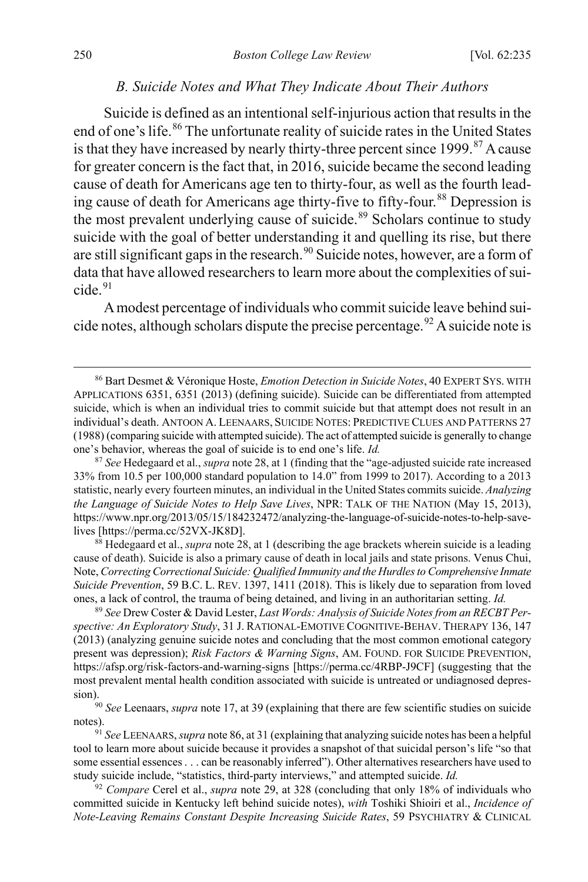### *B. Suicide Notes and What They Indicate About Their Authors*

Suicide is defined as an intentional self-injurious action that results in the end of one's life.[86] The unfortunate reality of suicide rates in the United States is that they have increased by nearly thirty-three percent since 1999.[87] A cause for greater concern is the fact that, in 2016, suicide became the second leading cause of death for Americans age ten to thirty-four, as well as the fourth leading cause of death for Americans age thirty-five to fifty-four.[88] Depression is the most prevalent underlying cause of suicide.[89] Scholars continue to study suicide with the goal of better understanding it and quelling its rise, but there are still significant gaps in the research.[90] Suicide notes, however, are a form of data that have allowed researchers to learn more about the complexities of suicide.[91]

A modest percentage of individuals who commit suicide leave behind suicide notes, although scholars dispute the precise percentage.[92] A suicide note is

---

[86] Bart Desmet & Véronique Hoste, *Emotion Detection in Suicide Notes*, 40 EXPERT SYS. WITH APPLICATIONS 6351, 6351 (2013) (defining suicide). Suicide can be differentiated from attempted suicide, which is when an individual tries to commit suicide but that attempt does not result in an individual's death. ANTOON A. LEENAARS, SUICIDE NOTES: PREDICTIVE CLUES AND PATTERNS 27 (1988) (comparing suicide with attempted suicide). The act of attempted suicide is generally to change one's behavior, whereas the goal of suicide is to end one's life. *Id.*

[87] *See* Hedegaard et al., *supra* note 28, at 1 (finding that the "age-adjusted suicide rate increased 33% from 10.5 per 100,000 standard population to 14.0" from 1999 to 2017). According to a 2013 statistic, nearly every fourteen minutes, an individual in the United States commits suicide. *Analyzing the Language of Suicide Notes to Help Save Lives*, NPR: TALK OF THE NATION (May 15, 2013), https://www.npr.org/2013/05/15/184232472/analyzing-the-language-of-suicide-notes-to-help-save-lives [https://perma.cc/52VX-JK8D].

[88] Hedegaard et al., *supra* note 28, at 1 (describing the age brackets wherein suicide is a leading cause of death). Suicide is also a primary cause of death in local jails and state prisons. Venus Chui, Note, *Correcting Correctional Suicide: Qualified Immunity and the Hurdles to Comprehensive Inmate Suicide Prevention*, 59 B.C. L. REV. 1397, 1411 (2018). This is likely due to separation from loved ones, a lack of control, the trauma of being detained, and living in an authoritarian setting. *Id.*

[89] *See* Drew Coster & David Lester, *Last Words: Analysis of Suicide Notes from an RECBT Perspective: An Exploratory Study*, 31 J. RATIONAL-EMOTIVE COGNITIVE-BEHAV. THERAPY 136, 147 (2013) (analyzing genuine suicide notes and concluding that the most common emotional category present was depression); *Risk Factors & Warning Signs*, AM. FOUND. FOR SUICIDE PREVENTION, https://afsp.org/risk-factors-and-warning-signs [https://perma.cc/4RBP-J9CF] (suggesting that the most prevalent mental health condition associated with suicide is untreated or undiagnosed depression).

[90] *See* Leenaars, *supra* note 17, at 39 (explaining that there are few scientific studies on suicide notes).

[91] *See* LEENAARS, *supra* note 86, at 31 (explaining that analyzing suicide notes has been a helpful tool to learn more about suicide because it provides a snapshot of that suicidal person's life "so that some essential essences . . . can be reasonably inferred"). Other alternatives researchers have used to study suicide include, "statistics, third-party interviews," and attempted suicide. *Id.*

[92] *Compare* Cerel et al., *supra* note 29, at 328 (concluding that only 18% of individuals who committed suicide in Kentucky left behind suicide notes), *with* Toshiki Shioiri et al., *Incidence of Note-Leaving Remains Constant Despite Increasing Suicide Rates*, 59 PSYCHIATRY & CLINICAL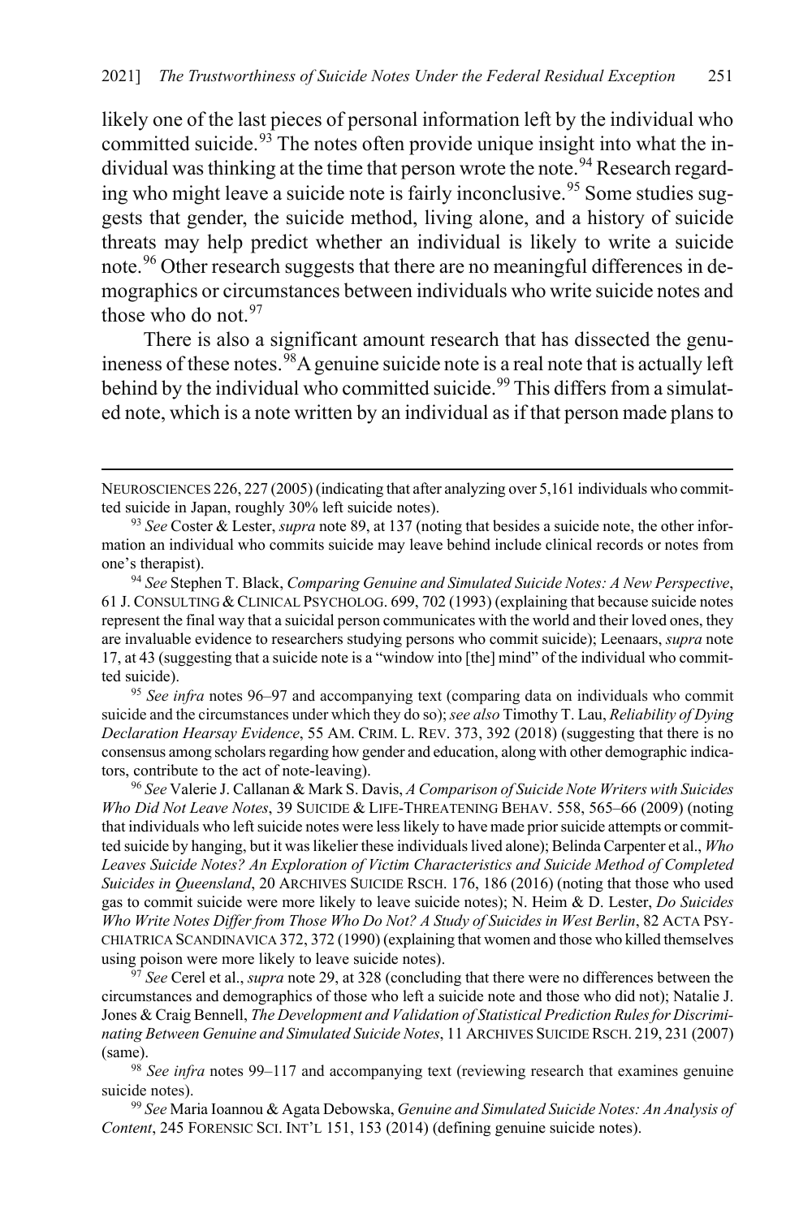likely one of the last pieces of personal information left by the individual who committed suicide.[93] The notes often provide unique insight into what the individual was thinking at the time that person wrote the note.[94] Research regarding who might leave a suicide note is fairly inconclusive.[95] Some studies suggests that gender, the suicide method, living alone, and a history of suicide threats may help predict whether an individual is likely to write a suicide note.[96] Other research suggests that there are no meaningful differences in demographics or circumstances between individuals who write suicide notes and those who do not.[97]

There is also a significant amount research that has dissected the genuineness of these notes.[98] A genuine suicide note is a real note that is actually left behind by the individual who committed suicide.[99] This differs from a simulated note, which is a note written by an individual as if that person made plans to

---

NEUROSCIENCES 226, 227 (2005) (indicating that after analyzing over 5,161 individuals who committed suicide in Japan, roughly 30% left suicide notes).

[93] *See* Coster & Lester, *supra* note 89, at 137 (noting that besides a suicide note, the other information an individual who commits suicide may leave behind include clinical records or notes from one's therapist).

[94] *See* Stephen T. Black, *Comparing Genuine and Simulated Suicide Notes: A New Perspective*, 61 J. CONSULTING & CLINICAL PSYCHOLOG. 699, 702 (1993) (explaining that because suicide notes represent the final way that a suicidal person communicates with the world and their loved ones, they are invaluable evidence to researchers studying persons who commit suicide); Leenaars, *supra* note 17, at 43 (suggesting that a suicide note is a "window into [the] mind" of the individual who committed suicide).

[95] *See infra* notes 96–97 and accompanying text (comparing data on individuals who commit suicide and the circumstances under which they do so); *see also* Timothy T. Lau, *Reliability of Dying Declaration Hearsay Evidence*, 55 AM. CRIM. L. REV. 373, 392 (2018) (suggesting that there is no consensus among scholars regarding how gender and education, along with other demographic indicators, contribute to the act of note-leaving).

[96] *See* Valerie J. Callanan & Mark S. Davis, *A Comparison of Suicide Note Writers with Suicides Who Did Not Leave Notes*, 39 SUICIDE & LIFE-THREATENING BEHAV. 558, 565–66 (2009) (noting that individuals who left suicide notes were less likely to have made prior suicide attempts or committed suicide by hanging, but it was likelier these individuals lived alone); Belinda Carpenter et al., *Who Leaves Suicide Notes? An Exploration of Victim Characteristics and Suicide Method of Completed Suicides in Queensland*, 20 ARCHIVES SUICIDE RSCH. 176, 186 (2016) (noting that those who used gas to commit suicide were more likely to leave suicide notes); N. Heim & D. Lester, *Do Suicides Who Write Notes Differ from Those Who Do Not? A Study of Suicides in West Berlin*, 82 ACTA PSYCHIATRICA SCANDINAVICA 372, 372 (1990) (explaining that women and those who killed themselves using poison were more likely to leave suicide notes).

[97] *See* Cerel et al., *supra* note 29, at 328 (concluding that there were no differences between the circumstances and demographics of those who left a suicide note and those who did not); Natalie J. Jones & Craig Bennell, *The Development and Validation of Statistical Prediction Rules for Discriminating Between Genuine and Simulated Suicide Notes*, 11 ARCHIVES SUICIDE RSCH. 219, 231 (2007) (same).

[98] *See infra* notes 99–117 and accompanying text (reviewing research that examines genuine suicide notes).

[99] *See* Maria Ioannou & Agata Debowska, *Genuine and Simulated Suicide Notes: An Analysis of Content*, 245 FORENSIC SCI. INT'L 151, 153 (2014) (defining genuine suicide notes).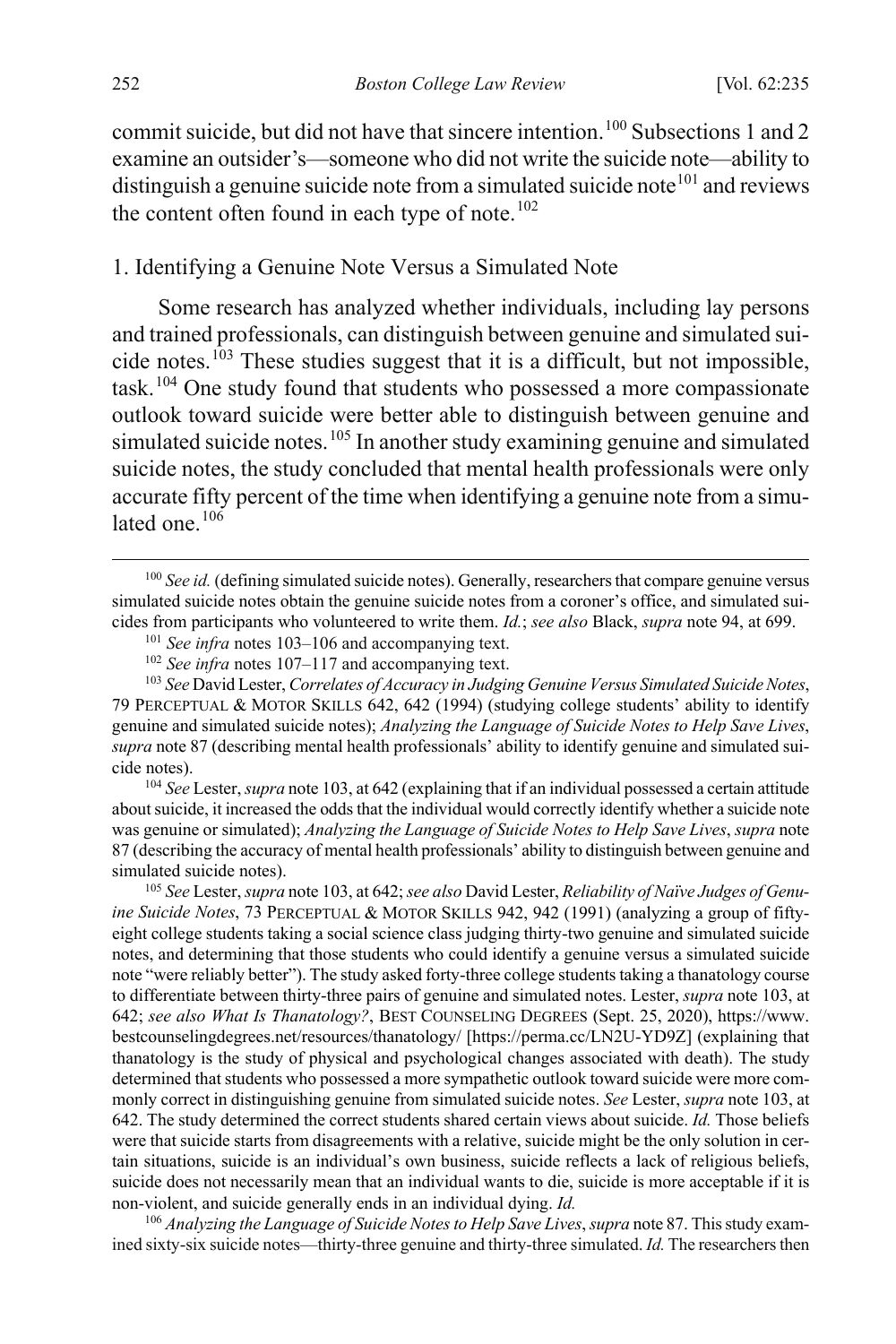commit suicide, but did not have that sincere intention.[100] Subsections 1 and 2 examine an outsider's—someone who did not write the suicide note—ability to distinguish a genuine suicide note from a simulated suicide note[101] and reviews the content often found in each type of note.[102]

### 1. Identifying a Genuine Note Versus a Simulated Note

Some research has analyzed whether individuals, including lay persons and trained professionals, can distinguish between genuine and simulated suicide notes.[103] These studies suggest that it is a difficult, but not impossible, task.[104] One study found that students who possessed a more compassionate outlook toward suicide were better able to distinguish between genuine and simulated suicide notes.[105] In another study examining genuine and simulated suicide notes, the study concluded that mental health professionals were only accurate fifty percent of the time when identifying a genuine note from a simulated one.[106]

---

[100] *See id.* (defining simulated suicide notes). Generally, researchers that compare genuine versus simulated suicide notes obtain the genuine suicide notes from a coroner's office, and simulated suicides from participants who volunteered to write them. *Id.*; *see also* Black, *supra* note 94, at 699.

[101] *See infra* notes 103–106 and accompanying text.

[102] *See infra* notes 107–117 and accompanying text.

[103] *See* David Lester, *Correlates of Accuracy in Judging Genuine Versus Simulated Suicide Notes*, 79 PERCEPTUAL & MOTOR SKILLS 642, 642 (1994) (studying college students' ability to identify genuine and simulated suicide notes); *Analyzing the Language of Suicide Notes to Help Save Lives*, *supra* note 87 (describing mental health professionals' ability to identify genuine and simulated suicide notes).

[104] *See* Lester, *supra* note 103, at 642 (explaining that if an individual possessed a certain attitude about suicide, it increased the odds that the individual would correctly identify whether a suicide note was genuine or simulated); *Analyzing the Language of Suicide Notes to Help Save Lives*, *supra* note 87 (describing the accuracy of mental health professionals' ability to distinguish between genuine and simulated suicide notes).

[105] *See* Lester, *supra* note 103, at 642; *see also* David Lester, *Reliability of Naïve Judges of Genuine Suicide Notes*, 73 PERCEPTUAL & MOTOR SKILLS 942, 942 (1991) (analyzing a group of fifty-eight college students taking a social science class judging thirty-two genuine and simulated suicide notes, and determining that those students who could identify a genuine versus a simulated suicide note "were reliably better"). The study asked forty-three college students taking a thanatology course to differentiate between thirty-three pairs of genuine and simulated notes. Lester, *supra* note 103, at 642; *see also What Is Thanatology?*, BEST COUNSELING DEGREES (Sept. 25, 2020), https://www.bestcounselingdegrees.net/resources/thanatology/ [https://perma.cc/LN2U-YD9Z] (explaining that thanatology is the study of physical and psychological changes associated with death). The study determined that students who possessed a more sympathetic outlook toward suicide were more commonly correct in distinguishing genuine from simulated suicide notes. *See* Lester, *supra* note 103, at 642. The study determined the correct students shared certain views about suicide. *Id.* Those beliefs were that suicide starts from disagreements with a relative, suicide might be the only solution in certain situations, suicide is an individual's own business, suicide reflects a lack of religious beliefs, suicide does not necessarily mean that an individual wants to die, suicide is more acceptable if it is non-violent, and suicide generally ends in an individual dying. *Id.*

[106] *Analyzing the Language of Suicide Notes to Help Save Lives*, *supra* note 87. This study examined sixty-six suicide notes—thirty-three genuine and thirty-three simulated. *Id.* The researchers then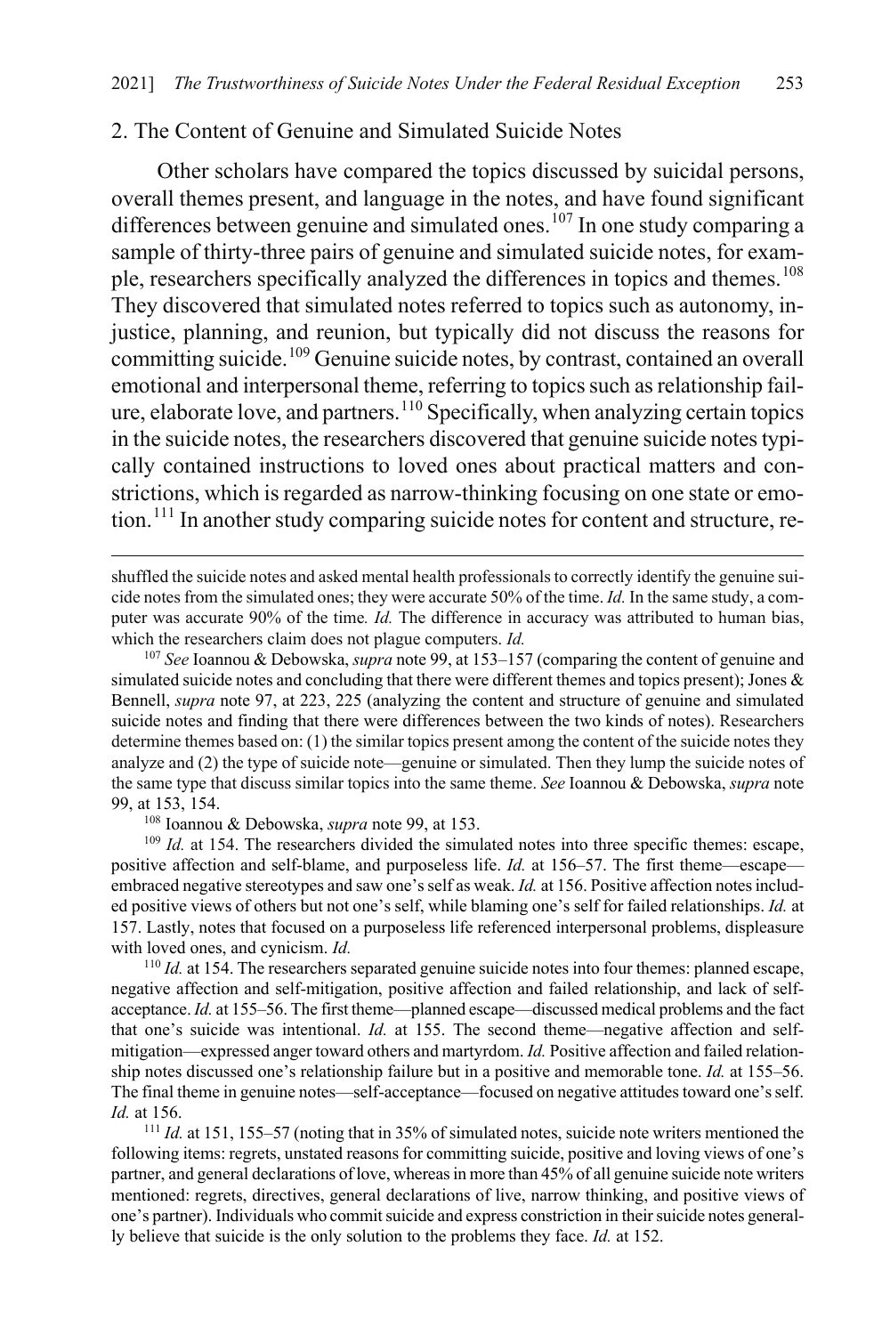## 2. The Content of Genuine and Simulated Suicide Notes

Other scholars have compared the topics discussed by suicidal persons, overall themes present, and language in the notes, and have found significant differences between genuine and simulated ones.[107] In one study comparing a sample of thirty-three pairs of genuine and simulated suicide notes, for example, researchers specifically analyzed the differences in topics and themes.[108] They discovered that simulated notes referred to topics such as autonomy, injustice, planning, and reunion, but typically did not discuss the reasons for committing suicide.[109] Genuine suicide notes, by contrast, contained an overall emotional and interpersonal theme, referring to topics such as relationship failure, elaborate love, and partners.[110] Specifically, when analyzing certain topics in the suicide notes, the researchers discovered that genuine suicide notes typically contained instructions to loved ones about practical matters and constrictions, which is regarded as narrow-thinking focusing on one state or emotion.[111] In another study comparing suicide notes for content and structure, re-

---

shuffled the suicide notes and asked mental health professionals to correctly identify the genuine suicide notes from the simulated ones; they were accurate 50% of the time. *Id.* In the same study, a computer was accurate 90% of the time*. Id.* The difference in accuracy was attributed to human bias, which the researchers claim does not plague computers. *Id.*

[107] *See* Ioannou & Debowska, *supra* note 99, at 153–157 (comparing the content of genuine and simulated suicide notes and concluding that there were different themes and topics present); Jones & Bennell, *supra* note 97, at 223, 225 (analyzing the content and structure of genuine and simulated suicide notes and finding that there were differences between the two kinds of notes). Researchers determine themes based on: (1) the similar topics present among the content of the suicide notes they analyze and (2) the type of suicide note—genuine or simulated. Then they lump the suicide notes of the same type that discuss similar topics into the same theme. *See* Ioannou & Debowska, *supra* note 99, at 153, 154.

[108] Ioannou & Debowska, *supra* note 99, at 153.

[109] *Id.* at 154. The researchers divided the simulated notes into three specific themes: escape, positive affection and self-blame, and purposeless life. *Id.* at 156–57. The first theme—escape—embraced negative stereotypes and saw one's self as weak. *Id.* at 156. Positive affection notes included positive views of others but not one's self, while blaming one's self for failed relationships. *Id.* at 157. Lastly, notes that focused on a purposeless life referenced interpersonal problems, displeasure with loved ones, and cynicism. *Id.*

[110] *Id.* at 154. The researchers separated genuine suicide notes into four themes: planned escape, negative affection and self-mitigation, positive affection and failed relationship, and lack of self-acceptance. *Id.* at 155–56. The first theme—planned escape—discussed medical problems and the fact that one's suicide was intentional. *Id.* at 155. The second theme—negative affection and self-mitigation—expressed anger toward others and martyrdom. *Id.* Positive affection and failed relationship notes discussed one's relationship failure but in a positive and memorable tone. *Id.* at 155–56. The final theme in genuine notes—self-acceptance—focused on negative attitudes toward one's self. *Id.* at 156.

[111] *Id.* at 151, 155–57 (noting that in 35% of simulated notes, suicide note writers mentioned the following items: regrets, unstated reasons for committing suicide, positive and loving views of one's partner, and general declarations of love, whereas in more than 45% of all genuine suicide note writers mentioned: regrets, directives, general declarations of live, narrow thinking, and positive views of one's partner). Individuals who commit suicide and express constriction in their suicide notes generally believe that suicide is the only solution to the problems they face. *Id.* at 152.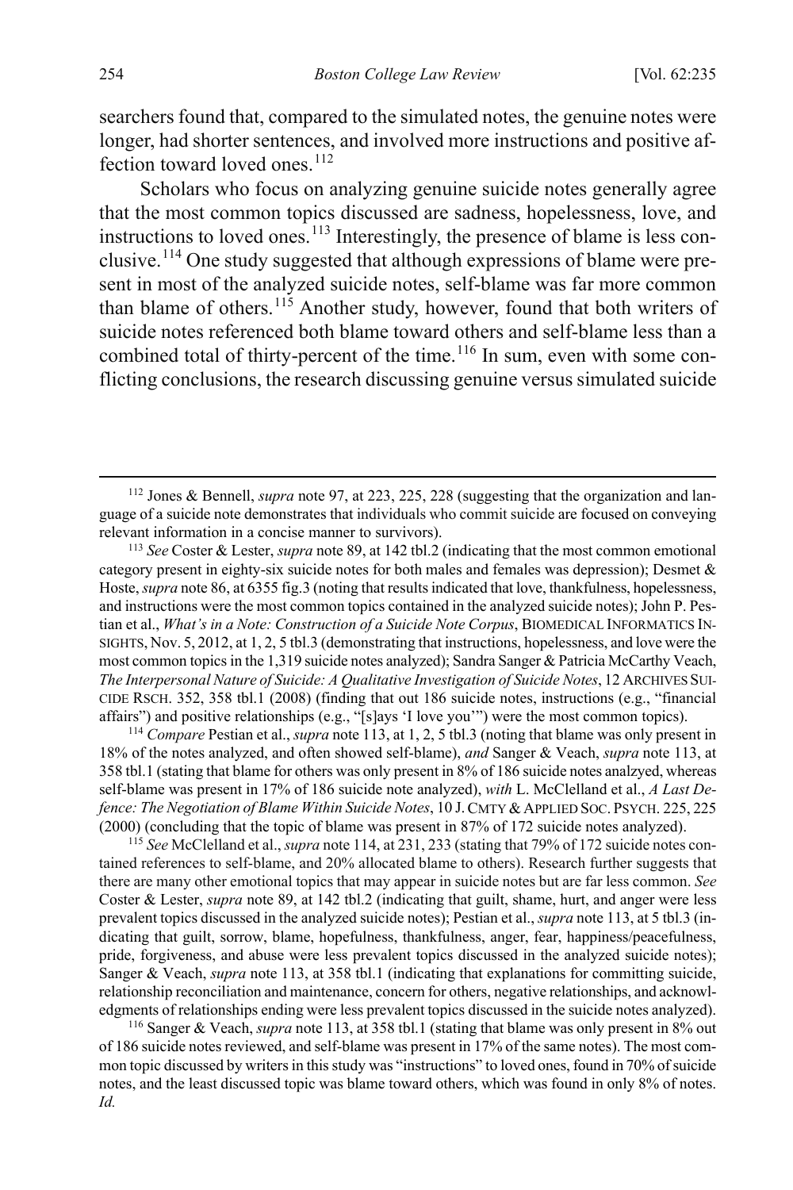searchers found that, compared to the simulated notes, the genuine notes were longer, had shorter sentences, and involved more instructions and positive affection toward loved ones.[112]

Scholars who focus on analyzing genuine suicide notes generally agree that the most common topics discussed are sadness, hopelessness, love, and instructions to loved ones.[113] Interestingly, the presence of blame is less conclusive.[114] One study suggested that although expressions of blame were present in most of the analyzed suicide notes, self-blame was far more common than blame of others.[115] Another study, however, found that both writers of suicide notes referenced both blame toward others and self-blame less than a combined total of thirty-percent of the time.[116] In sum, even with some conflicting conclusions, the research discussing genuine versus simulated suicide

---

[112] Jones & Bennell, *supra* note 97, at 223, 225, 228 (suggesting that the organization and language of a suicide note demonstrates that individuals who commit suicide are focused on conveying relevant information in a concise manner to survivors).

[113] *See* Coster & Lester, *supra* note 89, at 142 tbl.2 (indicating that the most common emotional category present in eighty-six suicide notes for both males and females was depression); Desmet & Hoste, *supra* note 86, at 6355 fig.3 (noting that results indicated that love, thankfulness, hopelessness, and instructions were the most common topics contained in the analyzed suicide notes); John P. Pestian et al., *What's in a Note: Construction of a Suicide Note Corpus*, BIOMEDICAL INFORMATICS INSIGHTS, Nov. 5, 2012, at 1, 2, 5 tbl.3 (demonstrating that instructions, hopelessness, and love were the most common topics in the 1,319 suicide notes analyzed); Sandra Sanger & Patricia McCarthy Veach, *The Interpersonal Nature of Suicide: A Qualitative Investigation of Suicide Notes*, 12 ARCHIVES SUICIDE RSCH. 352, 358 tbl.1 (2008) (finding that out 186 suicide notes, instructions (e.g., "financial affairs") and positive relationships (e.g., "[s]ays 'I love you'") were the most common topics).

[114] *Compare* Pestian et al., *supra* note 113, at 1, 2, 5 tbl.3 (noting that blame was only present in 18% of the notes analyzed, and often showed self-blame), *and* Sanger & Veach, *supra* note 113, at 358 tbl.1 (stating that blame for others was only present in 8% of 186 suicide notes analzyed, whereas self-blame was present in 17% of 186 suicide note analyzed), *with* L. McClelland et al., *A Last Defence: The Negotiation of Blame Within Suicide Notes*, 10 J. CMTY & APPLIED SOC. PSYCH. 225, 225 (2000) (concluding that the topic of blame was present in 87% of 172 suicide notes analyzed).

[115] *See* McClelland et al., *supra* note 114, at 231, 233 (stating that 79% of 172 suicide notes contained references to self-blame, and 20% allocated blame to others). Research further suggests that there are many other emotional topics that may appear in suicide notes but are far less common. *See* Coster & Lester, *supra* note 89, at 142 tbl.2 (indicating that guilt, shame, hurt, and anger were less prevalent topics discussed in the analyzed suicide notes); Pestian et al., *supra* note 113, at 5 tbl.3 (indicating that guilt, sorrow, blame, hopefulness, thankfulness, anger, fear, happiness/peacefulness, pride, forgiveness, and abuse were less prevalent topics discussed in the analyzed suicide notes); Sanger & Veach, *supra* note 113, at 358 tbl.1 (indicating that explanations for committing suicide, relationship reconciliation and maintenance, concern for others, negative relationships, and acknowledgments of relationships ending were less prevalent topics discussed in the suicide notes analyzed).

[116] Sanger & Veach, *supra* note 113, at 358 tbl.1 (stating that blame was only present in 8% out of 186 suicide notes reviewed, and self-blame was present in 17% of the same notes). The most common topic discussed by writers in this study was "instructions" to loved ones, found in 70% of suicide notes, and the least discussed topic was blame toward others, which was found in only 8% of notes. *Id.*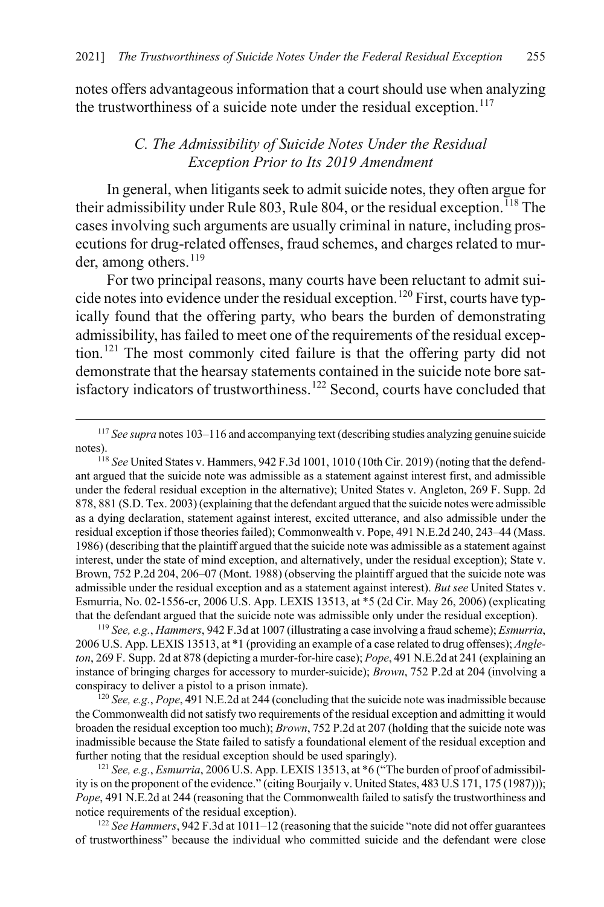notes offers advantageous information that a court should use when analyzing the trustworthiness of a suicide note under the residual exception.[117]

### *C. The Admissibility of Suicide Notes Under the Residual Exception Prior to Its 2019 Amendment*

In general, when litigants seek to admit suicide notes, they often argue for their admissibility under Rule 803, Rule 804, or the residual exception.[118] The cases involving such arguments are usually criminal in nature, including prosecutions for drug-related offenses, fraud schemes, and charges related to murder, among others.[119]

For two principal reasons, many courts have been reluctant to admit suicide notes into evidence under the residual exception.[120] First, courts have typically found that the offering party, who bears the burden of demonstrating admissibility, has failed to meet one of the requirements of the residual exception.[121] The most commonly cited failure is that the offering party did not demonstrate that the hearsay statements contained in the suicide note bore satisfactory indicators of trustworthiness.[122] Second, courts have concluded that

---

[117] *See supra* notes 103–116 and accompanying text (describing studies analyzing genuine suicide notes).

[118] *See* United States v. Hammers, 942 F.3d 1001, 1010 (10th Cir. 2019) (noting that the defendant argued that the suicide note was admissible as a statement against interest first, and admissible under the federal residual exception in the alternative); United States v. Angleton, 269 F. Supp. 2d 878, 881 (S.D. Tex. 2003) (explaining that the defendant argued that the suicide notes were admissible as a dying declaration, statement against interest, excited utterance, and also admissible under the residual exception if those theories failed); Commonwealth v. Pope, 491 N.E.2d 240, 243–44 (Mass. 1986) (describing that the plaintiff argued that the suicide note was admissible as a statement against interest, under the state of mind exception, and alternatively, under the residual exception); State v. Brown, 752 P.2d 204, 206–07 (Mont. 1988) (observing the plaintiff argued that the suicide note was admissible under the residual exception and as a statement against interest). *But see* United States v. Esmurria, No. 02-1556-cr, 2006 U.S. App. LEXIS 13513, at *5 (2d Cir. May 26, 2006) (explicating that the defendant argued that the suicide note was admissible only under the residual exception).

[119] *See, e.g.*, *Hammers*, 942 F.3d at 1007 (illustrating a case involving a fraud scheme); *Esmurria*, 2006 U.S. App. LEXIS 13513, at *1 (providing an example of a case related to drug offenses); *Angleton*, 269 F. Supp. 2d at 878 (depicting a murder-for-hire case); *Pope*, 491 N.E.2d at 241 (explaining an instance of bringing charges for accessory to murder-suicide); *Brown*, 752 P.2d at 204 (involving a conspiracy to deliver a pistol to a prison inmate).

[120] *See, e.g.*, *Pope*, 491 N.E.2d at 244 (concluding that the suicide note was inadmissible because the Commonwealth did not satisfy two requirements of the residual exception and admitting it would broaden the residual exception too much); *Brown*, 752 P.2d at 207 (holding that the suicide note was inadmissible because the State failed to satisfy a foundational element of the residual exception and further noting that the residual exception should be used sparingly).

[121] *See, e.g.*, *Esmurria*, 2006 U.S. App. LEXIS 13513, at *6 ("The burden of proof of admissibility is on the proponent of the evidence." (citing Bourjaily v. United States, 483 U.S 171, 175 (1987))); *Pope*, 491 N.E.2d at 244 (reasoning that the Commonwealth failed to satisfy the trustworthiness and notice requirements of the residual exception).

[122] *See Hammers*, 942 F.3d at 1011–12 (reasoning that the suicide "note did not offer guarantees of trustworthiness" because the individual who committed suicide and the defendant were close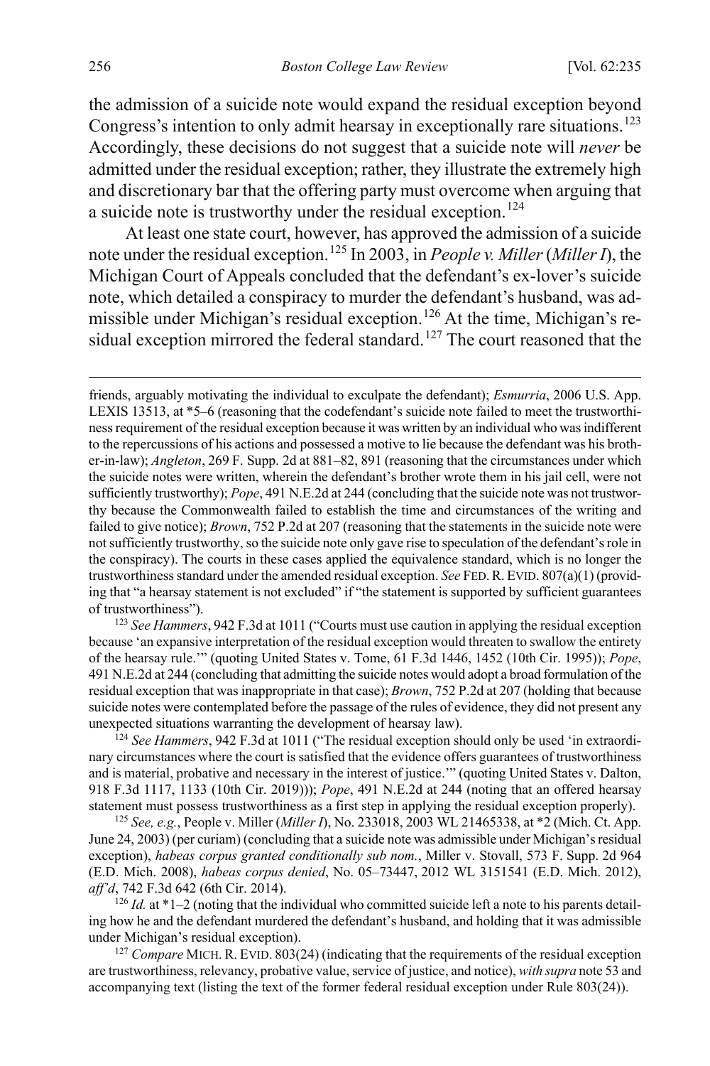the admission of a suicide note would expand the residual exception beyond Congress's intention to only admit hearsay in exceptionally rare situations.[123] Accordingly, these decisions do not suggest that a suicide note will *never* be admitted under the residual exception; rather, they illustrate the extremely high and discretionary bar that the offering party must overcome when arguing that a suicide note is trustworthy under the residual exception.[124]

At least one state court, however, has approved the admission of a suicide note under the residual exception.[125] In 2003, in *People v. Miller* (*Miller I*), the Michigan Court of Appeals concluded that the defendant's ex-lover's suicide note, which detailed a conspiracy to murder the defendant's husband, was admissible under Michigan's residual exception.[126] At the time, Michigan's residual exception mirrored the federal standard.[127] The court reasoned that the

---

friends, arguably motivating the individual to exculpate the defendant); *Esmurria*, 2006 U.S. App. LEXIS 13513, at *5–6 (reasoning that the codefendant's suicide note failed to meet the trustworthiness requirement of the residual exception because it was written by an individual who was indifferent to the repercussions of his actions and possessed a motive to lie because the defendant was his brother-in-law); *Angleton*, 269 F. Supp. 2d at 881–82, 891 (reasoning that the circumstances under which the suicide notes were written, wherein the defendant's brother wrote them in his jail cell, were not sufficiently trustworthy); *Pope*, 491 N.E.2d at 244 (concluding that the suicide note was not trustworthy because the Commonwealth failed to establish the time and circumstances of the writing and failed to give notice); *Brown*, 752 P.2d at 207 (reasoning that the statements in the suicide note were not sufficiently trustworthy, so the suicide note only gave rise to speculation of the defendant's role in the conspiracy). The courts in these cases applied the equivalence standard, which is no longer the trustworthiness standard under the amended residual exception. *See* FED. R. EVID. 807(a)(1) (providing that "a hearsay statement is not excluded" if "the statement is supported by sufficient guarantees of trustworthiness").

[123] *See Hammers*, 942 F.3d at 1011 ("Courts must use caution in applying the residual exception because 'an expansive interpretation of the residual exception would threaten to swallow the entirety of the hearsay rule.'" (quoting United States v. Tome, 61 F.3d 1446, 1452 (10th Cir. 1995)); *Pope*, 491 N.E.2d at 244 (concluding that admitting the suicide notes would adopt a broad formulation of the residual exception that was inappropriate in that case); *Brown*, 752 P.2d at 207 (holding that because suicide notes were contemplated before the passage of the rules of evidence, they did not present any unexpected situations warranting the development of hearsay law).

[124] *See Hammers*, 942 F.3d at 1011 ("The residual exception should only be used 'in extraordinary circumstances where the court is satisfied that the evidence offers guarantees of trustworthiness and is material, probative and necessary in the interest of justice.'" (quoting United States v. Dalton, 918 F.3d 1117, 1133 (10th Cir. 2019))); *Pope*, 491 N.E.2d at 244 (noting that an offered hearsay statement must possess trustworthiness as a first step in applying the residual exception properly).

[125] *See, e.g.*, People v. Miller (*Miller I*), No. 233018, 2003 WL 21465338, at *2 (Mich. Ct. App. June 24, 2003) (per curiam) (concluding that a suicide note was admissible under Michigan's residual exception), *habeas corpus granted conditionally sub nom.*, Miller v. Stovall, 573 F. Supp. 2d 964 (E.D. Mich. 2008), *habeas corpus denied*, No. 05–73447, 2012 WL 3151541 (E.D. Mich. 2012), *aff'd*, 742 F.3d 642 (6th Cir. 2014).

[126] *Id.* at *1–2 (noting that the individual who committed suicide left a note to his parents detailing how he and the defendant murdered the defendant's husband, and holding that it was admissible under Michigan's residual exception).

[127] *Compare* MICH. R. EVID. 803(24) (indicating that the requirements of the residual exception are trustworthiness, relevancy, probative value, service of justice, and notice), *with supra* note 53 and accompanying text (listing the text of the former federal residual exception under Rule 803(24)).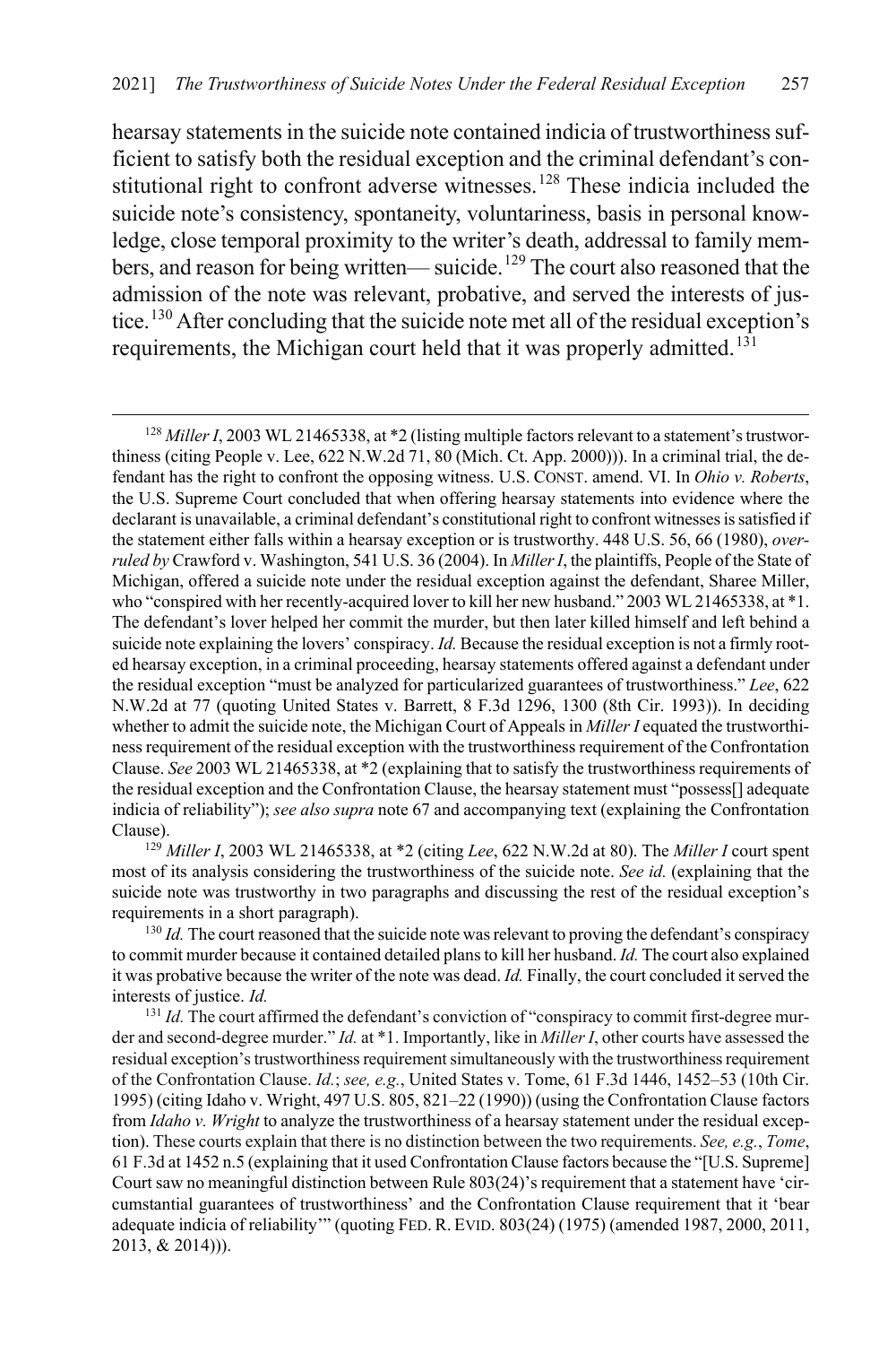hearsay statements in the suicide note contained indicia of trustworthiness sufficient to satisfy both the residual exception and the criminal defendant's constitutional right to confront adverse witnesses.[128] These indicia included the suicide note's consistency, spontaneity, voluntariness, basis in personal knowledge, close temporal proximity to the writer's death, addressal to family members, and reason for being written— suicide.[129] The court also reasoned that the admission of the note was relevant, probative, and served the interests of justice.[130] After concluding that the suicide note met all of the residual exception's requirements, the Michigan court held that it was properly admitted.[131]

---

[128] *Miller I*, 2003 WL 21465338, at *2 (listing multiple factors relevant to a statement's trustworthiness (citing People v. Lee, 622 N.W.2d 71, 80 (Mich. Ct. App. 2000))). In a criminal trial, the defendant has the right to confront the opposing witness. U.S. CONST. amend. VI. In *Ohio v. Roberts*, the U.S. Supreme Court concluded that when offering hearsay statements into evidence where the declarant is unavailable, a criminal defendant's constitutional right to confront witnesses is satisfied if the statement either falls within a hearsay exception or is trustworthy. 448 U.S. 56, 66 (1980), *overruled by* Crawford v. Washington, 541 U.S. 36 (2004). In *Miller I*, the plaintiffs, People of the State of Michigan, offered a suicide note under the residual exception against the defendant, Sharee Miller, who "conspired with her recently-acquired lover to kill her new husband." 2003 WL 21465338, at *1. The defendant's lover helped her commit the murder, but then later killed himself and left behind a suicide note explaining the lovers' conspiracy. *Id.* Because the residual exception is not a firmly rooted hearsay exception, in a criminal proceeding, hearsay statements offered against a defendant under the residual exception "must be analyzed for particularized guarantees of trustworthiness." *Lee*, 622 N.W.2d at 77 (quoting United States v. Barrett, 8 F.3d 1296, 1300 (8th Cir. 1993)). In deciding whether to admit the suicide note, the Michigan Court of Appeals in *Miller I* equated the trustworthiness requirement of the residual exception with the trustworthiness requirement of the Confrontation Clause. *See* 2003 WL 21465338, at *2 (explaining that to satisfy the trustworthiness requirements of the residual exception and the Confrontation Clause, the hearsay statement must "possess[] adequate indicia of reliability"); *see also supra* note 67 and accompanying text (explaining the Confrontation Clause).

[129] *Miller I*, 2003 WL 21465338, at *2 (citing *Lee*, 622 N.W.2d at 80). The *Miller I* court spent most of its analysis considering the trustworthiness of the suicide note. *See id.* (explaining that the suicide note was trustworthy in two paragraphs and discussing the rest of the residual exception's requirements in a short paragraph).

[130] *Id.* The court reasoned that the suicide note was relevant to proving the defendant's conspiracy to commit murder because it contained detailed plans to kill her husband. *Id.* The court also explained it was probative because the writer of the note was dead. *Id.* Finally, the court concluded it served the interests of justice. *Id.*

[131] *Id.* The court affirmed the defendant's conviction of "conspiracy to commit first-degree murder and second-degree murder." *Id.* at *1. Importantly, like in *Miller I*, other courts have assessed the residual exception's trustworthiness requirement simultaneously with the trustworthiness requirement of the Confrontation Clause. *Id.*; *see, e.g.*, United States v. Tome, 61 F.3d 1446, 1452–53 (10th Cir. 1995) (citing Idaho v. Wright, 497 U.S. 805, 821–22 (1990)) (using the Confrontation Clause factors from *Idaho v. Wright* to analyze the trustworthiness of a hearsay statement under the residual exception). These courts explain that there is no distinction between the two requirements. *See, e.g.*, *Tome*, 61 F.3d at 1452 n.5 (explaining that it used Confrontation Clause factors because the "[U.S. Supreme] Court saw no meaningful distinction between Rule 803(24)'s requirement that a statement have 'circumstantial guarantees of trustworthiness' and the Confrontation Clause requirement that it 'bear adequate indicia of reliability'" (quoting FED. R. EVID. 803(24) (1975) (amended 1987, 2000, 2011, 2013, & 2014))).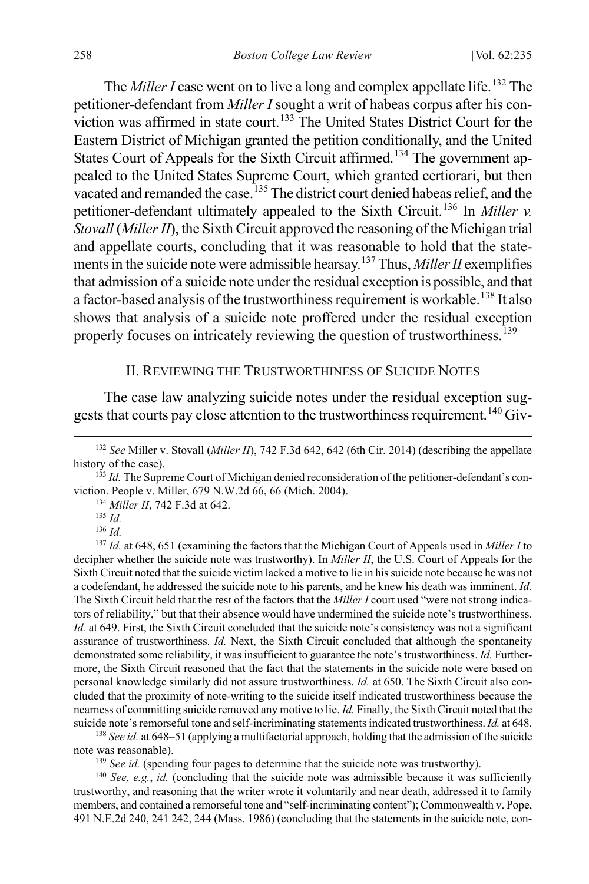The *Miller I* case went on to live a long and complex appellate life.[132] The petitioner-defendant from *Miller I* sought a writ of habeas corpus after his conviction was affirmed in state court.[133] The United States District Court for the Eastern District of Michigan granted the petition conditionally, and the United States Court of Appeals for the Sixth Circuit affirmed.[134] The government appealed to the United States Supreme Court, which granted certiorari, but then vacated and remanded the case.[135] The district court denied habeas relief, and the petitioner-defendant ultimately appealed to the Sixth Circuit.[136] In *Miller v. Stovall* (*Miller II*), the Sixth Circuit approved the reasoning of the Michigan trial and appellate courts, concluding that it was reasonable to hold that the statements in the suicide note were admissible hearsay.[137] Thus, *Miller II* exemplifies that admission of a suicide note under the residual exception is possible, and that a factor-based analysis of the trustworthiness requirement is workable.[138] It also shows that analysis of a suicide note proffered under the residual exception properly focuses on intricately reviewing the question of trustworthiness.[139]

## II. Reviewing the Trustworthiness of Suicide Notes

The case law analyzing suicide notes under the residual exception suggests that courts pay close attention to the trustworthiness requirement.[140] Giv-

---

[132] *See* Miller v. Stovall (*Miller II*), 742 F.3d 642, 642 (6th Cir. 2014) (describing the appellate history of the case).

[133] *Id.* The Supreme Court of Michigan denied reconsideration of the petitioner-defendant's conviction. People v. Miller, 679 N.W.2d 66, 66 (Mich. 2004).

[134] *Miller II*, 742 F.3d at 642.

[135] *Id.*

[136] *Id.*

[137] *Id.* at 648, 651 (examining the factors that the Michigan Court of Appeals used in *Miller I* to decipher whether the suicide note was trustworthy). In *Miller II*, the U.S. Court of Appeals for the Sixth Circuit noted that the suicide victim lacked a motive to lie in his suicide note because he was not a codefendant, he addressed the suicide note to his parents, and he knew his death was imminent. *Id.* The Sixth Circuit held that the rest of the factors that the *Miller I* court used "were not strong indicators of reliability," but that their absence would have undermined the suicide note's trustworthiness. *Id.* at 649. First, the Sixth Circuit concluded that the suicide note's consistency was not a significant assurance of trustworthiness. *Id.* Next, the Sixth Circuit concluded that although the spontaneity demonstrated some reliability, it was insufficient to guarantee the note's trustworthiness. *Id.* Furthermore, the Sixth Circuit reasoned that the fact that the statements in the suicide note were based on personal knowledge similarly did not assure trustworthiness. *Id.* at 650. The Sixth Circuit also concluded that the proximity of note-writing to the suicide itself indicated trustworthiness because the nearness of committing suicide removed any motive to lie. *Id.* Finally, the Sixth Circuit noted that the suicide note's remorseful tone and self-incriminating statements indicated trustworthiness. *Id.* at 648.

[138] *See id.* at 648–51 (applying a multifactorial approach, holding that the admission of the suicide note was reasonable).

[139] *See id.* (spending four pages to determine that the suicide note was trustworthy).

[140] *See, e.g.*, *id.* (concluding that the suicide note was admissible because it was sufficiently trustworthy, and reasoning that the writer wrote it voluntarily and near death, addressed it to family members, and contained a remorseful tone and "self-incriminating content"); Commonwealth v. Pope, 491 N.E.2d 240, 241 242, 244 (Mass. 1986) (concluding that the statements in the suicide note, con-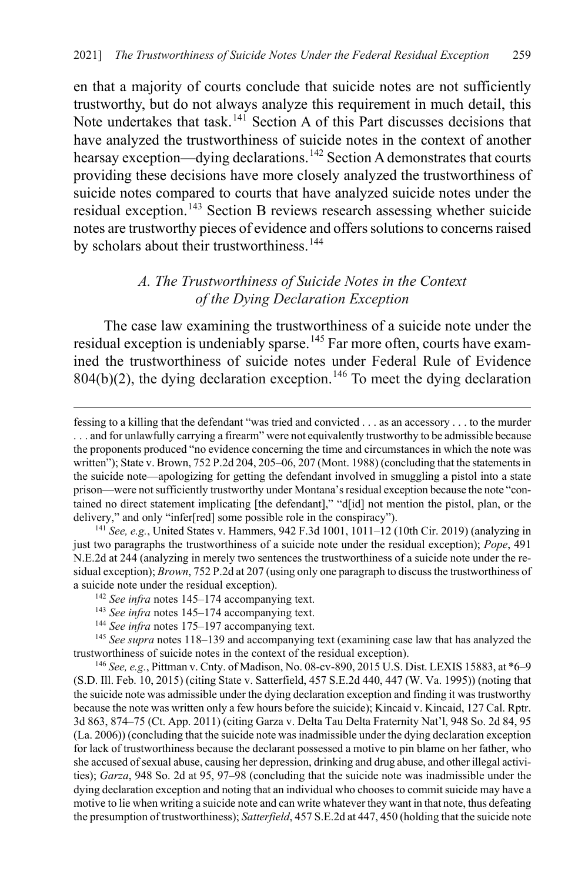en that a majority of courts conclude that suicide notes are not sufficiently trustworthy, but do not always analyze this requirement in much detail, this Note undertakes that task.[141] Section A of this Part discusses decisions that have analyzed the trustworthiness of suicide notes in the context of another hearsay exception—dying declarations.[142] Section A demonstrates that courts providing these decisions have more closely analyzed the trustworthiness of suicide notes compared to courts that have analyzed suicide notes under the residual exception.[143] Section B reviews research assessing whether suicide notes are trustworthy pieces of evidence and offers solutions to concerns raised by scholars about their trustworthiness.[144]

### *A. The Trustworthiness of Suicide Notes in the Context of the Dying Declaration Exception*

The case law examining the trustworthiness of a suicide note under the residual exception is undeniably sparse.[145] Far more often, courts have examined the trustworthiness of suicide notes under Federal Rule of Evidence 804(b)(2), the dying declaration exception.[146] To meet the dying declaration

---

fessing to a killing that the defendant "was tried and convicted . . . as an accessory . . . to the murder . . . and for unlawfully carrying a firearm" were not equivalently trustworthy to be admissible because the proponents produced "no evidence concerning the time and circumstances in which the note was written"); State v. Brown, 752 P.2d 204, 205–06, 207 (Mont. 1988) (concluding that the statements in the suicide note—apologizing for getting the defendant involved in smuggling a pistol into a state prison—were not sufficiently trustworthy under Montana's residual exception because the note "contained no direct statement implicating [the defendant]," "d[id] not mention the pistol, plan, or the delivery," and only "infer[red] some possible role in the conspiracy").

[141] *See, e.g.*, United States v. Hammers, 942 F.3d 1001, 1011–12 (10th Cir. 2019) (analyzing in just two paragraphs the trustworthiness of a suicide note under the residual exception); *Pope*, 491 N.E.2d at 244 (analyzing in merely two sentences the trustworthiness of a suicide note under the residual exception); *Brown*, 752 P.2d at 207 (using only one paragraph to discuss the trustworthiness of a suicide note under the residual exception).

[142] *See infra* notes 145–174 accompanying text.

[143] *See infra* notes 145–174 accompanying text.

[144] *See infra* notes 175–197 accompanying text.

[145] *See supra* notes 118–139 and accompanying text (examining case law that has analyzed the trustworthiness of suicide notes in the context of the residual exception).

[146] *See, e.g.*, Pittman v. Cnty. of Madison, No. 08-cv-890, 2015 U.S. Dist. LEXIS 15883, at *6–9 (S.D. Ill. Feb. 10, 2015) (citing State v. Satterfield, 457 S.E.2d 440, 447 (W. Va. 1995)) (noting that the suicide note was admissible under the dying declaration exception and finding it was trustworthy because the note was written only a few hours before the suicide); Kincaid v. Kincaid, 127 Cal. Rptr. 3d 863, 874–75 (Ct. App. 2011) (citing Garza v. Delta Tau Delta Fraternity Nat'l, 948 So. 2d 84, 95 (La. 2006)) (concluding that the suicide note was inadmissible under the dying declaration exception for lack of trustworthiness because the declarant possessed a motive to pin blame on her father, who she accused of sexual abuse, causing her depression, drinking and drug abuse, and other illegal activities); *Garza*, 948 So. 2d at 95, 97–98 (concluding that the suicide note was inadmissible under the dying declaration exception and noting that an individual who chooses to commit suicide may have a motive to lie when writing a suicide note and can write whatever they want in that note, thus defeating the presumption of trustworthiness); *Satterfield*, 457 S.E.2d at 447, 450 (holding that the suicide note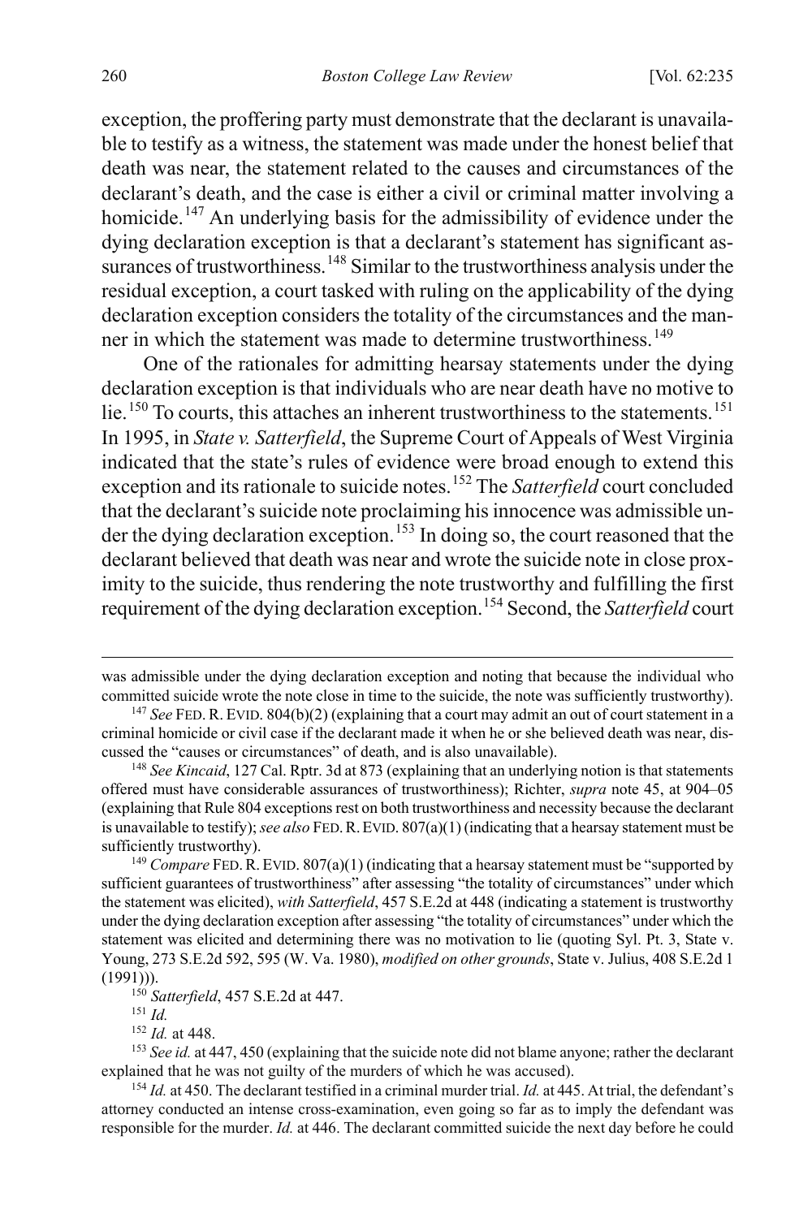exception, the proffering party must demonstrate that the declarant is unavailable to testify as a witness, the statement was made under the honest belief that death was near, the statement related to the causes and circumstances of the declarant's death, and the case is either a civil or criminal matter involving a homicide.[147] An underlying basis for the admissibility of evidence under the dying declaration exception is that a declarant's statement has significant assurances of trustworthiness.[148] Similar to the trustworthiness analysis under the residual exception, a court tasked with ruling on the applicability of the dying declaration exception considers the totality of the circumstances and the manner in which the statement was made to determine trustworthiness.[149]

One of the rationales for admitting hearsay statements under the dying declaration exception is that individuals who are near death have no motive to lie.[150] To courts, this attaches an inherent trustworthiness to the statements.[151] In 1995, in *State v. Satterfield*, the Supreme Court of Appeals of West Virginia indicated that the state's rules of evidence were broad enough to extend this exception and its rationale to suicide notes.[152] The *Satterfield* court concluded that the declarant's suicide note proclaiming his innocence was admissible under the dying declaration exception.[153] In doing so, the court reasoned that the declarant believed that death was near and wrote the suicide note in close proximity to the suicide, thus rendering the note trustworthy and fulfilling the first requirement of the dying declaration exception.[154] Second, the *Satterfield* court

---

was admissible under the dying declaration exception and noting that because the individual who committed suicide wrote the note close in time to the suicide, the note was sufficiently trustworthy).

[147] *See* FED. R. EVID. 804(b)(2) (explaining that a court may admit an out of court statement in a criminal homicide or civil case if the declarant made it when he or she believed death was near, discussed the "causes or circumstances" of death, and is also unavailable).

[148] *See Kincaid*, 127 Cal. Rptr. 3d at 873 (explaining that an underlying notion is that statements offered must have considerable assurances of trustworthiness); Richter, *supra* note 45, at 904–05 (explaining that Rule 804 exceptions rest on both trustworthiness and necessity because the declarant is unavailable to testify); *see also* FED. R. EVID. 807(a)(1) (indicating that a hearsay statement must be sufficiently trustworthy).

[149] *Compare* FED. R. EVID. 807(a)(1) (indicating that a hearsay statement must be "supported by sufficient guarantees of trustworthiness" after assessing "the totality of circumstances" under which the statement was elicited), *with Satterfield*, 457 S.E.2d at 448 (indicating a statement is trustworthy under the dying declaration exception after assessing "the totality of circumstances" under which the statement was elicited and determining there was no motivation to lie (quoting Syl. Pt. 3, State v. Young, 273 S.E.2d 592, 595 (W. Va. 1980), *modified on other grounds*, State v. Julius, 408 S.E.2d 1 (1991))).

[150] *Satterfield*, 457 S.E.2d at 447.

[151] *Id.*

[152] *Id.* at 448.

[153] *See id.* at 447, 450 (explaining that the suicide note did not blame anyone; rather the declarant explained that he was not guilty of the murders of which he was accused).

[154] *Id.* at 450. The declarant testified in a criminal murder trial. *Id.* at 445. At trial, the defendant's attorney conducted an intense cross-examination, even going so far as to imply the defendant was responsible for the murder. *Id.* at 446. The declarant committed suicide the next day before he could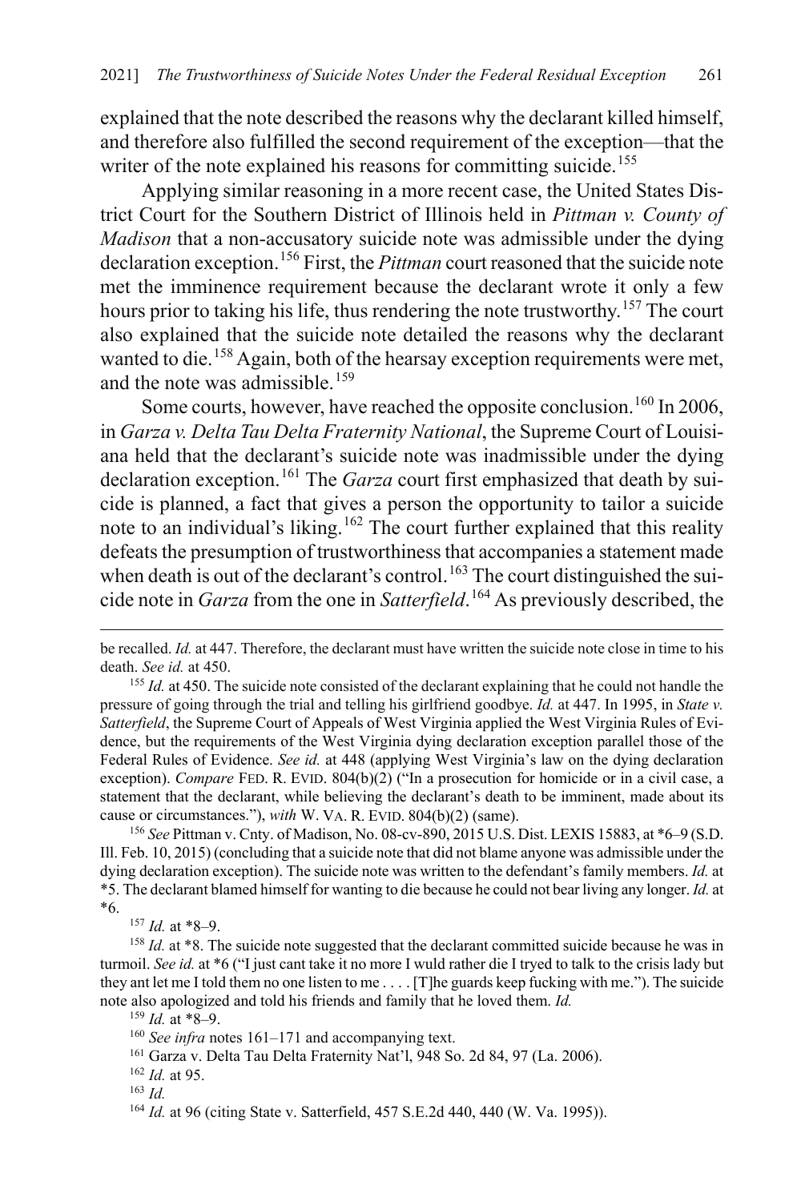explained that the note described the reasons why the declarant killed himself, and therefore also fulfilled the second requirement of the exception—that the writer of the note explained his reasons for committing suicide.[155]

Applying similar reasoning in a more recent case, the United States District Court for the Southern District of Illinois held in *Pittman v. County of Madison* that a non-accusatory suicide note was admissible under the dying declaration exception.[156] First, the *Pittman* court reasoned that the suicide note met the imminence requirement because the declarant wrote it only a few hours prior to taking his life, thus rendering the note trustworthy.[157] The court also explained that the suicide note detailed the reasons why the declarant wanted to die.[158] Again, both of the hearsay exception requirements were met, and the note was admissible.[159]

Some courts, however, have reached the opposite conclusion.[160] In 2006, in *Garza v. Delta Tau Delta Fraternity National*, the Supreme Court of Louisiana held that the declarant's suicide note was inadmissible under the dying declaration exception.[161] The *Garza* court first emphasized that death by suicide is planned, a fact that gives a person the opportunity to tailor a suicide note to an individual's liking.[162] The court further explained that this reality defeats the presumption of trustworthiness that accompanies a statement made when death is out of the declarant's control.[163] The court distinguished the suicide note in *Garza* from the one in *Satterfield*.[164] As previously described, the

---

be recalled. *Id.* at 447. Therefore, the declarant must have written the suicide note close in time to his death. *See id.* at 450.

[155] *Id.* at 450. The suicide note consisted of the declarant explaining that he could not handle the pressure of going through the trial and telling his girlfriend goodbye. *Id.* at 447. In 1995, in *State v. Satterfield*, the Supreme Court of Appeals of West Virginia applied the West Virginia Rules of Evidence, but the requirements of the West Virginia dying declaration exception parallel those of the Federal Rules of Evidence. *See id.* at 448 (applying West Virginia's law on the dying declaration exception). *Compare* FED. R. EVID. 804(b)(2) ("In a prosecution for homicide or in a civil case, a statement that the declarant, while believing the declarant's death to be imminent, made about its cause or circumstances."), *with* W. VA. R. EVID. 804(b)(2) (same).

[156] *See* Pittman v. Cnty. of Madison, No. 08-cv-890, 2015 U.S. Dist. LEXIS 15883, at *6–9 (S.D. Ill. Feb. 10, 2015) (concluding that a suicide note that did not blame anyone was admissible under the dying declaration exception). The suicide note was written to the defendant's family members. *Id.* at *5. The declarant blamed himself for wanting to die because he could not bear living any longer. *Id.* at *6.

[157] *Id.* at *8–9.

[158] *Id.* at *8. The suicide note suggested that the declarant committed suicide because he was in turmoil. *See id.* at *6 ("I just cant take it no more I wuld rather die I tryed to talk to the crisis lady but they ant let me I told them no one listen to me . . . . [T]he guards keep fucking with me."). The suicide note also apologized and told his friends and family that he loved them. *Id.*

[159] *Id.* at *8–9.

[160] *See infra* notes 161–171 and accompanying text.

[161] Garza v. Delta Tau Delta Fraternity Nat'l, 948 So. 2d 84, 97 (La. 2006).

[162] *Id.* at 95.

[163] *Id.*

[164] *Id.* at 96 (citing State v. Satterfield, 457 S.E.2d 440, 440 (W. Va. 1995)).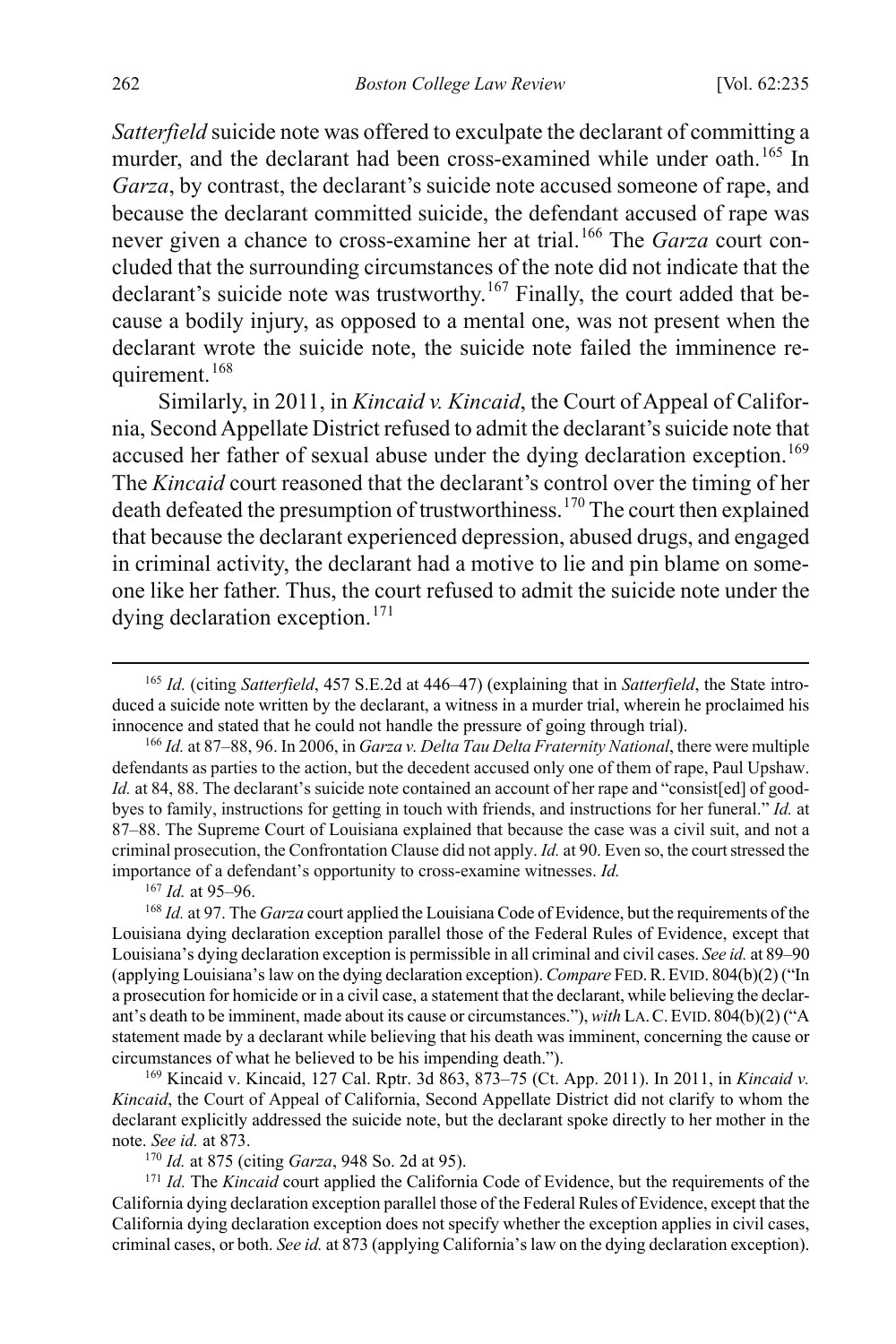*Satterfield* suicide note was offered to exculpate the declarant of committing a murder, and the declarant had been cross-examined while under oath.[165] In *Garza*, by contrast, the declarant's suicide note accused someone of rape, and because the declarant committed suicide, the defendant accused of rape was never given a chance to cross-examine her at trial.[166] The *Garza* court concluded that the surrounding circumstances of the note did not indicate that the declarant's suicide note was trustworthy.[167] Finally, the court added that because a bodily injury, as opposed to a mental one, was not present when the declarant wrote the suicide note, the suicide note failed the imminence requirement.[168]

Similarly, in 2011, in *Kincaid v. Kincaid*, the Court of Appeal of California, Second Appellate District refused to admit the declarant's suicide note that accused her father of sexual abuse under the dying declaration exception.[169] The *Kincaid* court reasoned that the declarant's control over the timing of her death defeated the presumption of trustworthiness.[170] The court then explained that because the declarant experienced depression, abused drugs, and engaged in criminal activity, the declarant had a motive to lie and pin blame on someone like her father. Thus, the court refused to admit the suicide note under the dying declaration exception.[171]

---

[165] *Id.* (citing *Satterfield*, 457 S.E.2d at 446–47) (explaining that in *Satterfield*, the State introduced a suicide note written by the declarant, a witness in a murder trial, wherein he proclaimed his innocence and stated that he could not handle the pressure of going through trial).

[166] *Id.* at 87–88, 96. In 2006, in *Garza v. Delta Tau Delta Fraternity National*, there were multiple defendants as parties to the action, but the decedent accused only one of them of rape, Paul Upshaw. *Id.* at 84, 88. The declarant's suicide note contained an account of her rape and "consist[ed] of goodbyes to family, instructions for getting in touch with friends, and instructions for her funeral." *Id.* at 87–88. The Supreme Court of Louisiana explained that because the case was a civil suit, and not a criminal prosecution, the Confrontation Clause did not apply. *Id.* at 90. Even so, the court stressed the importance of a defendant's opportunity to cross-examine witnesses. *Id.*

[167] *Id.* at 95–96.

[168] *Id.* at 97. The *Garza* court applied the Louisiana Code of Evidence, but the requirements of the Louisiana dying declaration exception parallel those of the Federal Rules of Evidence, except that Louisiana's dying declaration exception is permissible in all criminal and civil cases. *See id.* at 89–90 (applying Louisiana's law on the dying declaration exception). *Compare* FED. R. EVID. 804(b)(2) ("In a prosecution for homicide or in a civil case, a statement that the declarant, while believing the declarant's death to be imminent, made about its cause or circumstances."), *with* LA. C. EVID. 804(b)(2) ("A statement made by a declarant while believing that his death was imminent, concerning the cause or circumstances of what he believed to be his impending death.").

[169] Kincaid v. Kincaid, 127 Cal. Rptr. 3d 863, 873–75 (Ct. App. 2011). In 2011, in *Kincaid v. Kincaid*, the Court of Appeal of California, Second Appellate District did not clarify to whom the declarant explicitly addressed the suicide note, but the declarant spoke directly to her mother in the note. *See id.* at 873.

[170] *Id.* at 875 (citing *Garza*, 948 So. 2d at 95).

[171] *Id.* The *Kincaid* court applied the California Code of Evidence, but the requirements of the California dying declaration exception parallel those of the Federal Rules of Evidence, except that the California dying declaration exception does not specify whether the exception applies in civil cases, criminal cases, or both. *See id.* at 873 (applying California's law on the dying declaration exception).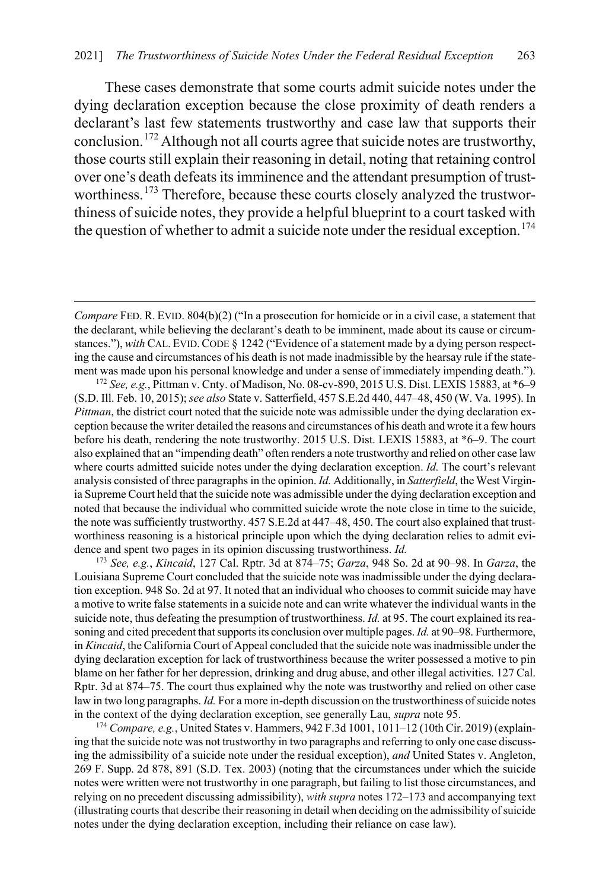These cases demonstrate that some courts admit suicide notes under the dying declaration exception because the close proximity of death renders a declarant's last few statements trustworthy and case law that supports their conclusion.[172] Although not all courts agree that suicide notes are trustworthy, those courts still explain their reasoning in detail, noting that retaining control over one's death defeats its imminence and the attendant presumption of trustworthiness.[173] Therefore, because these courts closely analyzed the trustworthiness of suicide notes, they provide a helpful blueprint to a court tasked with the question of whether to admit a suicide note under the residual exception.[174]

---

*Compare* FED. R. EVID. 804(b)(2) ("In a prosecution for homicide or in a civil case, a statement that the declarant, while believing the declarant's death to be imminent, made about its cause or circumstances."), *with* CAL. EVID. CODE § 1242 ("Evidence of a statement made by a dying person respecting the cause and circumstances of his death is not made inadmissible by the hearsay rule if the statement was made upon his personal knowledge and under a sense of immediately impending death.").

[172] *See, e.g.*, Pittman v. Cnty. of Madison, No. 08-cv-890, 2015 U.S. Dist. LEXIS 15883, at *6–9 (S.D. Ill. Feb. 10, 2015); *see also* State v. Satterfield, 457 S.E.2d 440, 447–48, 450 (W. Va. 1995). In *Pittman*, the district court noted that the suicide note was admissible under the dying declaration exception because the writer detailed the reasons and circumstances of his death and wrote it a few hours before his death, rendering the note trustworthy. 2015 U.S. Dist. LEXIS 15883, at *6–9. The court also explained that an "impending death" often renders a note trustworthy and relied on other case law where courts admitted suicide notes under the dying declaration exception. *Id.* The court's relevant analysis consisted of three paragraphs in the opinion. *Id.* Additionally, in *Satterfield*, the West Virginia Supreme Court held that the suicide note was admissible under the dying declaration exception and noted that because the individual who committed suicide wrote the note close in time to the suicide, the note was sufficiently trustworthy. 457 S.E.2d at 447–48, 450. The court also explained that trustworthiness reasoning is a historical principle upon which the dying declaration relies to admit evidence and spent two pages in its opinion discussing trustworthiness. *Id.*

[173] *See, e.g.*, *Kincaid*, 127 Cal. Rptr. 3d at 874–75; *Garza*, 948 So. 2d at 90–98. In *Garza*, the Louisiana Supreme Court concluded that the suicide note was inadmissible under the dying declaration exception. 948 So. 2d at 97. It noted that an individual who chooses to commit suicide may have a motive to write false statements in a suicide note and can write whatever the individual wants in the suicide note, thus defeating the presumption of trustworthiness. *Id.* at 95. The court explained its reasoning and cited precedent that supports its conclusion over multiple pages. *Id.* at 90–98. Furthermore, in *Kincaid*, the California Court of Appeal concluded that the suicide note was inadmissible under the dying declaration exception for lack of trustworthiness because the writer possessed a motive to pin blame on her father for her depression, drinking and drug abuse, and other illegal activities. 127 Cal. Rptr. 3d at 874–75. The court thus explained why the note was trustworthy and relied on other case law in two long paragraphs. *Id.* For a more in-depth discussion on the trustworthiness of suicide notes in the context of the dying declaration exception, see generally Lau, *supra* note 95.

[174] *Compare, e.g.*, United States v. Hammers, 942 F.3d 1001, 1011–12 (10th Cir. 2019) (explaining that the suicide note was not trustworthy in two paragraphs and referring to only one case discussing the admissibility of a suicide note under the residual exception), *and* United States v. Angleton, 269 F. Supp. 2d 878, 891 (S.D. Tex. 2003) (noting that the circumstances under which the suicide notes were written were not trustworthy in one paragraph, but failing to list those circumstances, and relying on no precedent discussing admissibility), *with supra* notes 172–173 and accompanying text (illustrating courts that describe their reasoning in detail when deciding on the admissibility of suicide notes under the dying declaration exception, including their reliance on case law).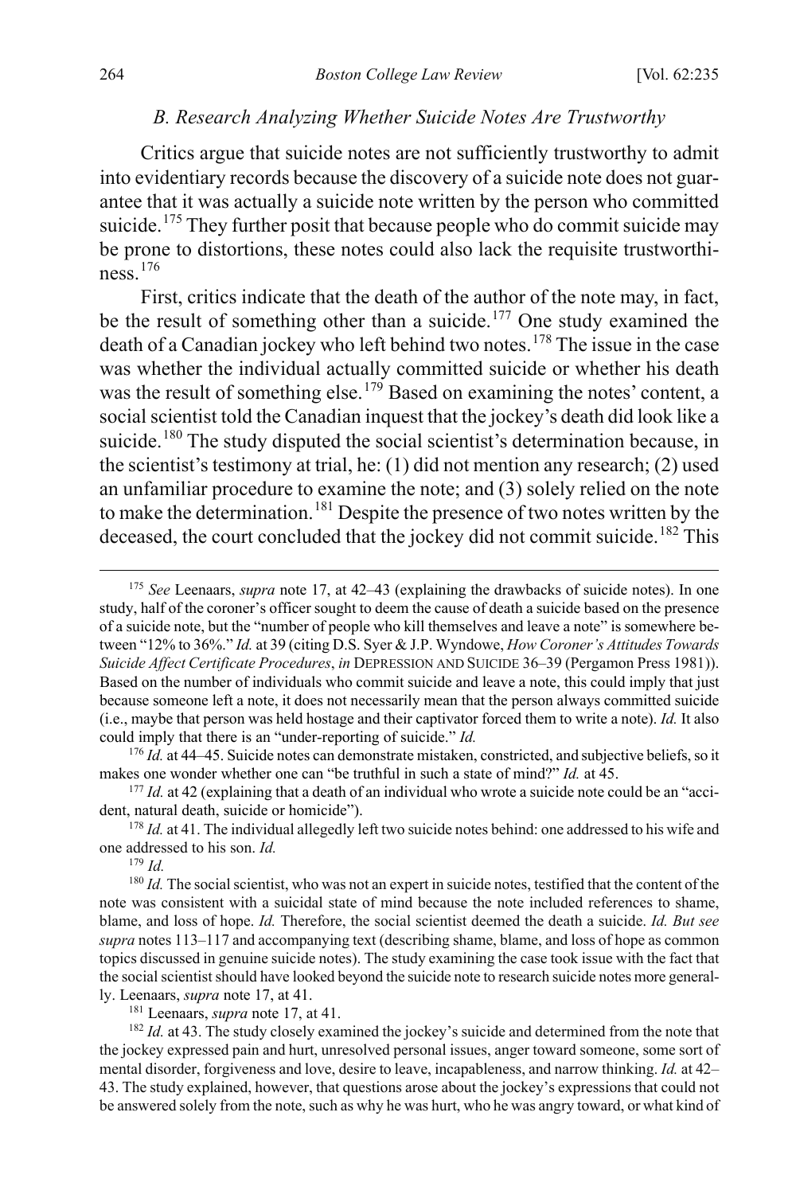### *B. Research Analyzing Whether Suicide Notes Are Trustworthy*

Critics argue that suicide notes are not sufficiently trustworthy to admit into evidentiary records because the discovery of a suicide note does not guarantee that it was actually a suicide note written by the person who committed suicide.[175] They further posit that because people who do commit suicide may be prone to distortions, these notes could also lack the requisite trustworthiness.[176]

First, critics indicate that the death of the author of the note may, in fact, be the result of something other than a suicide.[177] One study examined the death of a Canadian jockey who left behind two notes.[178] The issue in the case was whether the individual actually committed suicide or whether his death was the result of something else.[179] Based on examining the notes' content, a social scientist told the Canadian inquest that the jockey's death did look like a suicide.[180] The study disputed the social scientist's determination because, in the scientist's testimony at trial, he: (1) did not mention any research; (2) used an unfamiliar procedure to examine the note; and (3) solely relied on the note to make the determination.[181] Despite the presence of two notes written by the deceased, the court concluded that the jockey did not commit suicide.[182] This

---

[175] *See* Leenaars, *supra* note 17, at 42–43 (explaining the drawbacks of suicide notes). In one study, half of the coroner's officer sought to deem the cause of death a suicide based on the presence of a suicide note, but the "number of people who kill themselves and leave a note" is somewhere between "12% to 36%." *Id.* at 39 (citing D.S. Syer & J.P. Wyndowe, *How Coroner's Attitudes Towards Suicide Affect Certificate Procedures*, *in* DEPRESSION AND SUICIDE 36–39 (Pergamon Press 1981)). Based on the number of individuals who commit suicide and leave a note, this could imply that just because someone left a note, it does not necessarily mean that the person always committed suicide (i.e., maybe that person was held hostage and their captivator forced them to write a note). *Id.* It also could imply that there is an "under-reporting of suicide." *Id.*

[176] *Id.* at 44–45. Suicide notes can demonstrate mistaken, constricted, and subjective beliefs, so it makes one wonder whether one can "be truthful in such a state of mind?" *Id.* at 45.

[177] *Id.* at 42 (explaining that a death of an individual who wrote a suicide note could be an "accident, natural death, suicide or homicide").

[178] *Id.* at 41. The individual allegedly left two suicide notes behind: one addressed to his wife and one addressed to his son. *Id.*

[179] *Id.*

[180] *Id.* The social scientist, who was not an expert in suicide notes, testified that the content of the note was consistent with a suicidal state of mind because the note included references to shame, blame, and loss of hope. *Id.* Therefore, the social scientist deemed the death a suicide. *Id. But see supra* notes 113–117 and accompanying text (describing shame, blame, and loss of hope as common topics discussed in genuine suicide notes). The study examining the case took issue with the fact that the social scientist should have looked beyond the suicide note to research suicide notes more generally. Leenaars, *supra* note 17, at 41.

[181] Leenaars, *supra* note 17, at 41.

[182] *Id.* at 43. The study closely examined the jockey's suicide and determined from the note that the jockey expressed pain and hurt, unresolved personal issues, anger toward someone, some sort of mental disorder, forgiveness and love, desire to leave, incapableness, and narrow thinking. *Id.* at 42–43. The study explained, however, that questions arose about the jockey's expressions that could not be answered solely from the note, such as why he was hurt, who he was angry toward, or what kind of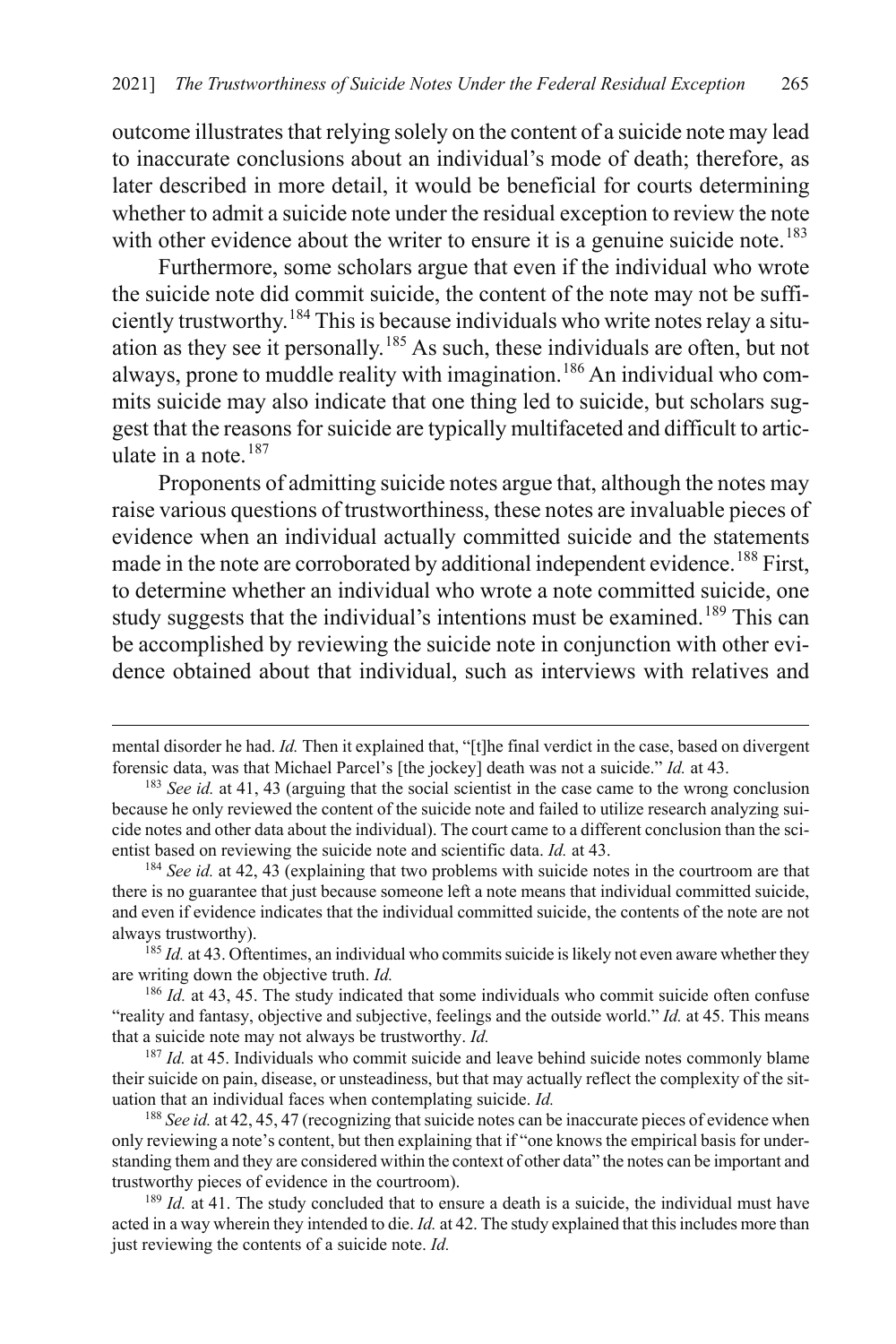outcome illustrates that relying solely on the content of a suicide note may lead to inaccurate conclusions about an individual's mode of death; therefore, as later described in more detail, it would be beneficial for courts determining whether to admit a suicide note under the residual exception to review the note with other evidence about the writer to ensure it is a genuine suicide note.[183]

Furthermore, some scholars argue that even if the individual who wrote the suicide note did commit suicide, the content of the note may not be sufficiently trustworthy.[184] This is because individuals who write notes relay a situation as they see it personally.[185] As such, these individuals are often, but not always, prone to muddle reality with imagination.[186] An individual who commits suicide may also indicate that one thing led to suicide, but scholars suggest that the reasons for suicide are typically multifaceted and difficult to articulate in a note.[187]

Proponents of admitting suicide notes argue that, although the notes may raise various questions of trustworthiness, these notes are invaluable pieces of evidence when an individual actually committed suicide and the statements made in the note are corroborated by additional independent evidence.[188] First, to determine whether an individual who wrote a note committed suicide, one study suggests that the individual's intentions must be examined.[189] This can be accomplished by reviewing the suicide note in conjunction with other evidence obtained about that individual, such as interviews with relatives and

---

mental disorder he had. *Id.* Then it explained that, "[t]he final verdict in the case, based on divergent forensic data, was that Michael Parcel's [the jockey] death was not a suicide." *Id.* at 43.

[183] *See id.* at 41, 43 (arguing that the social scientist in the case came to the wrong conclusion because he only reviewed the content of the suicide note and failed to utilize research analyzing suicide notes and other data about the individual). The court came to a different conclusion than the scientist based on reviewing the suicide note and scientific data. *Id.* at 43.

[184] *See id.* at 42, 43 (explaining that two problems with suicide notes in the courtroom are that there is no guarantee that just because someone left a note means that individual committed suicide, and even if evidence indicates that the individual committed suicide, the contents of the note are not always trustworthy).

[185] *Id.* at 43. Oftentimes, an individual who commits suicide is likely not even aware whether they are writing down the objective truth. *Id.*

[186] *Id.* at 43, 45. The study indicated that some individuals who commit suicide often confuse "reality and fantasy, objective and subjective, feelings and the outside world." *Id.* at 45. This means that a suicide note may not always be trustworthy. *Id.*

[187] *Id.* at 45. Individuals who commit suicide and leave behind suicide notes commonly blame their suicide on pain, disease, or unsteadiness, but that may actually reflect the complexity of the situation that an individual faces when contemplating suicide. *Id.*

[188] *See id.* at 42, 45, 47 (recognizing that suicide notes can be inaccurate pieces of evidence when only reviewing a note's content, but then explaining that if "one knows the empirical basis for understanding them and they are considered within the context of other data" the notes can be important and trustworthy pieces of evidence in the courtroom).

[189] *Id.* at 41. The study concluded that to ensure a death is a suicide, the individual must have acted in a way wherein they intended to die. *Id.* at 42. The study explained that this includes more than just reviewing the contents of a suicide note. *Id.*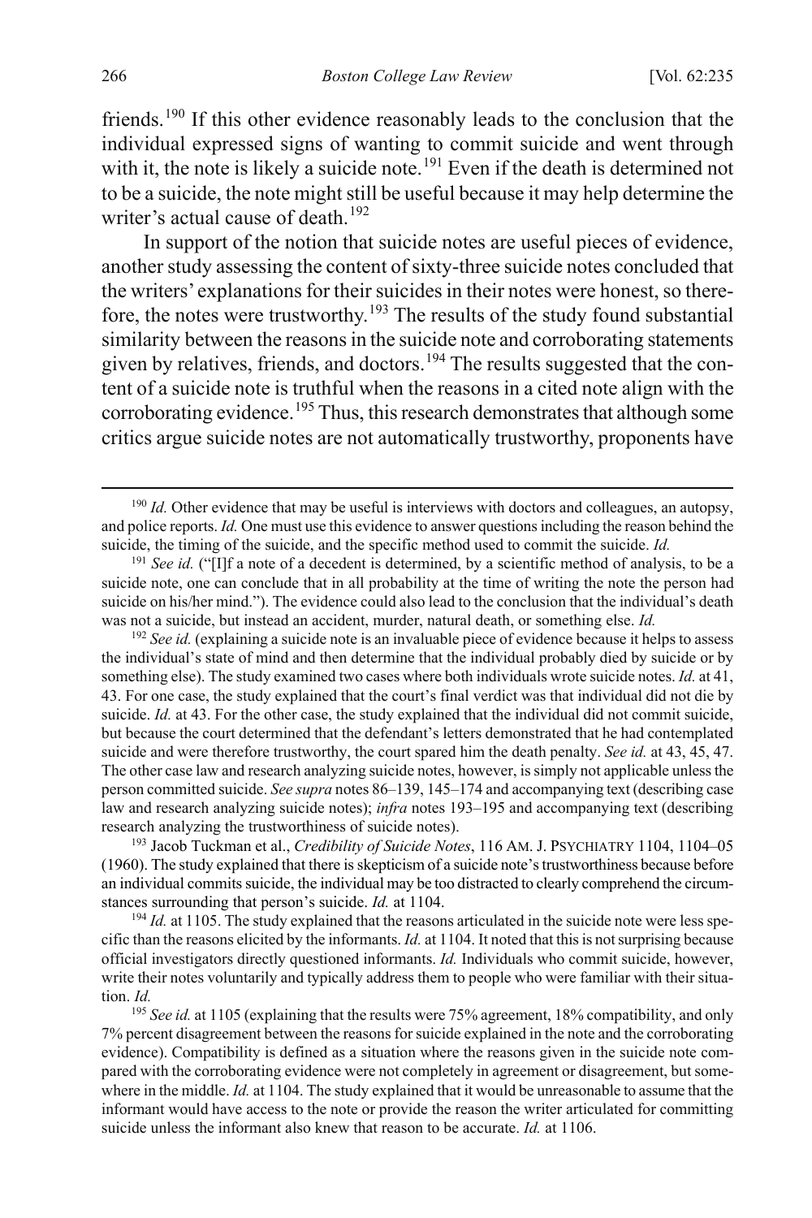friends.[190] If this other evidence reasonably leads to the conclusion that the individual expressed signs of wanting to commit suicide and went through with it, the note is likely a suicide note.[191] Even if the death is determined not to be a suicide, the note might still be useful because it may help determine the writer's actual cause of death.[192]

In support of the notion that suicide notes are useful pieces of evidence, another study assessing the content of sixty-three suicide notes concluded that the writers' explanations for their suicides in their notes were honest, so therefore, the notes were trustworthy.[193] The results of the study found substantial similarity between the reasons in the suicide note and corroborating statements given by relatives, friends, and doctors.[194] The results suggested that the content of a suicide note is truthful when the reasons in a cited note align with the corroborating evidence.[195] Thus, this research demonstrates that although some critics argue suicide notes are not automatically trustworthy, proponents have

---

[190] *Id.* Other evidence that may be useful is interviews with doctors and colleagues, an autopsy, and police reports. *Id.* One must use this evidence to answer questions including the reason behind the suicide, the timing of the suicide, and the specific method used to commit the suicide. *Id.*

[191] *See id.* ("[I]f a note of a decedent is determined, by a scientific method of analysis, to be a suicide note, one can conclude that in all probability at the time of writing the note the person had suicide on his/her mind."). The evidence could also lead to the conclusion that the individual's death was not a suicide, but instead an accident, murder, natural death, or something else. *Id.*

[192] *See id.* (explaining a suicide note is an invaluable piece of evidence because it helps to assess the individual's state of mind and then determine that the individual probably died by suicide or by something else). The study examined two cases where both individuals wrote suicide notes. *Id.* at 41, 43. For one case, the study explained that the court's final verdict was that individual did not die by suicide. *Id.* at 43. For the other case, the study explained that the individual did not commit suicide, but because the court determined that the defendant's letters demonstrated that he had contemplated suicide and were therefore trustworthy, the court spared him the death penalty. *See id.* at 43, 45, 47. The other case law and research analyzing suicide notes, however, is simply not applicable unless the person committed suicide. *See supra* notes 86–139, 145–174 and accompanying text (describing case law and research analyzing suicide notes); *infra* notes 193–195 and accompanying text (describing research analyzing the trustworthiness of suicide notes).

[193] Jacob Tuckman et al., *Credibility of Suicide Notes*, 116 AM. J. PSYCHIATRY 1104, 1104–05 (1960). The study explained that there is skepticism of a suicide note's trustworthiness because before an individual commits suicide, the individual may be too distracted to clearly comprehend the circumstances surrounding that person's suicide. *Id.* at 1104.

[194] *Id.* at 1105. The study explained that the reasons articulated in the suicide note were less specific than the reasons elicited by the informants. *Id.* at 1104. It noted that this is not surprising because official investigators directly questioned informants. *Id.* Individuals who commit suicide, however, write their notes voluntarily and typically address them to people who were familiar with their situation. *Id.*

[195] *See id.* at 1105 (explaining that the results were 75% agreement, 18% compatibility, and only 7% percent disagreement between the reasons for suicide explained in the note and the corroborating evidence). Compatibility is defined as a situation where the reasons given in the suicide note compared with the corroborating evidence were not completely in agreement or disagreement, but somewhere in the middle. *Id.* at 1104. The study explained that it would be unreasonable to assume that the informant would have access to the note or provide the reason the writer articulated for committing suicide unless the informant also knew that reason to be accurate. *Id.* at 1106.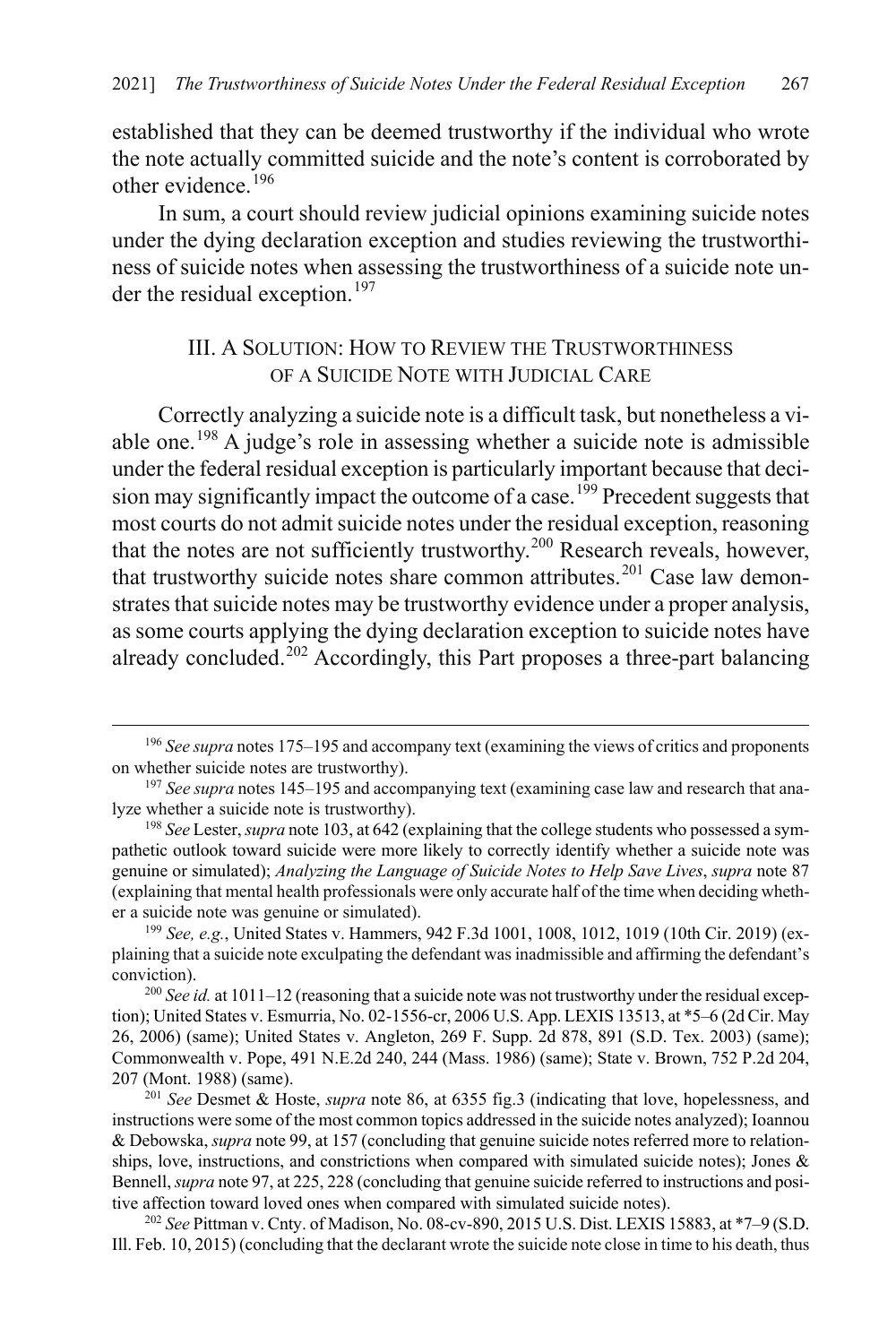established that they can be deemed trustworthy if the individual who wrote the note actually committed suicide and the note's content is corroborated by other evidence.[196]

In sum, a court should review judicial opinions examining suicide notes under the dying declaration exception and studies reviewing the trustworthiness of suicide notes when assessing the trustworthiness of a suicide note under the residual exception.[197]

## III. A Solution: How to Review the Trustworthiness of a Suicide Note with Judicial Care

Correctly analyzing a suicide note is a difficult task, but nonetheless a viable one.[198] A judge's role in assessing whether a suicide note is admissible under the federal residual exception is particularly important because that decision may significantly impact the outcome of a case.[199] Precedent suggests that most courts do not admit suicide notes under the residual exception, reasoning that the notes are not sufficiently trustworthy.[200] Research reveals, however, that trustworthy suicide notes share common attributes.[201] Case law demonstrates that suicide notes may be trustworthy evidence under a proper analysis, as some courts applying the dying declaration exception to suicide notes have already concluded.[202] Accordingly, this Part proposes a three-part balancing

---

[196] *See supra* notes 175–195 and accompany text (examining the views of critics and proponents on whether suicide notes are trustworthy).

[197] *See supra* notes 145–195 and accompanying text (examining case law and research that analyze whether a suicide note is trustworthy).

[198] *See* Lester, *supra* note 103, at 642 (explaining that the college students who possessed a sympathetic outlook toward suicide were more likely to correctly identify whether a suicide note was genuine or simulated); *Analyzing the Language of Suicide Notes to Help Save Lives*, *supra* note 87 (explaining that mental health professionals were only accurate half of the time when deciding whether a suicide note was genuine or simulated).

[199] *See, e.g.*, United States v. Hammers, 942 F.3d 1001, 1008, 1012, 1019 (10th Cir. 2019) (explaining that a suicide note exculpating the defendant was inadmissible and affirming the defendant's conviction).

[200] *See id.* at 1011–12 (reasoning that a suicide note was not trustworthy under the residual exception); United States v. Esmurria, No. 02-1556-cr, 2006 U.S. App. LEXIS 13513, at *5–6 (2d Cir. May 26, 2006) (same); United States v. Angleton, 269 F. Supp. 2d 878, 891 (S.D. Tex. 2003) (same); Commonwealth v. Pope, 491 N.E.2d 240, 244 (Mass. 1986) (same); State v. Brown, 752 P.2d 204, 207 (Mont. 1988) (same).

[201] *See* Desmet & Hoste, *supra* note 86, at 6355 fig.3 (indicating that love, hopelessness, and instructions were some of the most common topics addressed in the suicide notes analyzed); Ioannou & Debowska, *supra* note 99, at 157 (concluding that genuine suicide notes referred more to relationships, love, instructions, and constrictions when compared with simulated suicide notes); Jones & Bennell, *supra* note 97, at 225, 228 (concluding that genuine suicide referred to instructions and positive affection toward loved ones when compared with simulated suicide notes).

[202] *See* Pittman v. Cnty. of Madison, No. 08-cv-890, 2015 U.S. Dist. LEXIS 15883, at *7–9 (S.D. Ill. Feb. 10, 2015) (concluding that the declarant wrote the suicide note close in time to his death, thus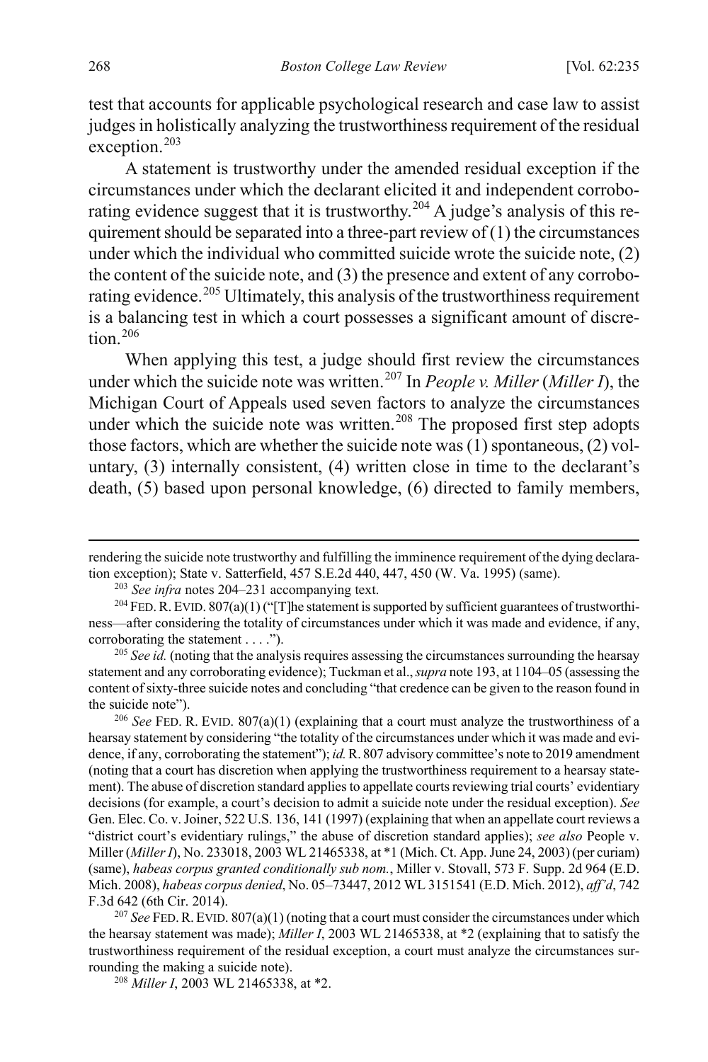test that accounts for applicable psychological research and case law to assist judges in holistically analyzing the trustworthiness requirement of the residual exception.[203]

A statement is trustworthy under the amended residual exception if the circumstances under which the declarant elicited it and independent corroborating evidence suggest that it is trustworthy.[204] A judge's analysis of this requirement should be separated into a three-part review of (1) the circumstances under which the individual who committed suicide wrote the suicide note, (2) the content of the suicide note, and (3) the presence and extent of any corroborating evidence.[205] Ultimately, this analysis of the trustworthiness requirement is a balancing test in which a court possesses a significant amount of discretion.[206]

When applying this test, a judge should first review the circumstances under which the suicide note was written.[207] In *People v. Miller* (*Miller I*), the Michigan Court of Appeals used seven factors to analyze the circumstances under which the suicide note was written.[208] The proposed first step adopts those factors, which are whether the suicide note was (1) spontaneous, (2) voluntary, (3) internally consistent, (4) written close in time to the declarant's death, (5) based upon personal knowledge, (6) directed to family members,

---

rendering the suicide note trustworthy and fulfilling the imminence requirement of the dying declaration exception); State v. Satterfield, 457 S.E.2d 440, 447, 450 (W. Va. 1995) (same).

[203] *See infra* notes 204–231 accompanying text.

[204] FED. R. EVID. 807(a)(1) ("[T]he statement is supported by sufficient guarantees of trustworthiness—after considering the totality of circumstances under which it was made and evidence, if any, corroborating the statement . . . .").

[205] *See id.* (noting that the analysis requires assessing the circumstances surrounding the hearsay statement and any corroborating evidence); Tuckman et al., *supra* note 193, at 1104–05 (assessing the content of sixty-three suicide notes and concluding "that credence can be given to the reason found in the suicide note").

[206] *See* FED. R. EVID. 807(a)(1) (explaining that a court must analyze the trustworthiness of a hearsay statement by considering "the totality of the circumstances under which it was made and evidence, if any, corroborating the statement"); *id.* R. 807 advisory committee's note to 2019 amendment (noting that a court has discretion when applying the trustworthiness requirement to a hearsay statement). The abuse of discretion standard applies to appellate courts reviewing trial courts' evidentiary decisions (for example, a court's decision to admit a suicide note under the residual exception). *See* Gen. Elec. Co. v. Joiner, 522 U.S. 136, 141 (1997) (explaining that when an appellate court reviews a "district court's evidentiary rulings," the abuse of discretion standard applies); *see also* People v. Miller (*Miller I*), No. 233018, 2003 WL 21465338, at *1 (Mich. Ct. App. June 24, 2003) (per curiam) (same), *habeas corpus granted conditionally sub nom.*, Miller v. Stovall, 573 F. Supp. 2d 964 (E.D. Mich. 2008), *habeas corpus denied*, No. 05–73447, 2012 WL 3151541 (E.D. Mich. 2012), *aff'd*, 742 F.3d 642 (6th Cir. 2014).

[207] *See* FED. R. EVID. 807(a)(1) (noting that a court must consider the circumstances under which the hearsay statement was made); *Miller I*, 2003 WL 21465338, at *2 (explaining that to satisfy the trustworthiness requirement of the residual exception, a court must analyze the circumstances surrounding the making a suicide note).

[208] *Miller I*, 2003 WL 21465338, at *2.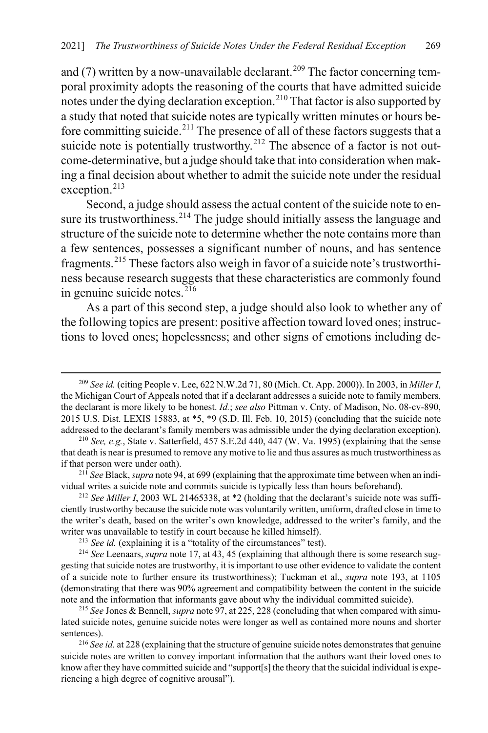and (7) written by a now-unavailable declarant.[209] The factor concerning temporal proximity adopts the reasoning of the courts that have admitted suicide notes under the dying declaration exception.[210] That factor is also supported by a study that noted that suicide notes are typically written minutes or hours before committing suicide.[211] The presence of all of these factors suggests that a suicide note is potentially trustworthy.[212] The absence of a factor is not outcome-determinative, but a judge should take that into consideration when making a final decision about whether to admit the suicide note under the residual exception.[213]

Second, a judge should assess the actual content of the suicide note to ensure its trustworthiness.[214] The judge should initially assess the language and structure of the suicide note to determine whether the note contains more than a few sentences, possesses a significant number of nouns, and has sentence fragments.[215] These factors also weigh in favor of a suicide note's trustworthiness because research suggests that these characteristics are commonly found in genuine suicide notes.[216]

As a part of this second step, a judge should also look to whether any of the following topics are present: positive affection toward loved ones; instructions to loved ones; hopelessness; and other signs of emotions including de-

---

[209] *See id.* (citing People v. Lee, 622 N.W.2d 71, 80 (Mich. Ct. App. 2000)). In 2003, in *Miller I*, the Michigan Court of Appeals noted that if a declarant addresses a suicide note to family members, the declarant is more likely to be honest. *Id.*; *see also* Pittman v. Cnty. of Madison, No. 08-cv-890, 2015 U.S. Dist. LEXIS 15883, at *5, *9 (S.D. Ill. Feb. 10, 2015) (concluding that the suicide note addressed to the declarant's family members was admissible under the dying declaration exception).

[210] *See, e.g.*, State v. Satterfield, 457 S.E.2d 440, 447 (W. Va. 1995) (explaining that the sense that death is near is presumed to remove any motive to lie and thus assures as much trustworthiness as if that person were under oath).

[211] *See* Black, *supra* note 94, at 699 (explaining that the approximate time between when an individual writes a suicide note and commits suicide is typically less than hours beforehand).

[212] *See Miller I*, 2003 WL 21465338, at *2 (holding that the declarant's suicide note was sufficiently trustworthy because the suicide note was voluntarily written, uniform, drafted close in time to the writer's death, based on the writer's own knowledge, addressed to the writer's family, and the writer was unavailable to testify in court because he killed himself).

[213] *See id.* (explaining it is a "totality of the circumstances" test).

[214] *See* Leenaars, *supra* note 17, at 43, 45 (explaining that although there is some research suggesting that suicide notes are trustworthy, it is important to use other evidence to validate the content of a suicide note to further ensure its trustworthiness); Tuckman et al., *supra* note 193, at 1105 (demonstrating that there was 90% agreement and compatibility between the content in the suicide note and the information that informants gave about why the individual committed suicide).

[215] *See* Jones & Bennell, *supra* note 97, at 225, 228 (concluding that when compared with simulated suicide notes, genuine suicide notes were longer as well as contained more nouns and shorter sentences).

[216] *See id.* at 228 (explaining that the structure of genuine suicide notes demonstrates that genuine suicide notes are written to convey important information that the authors want their loved ones to know after they have committed suicide and "support[s] the theory that the suicidal individual is experiencing a high degree of cognitive arousal").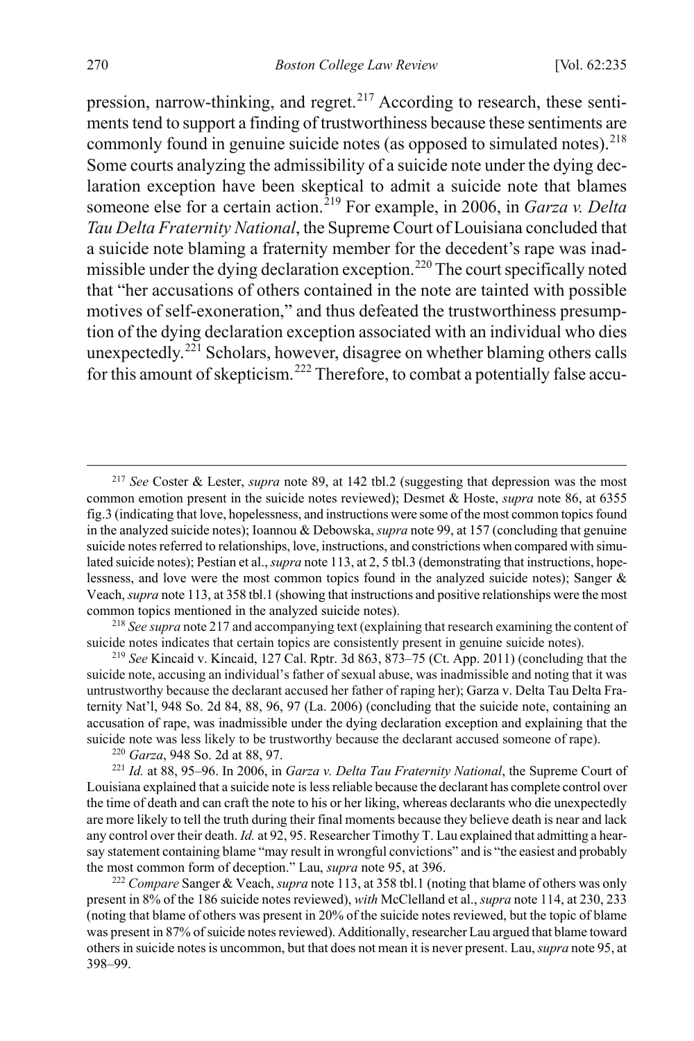pression, narrow-thinking, and regret.[217] According to research, these sentiments tend to support a finding of trustworthiness because these sentiments are commonly found in genuine suicide notes (as opposed to simulated notes).[218] Some courts analyzing the admissibility of a suicide note under the dying declaration exception have been skeptical to admit a suicide note that blames someone else for a certain action.[219] For example, in 2006, in *Garza v. Delta Tau Delta Fraternity National*, the Supreme Court of Louisiana concluded that a suicide note blaming a fraternity member for the decedent's rape was inadmissible under the dying declaration exception.[220] The court specifically noted that "her accusations of others contained in the note are tainted with possible motives of self-exoneration," and thus defeated the trustworthiness presumption of the dying declaration exception associated with an individual who dies unexpectedly.[221] Scholars, however, disagree on whether blaming others calls for this amount of skepticism.[222] Therefore, to combat a potentially false accu-

---

[217] *See* Coster & Lester, *supra* note 89, at 142 tbl.2 (suggesting that depression was the most common emotion present in the suicide notes reviewed); Desmet & Hoste, *supra* note 86, at 6355 fig.3 (indicating that love, hopelessness, and instructions were some of the most common topics found in the analyzed suicide notes); Ioannou & Debowska, *supra* note 99, at 157 (concluding that genuine suicide notes referred to relationships, love, instructions, and constrictions when compared with simulated suicide notes); Pestian et al., *supra* note 113, at 2, 5 tbl.3 (demonstrating that instructions, hopelessness, and love were the most common topics found in the analyzed suicide notes); Sanger & Veach, *supra* note 113, at 358 tbl.1 (showing that instructions and positive relationships were the most common topics mentioned in the analyzed suicide notes).

[218] *See supra* note 217 and accompanying text (explaining that research examining the content of suicide notes indicates that certain topics are consistently present in genuine suicide notes).

[219] *See* Kincaid v. Kincaid, 127 Cal. Rptr. 3d 863, 873–75 (Ct. App. 2011) (concluding that the suicide note, accusing an individual's father of sexual abuse, was inadmissible and noting that it was untrustworthy because the declarant accused her father of raping her); Garza v. Delta Tau Delta Fraternity Nat'l, 948 So. 2d 84, 88, 96, 97 (La. 2006) (concluding that the suicide note, containing an accusation of rape, was inadmissible under the dying declaration exception and explaining that the suicide note was less likely to be trustworthy because the declarant accused someone of rape).

[220] *Garza*, 948 So. 2d at 88, 97.

[221] *Id.* at 88, 95–96. In 2006, in *Garza v. Delta Tau Fraternity National*, the Supreme Court of Louisiana explained that a suicide note is less reliable because the declarant has complete control over the time of death and can craft the note to his or her liking, whereas declarants who die unexpectedly are more likely to tell the truth during their final moments because they believe death is near and lack any control over their death. *Id.* at 92, 95. Researcher Timothy T. Lau explained that admitting a hearsay statement containing blame "may result in wrongful convictions" and is "the easiest and probably the most common form of deception." Lau, *supra* note 95, at 396.

[222] *Compare* Sanger & Veach, *supra* note 113, at 358 tbl.1 (noting that blame of others was only present in 8% of the 186 suicide notes reviewed), *with* McClelland et al., *supra* note 114, at 230, 233 (noting that blame of others was present in 20% of the suicide notes reviewed, but the topic of blame was present in 87% of suicide notes reviewed). Additionally, researcher Lau argued that blame toward others in suicide notes is uncommon, but that does not mean it is never present. Lau, *supra* note 95, at 398–99.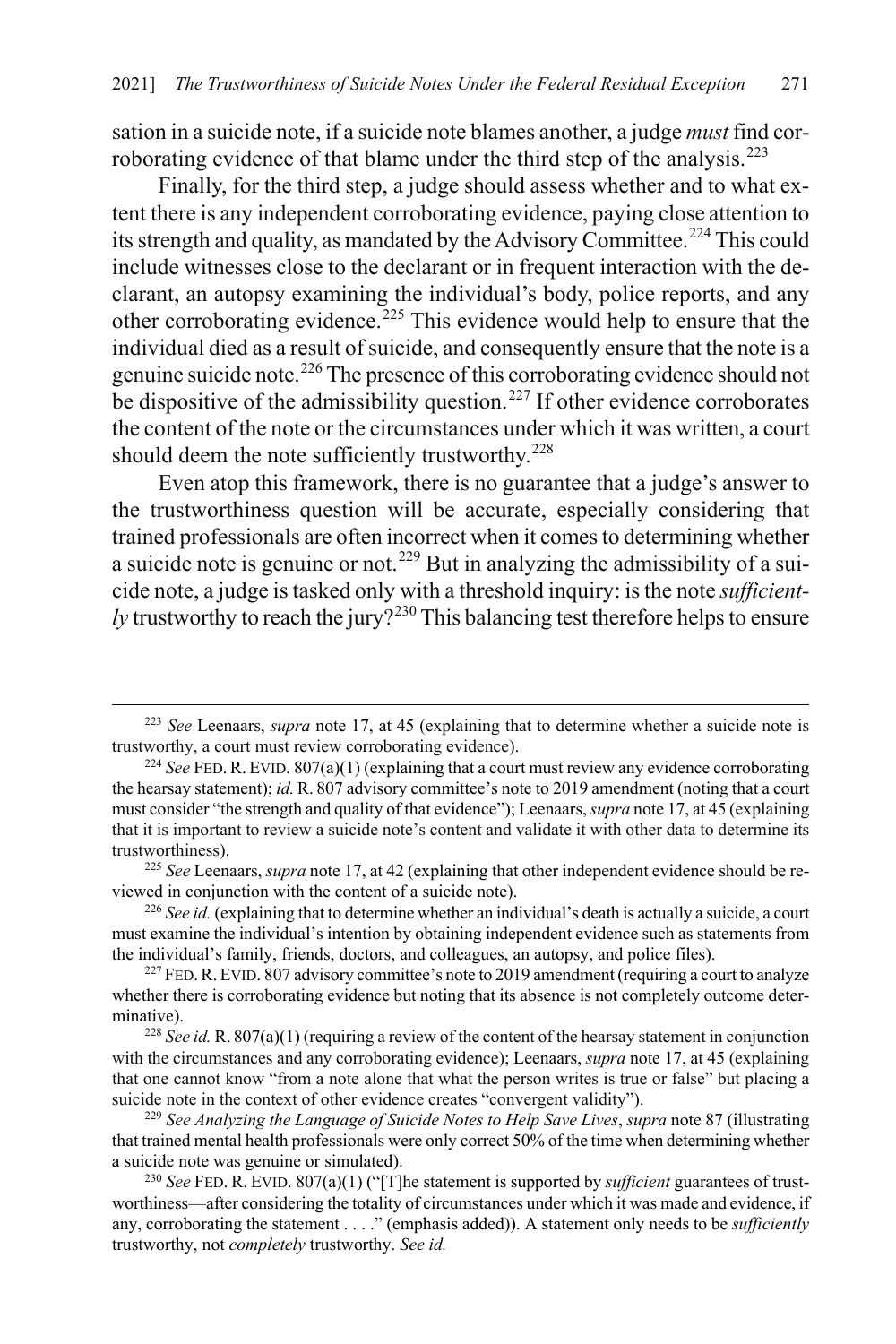sation in a suicide note, if a suicide note blames another, a judge *must* find corroborating evidence of that blame under the third step of the analysis.[223]

Finally, for the third step, a judge should assess whether and to what extent there is any independent corroborating evidence, paying close attention to its strength and quality, as mandated by the Advisory Committee.[224] This could include witnesses close to the declarant or in frequent interaction with the declarant, an autopsy examining the individual's body, police reports, and any other corroborating evidence.[225] This evidence would help to ensure that the individual died as a result of suicide, and consequently ensure that the note is a genuine suicide note.[226] The presence of this corroborating evidence should not be dispositive of the admissibility question.[227] If other evidence corroborates the content of the note or the circumstances under which it was written, a court should deem the note sufficiently trustworthy.[228]

Even atop this framework, there is no guarantee that a judge's answer to the trustworthiness question will be accurate, especially considering that trained professionals are often incorrect when it comes to determining whether a suicide note is genuine or not.[229] But in analyzing the admissibility of a suicide note, a judge is tasked only with a threshold inquiry: is the note *sufficiently* trustworthy to reach the jury?[230] This balancing test therefore helps to ensure

---

[223] *See* Leenaars, *supra* note 17, at 45 (explaining that to determine whether a suicide note is trustworthy, a court must review corroborating evidence).

[224] *See* FED. R. EVID. 807(a)(1) (explaining that a court must review any evidence corroborating the hearsay statement); *id.* R. 807 advisory committee's note to 2019 amendment (noting that a court must consider "the strength and quality of that evidence"); Leenaars, *supra* note 17, at 45 (explaining that it is important to review a suicide note's content and validate it with other data to determine its trustworthiness).

[225] *See* Leenaars, *supra* note 17, at 42 (explaining that other independent evidence should be reviewed in conjunction with the content of a suicide note).

[226] *See id.* (explaining that to determine whether an individual's death is actually a suicide, a court must examine the individual's intention by obtaining independent evidence such as statements from the individual's family, friends, doctors, and colleagues, an autopsy, and police files).

[227] FED. R. EVID. 807 advisory committee's note to 2019 amendment (requiring a court to analyze whether there is corroborating evidence but noting that its absence is not completely outcome determinative).

[228] *See id.* R. 807(a)(1) (requiring a review of the content of the hearsay statement in conjunction with the circumstances and any corroborating evidence); Leenaars, *supra* note 17, at 45 (explaining that one cannot know "from a note alone that what the person writes is true or false" but placing a suicide note in the context of other evidence creates "convergent validity").

[229] *See Analyzing the Language of Suicide Notes to Help Save Lives*, *supra* note 87 (illustrating that trained mental health professionals were only correct 50% of the time when determining whether a suicide note was genuine or simulated).

[230] *See* FED. R. EVID. 807(a)(1) ("[T]he statement is supported by *sufficient* guarantees of trustworthiness—after considering the totality of circumstances under which it was made and evidence, if any, corroborating the statement . . . ." (emphasis added)). A statement only needs to be *sufficiently* trustworthy, not *completely* trustworthy. *See id.*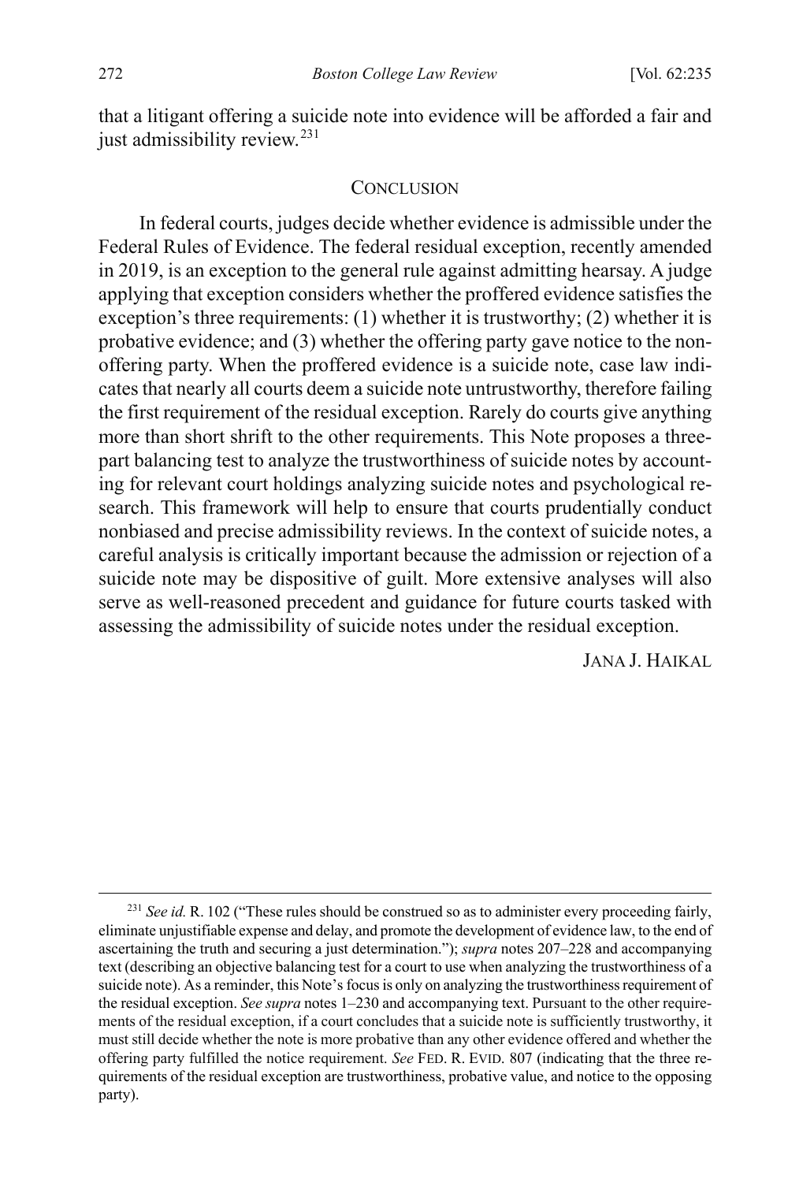that a litigant offering a suicide note into evidence will be afforded a fair and just admissibility review.[231]

## CONCLUSION

In federal courts, judges decide whether evidence is admissible under the Federal Rules of Evidence. The federal residual exception, recently amended in 2019, is an exception to the general rule against admitting hearsay. A judge applying that exception considers whether the proffered evidence satisfies the exception's three requirements: (1) whether it is trustworthy; (2) whether it is probative evidence; and (3) whether the offering party gave notice to the non-offering party. When the proffered evidence is a suicide note, case law indicates that nearly all courts deem a suicide note untrustworthy, therefore failing the first requirement of the residual exception. Rarely do courts give anything more than short shrift to the other requirements. This Note proposes a three-part balancing test to analyze the trustworthiness of suicide notes by accounting for relevant court holdings analyzing suicide notes and psychological research. This framework will help to ensure that courts prudentially conduct nonbiased and precise admissibility reviews. In the context of suicide notes, a careful analysis is critically important because the admission or rejection of a suicide note may be dispositive of guilt. More extensive analyses will also serve as well-reasoned precedent and guidance for future courts tasked with assessing the admissibility of suicide notes under the residual exception.

JANA J. HAIKAL

---

[231] *See id.* R. 102 ("These rules should be construed so as to administer every proceeding fairly, eliminate unjustifiable expense and delay, and promote the development of evidence law, to the end of ascertaining the truth and securing a just determination."); *supra* notes 207–228 and accompanying text (describing an objective balancing test for a court to use when analyzing the trustworthiness of a suicide note). As a reminder, this Note's focus is only on analyzing the trustworthiness requirement of the residual exception. *See supra* notes 1–230 and accompanying text. Pursuant to the other requirements of the residual exception, if a court concludes that a suicide note is sufficiently trustworthy, it must still decide whether the note is more probative than any other evidence offered and whether the offering party fulfilled the notice requirement. *See* FED. R. EVID. 807 (indicating that the three requirements of the residual exception are trustworthiness, probative value, and notice to the opposing party).